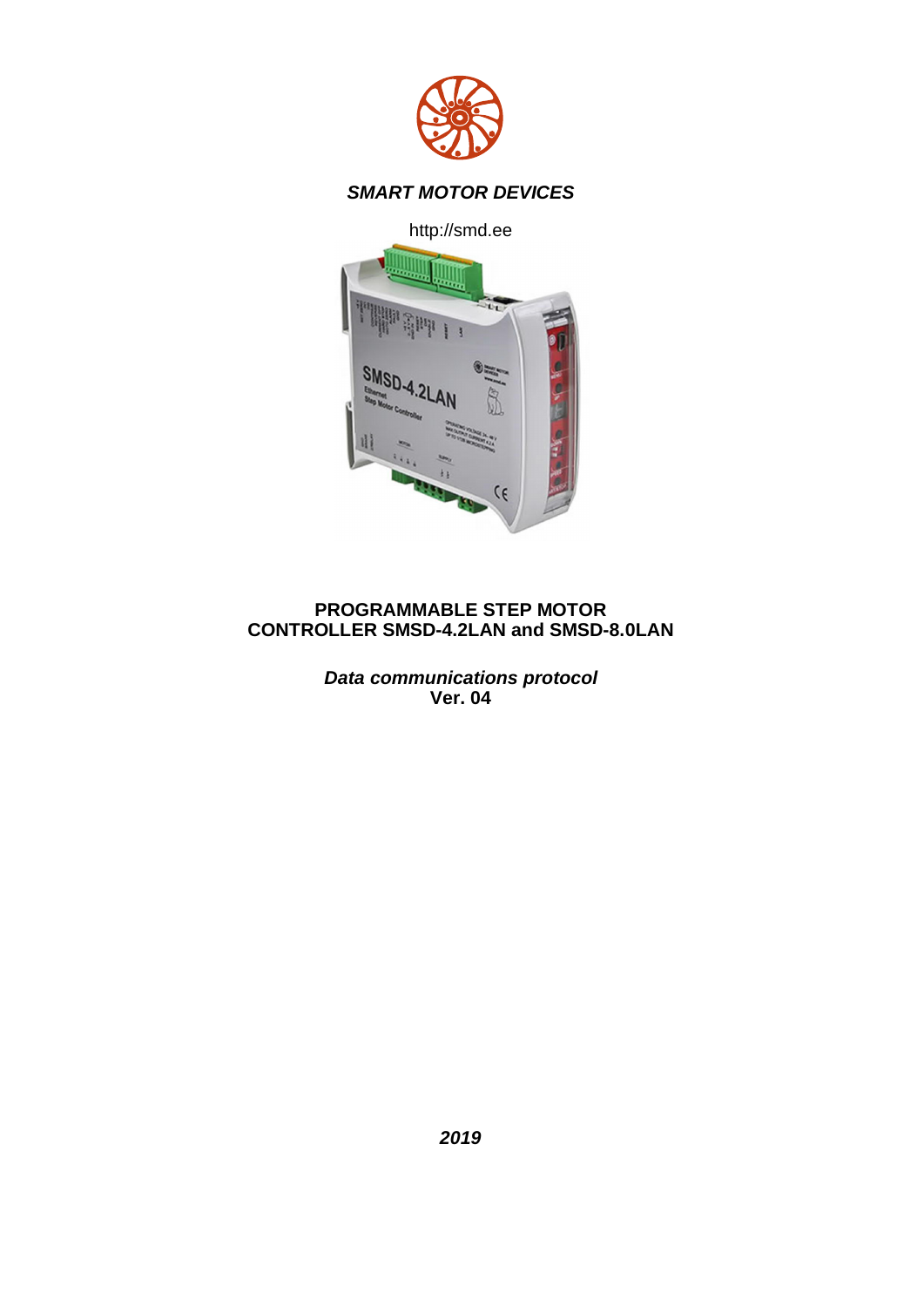***SMART MOTOR DEVICES***

http://smd.ee

**PROGRAMMABLE STEP MOTOR**
**CONTROLLER SMSD-4.2LAN and SMSD-8.0LAN**

***Data communications protocol***
**Ver. 04**

***2019***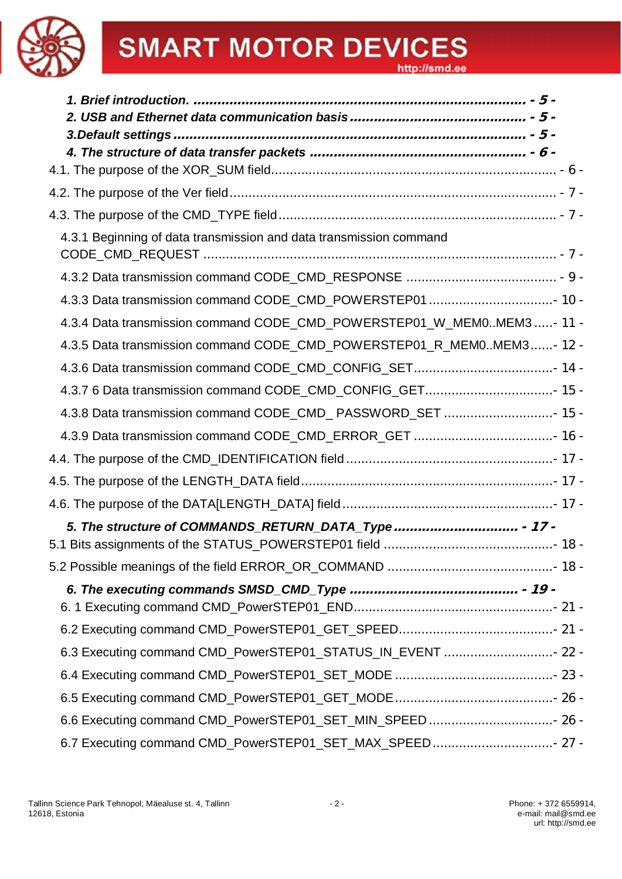*1. Brief introduction.* ........................................................................ *- 5 -*
*2. USB and Ethernet data communication basis* ........................................ *- 5 -*
*3.Default settings* .............................................................................. *- 5 -*
*4. The structure of data transfer packets* .................................................. *- 6 -*

4.1. The purpose of the XOR_SUM field ........................................................................ - 6 -

4.2. The purpose of the Ver field ................................................................................... - 7 -

4.3. The purpose of the CMD_TYPE field ..................................................................... - 7 -

4.3.1 Beginning of data transmission and data transmission command CODE_CMD_REQUEST ......................................................................................... - 7 -

4.3.2 Data transmission command CODE_CMD_RESPONSE ....................................... - 9 -

4.3.3 Data transmission command CODE_CMD_POWERSTEP01 ................................- 10 -

4.3.4 Data transmission command CODE_CMD_POWERSTEP01_W_MEM0..MEM3 .....- 11 -

4.3.5 Data transmission command CODE_CMD_POWERSTEP01_R_MEM0..MEM3......- 12 -

4.3.6 Data transmission command CODE_CMD_CONFIG_SET.....................................- 14 -

4.3.7 6 Data transmission command CODE_CMD_CONFIG_GET..................................- 15 -

4.3.8 Data transmission command CODE_CMD_ PASSWORD_SET .............................- 15 -

4.3.9 Data transmission command CODE_CMD_ERROR_GET .....................................- 16 -

4.4. The purpose of the CMD_IDENTIFICATION field .......................................................- 17 -

4.5. The purpose of the LENGTH_DATA field...................................................................- 17 -

4.6. The purpose of the DATA[LENGTH_DATA] field........................................................- 17 -

*5. The structure of COMMANDS_RETURN_DATA_Type* ............................... *- 17 -*

5.1 Bits assignments of the STATUS_POWERSTEP01 field .............................................- 18 -

5.2 Possible meanings of the field ERROR_OR_COMMAND ............................................- 18 -

*6. The executing commands SMSD_CMD_Type* .......................................... *- 19 -*

6. 1 Executing command CMD_PowerSTEP01_END.....................................................- 21 -

6.2 Executing command CMD_PowerSTEP01_GET_SPEED.........................................- 21 -

6.3 Executing command CMD_PowerSTEP01_STATUS_IN_EVENT .............................- 22 -

6.4 Executing command CMD_PowerSTEP01_SET_MODE ..........................................- 23 -

6.5 Executing command CMD_PowerSTEP01_GET_MODE..........................................- 26 -

6.6 Executing command CMD_PowerSTEP01_SET_MIN_SPEED .................................- 26 -

6.7 Executing command CMD_PowerSTEP01_SET_MAX_SPEED................................- 27 -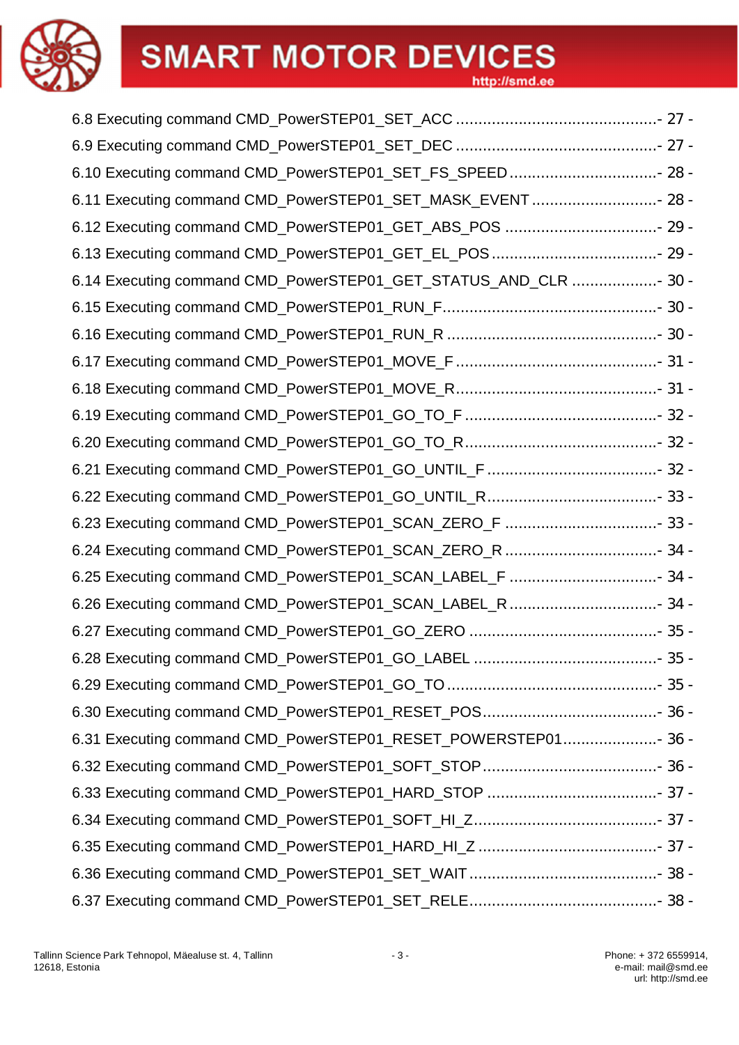6.8 Executing command CMD_PowerSTEP01_SET_ACC ............................................- 27 -
6.9 Executing command CMD_PowerSTEP01_SET_DEC ............................................- 27 -
6.10 Executing command CMD_PowerSTEP01_SET_FS_SPEED .................................- 28 -
6.11 Executing command CMD_PowerSTEP01_SET_MASK_EVENT ............................- 28 -
6.12 Executing command CMD_PowerSTEP01_GET_ABS_POS ..................................- 29 -
6.13 Executing command CMD_PowerSTEP01_GET_EL_POS .....................................- 29 -
6.14 Executing command CMD_PowerSTEP01_GET_STATUS_AND_CLR ...................- 30 -
6.15 Executing command CMD_PowerSTEP01_RUN_F................................................- 30 -
6.16 Executing command CMD_PowerSTEP01_RUN_R ...............................................- 30 -
6.17 Executing command CMD_PowerSTEP01_MOVE_F .............................................- 31 -
6.18 Executing command CMD_PowerSTEP01_MOVE_R.............................................- 31 -
6.19 Executing command CMD_PowerSTEP01_GO_TO_F ...........................................- 32 -
6.20 Executing command CMD_PowerSTEP01_GO_TO_R...........................................- 32 -
6.21 Executing command CMD_PowerSTEP01_GO_UNTIL_F ......................................- 32 -
6.22 Executing command CMD_PowerSTEP01_GO_UNTIL_R......................................- 33 -
6.23 Executing command CMD_PowerSTEP01_SCAN_ZERO_F ..................................- 33 -
6.24 Executing command CMD_PowerSTEP01_SCAN_ZERO_R ..................................- 34 -
6.25 Executing command CMD_PowerSTEP01_SCAN_LABEL_F .................................- 34 -
6.26 Executing command CMD_PowerSTEP01_SCAN_LABEL_R .................................- 34 -
6.27 Executing command CMD_PowerSTEP01_GO_ZERO ..........................................- 35 -
6.28 Executing command CMD_PowerSTEP01_GO_LABEL .........................................- 35 -
6.29 Executing command CMD_PowerSTEP01_GO_TO ...............................................- 35 -
6.30 Executing command CMD_PowerSTEP01_RESET_POS.......................................- 36 -
6.31 Executing command CMD_PowerSTEP01_RESET_POWERSTEP01.....................- 36 -
6.32 Executing command CMD_PowerSTEP01_SOFT_STOP.......................................- 36 -
6.33 Executing command CMD_PowerSTEP01_HARD_STOP ......................................- 37 -
6.34 Executing command CMD_PowerSTEP01_SOFT_HI_Z.........................................- 37 -
6.35 Executing command CMD_PowerSTEP01_HARD_HI_Z ........................................- 37 -
6.36 Executing command CMD_PowerSTEP01_SET_WAIT ..........................................- 38 -
6.37 Executing command CMD_PowerSTEP01_SET_RELE..........................................- 38 -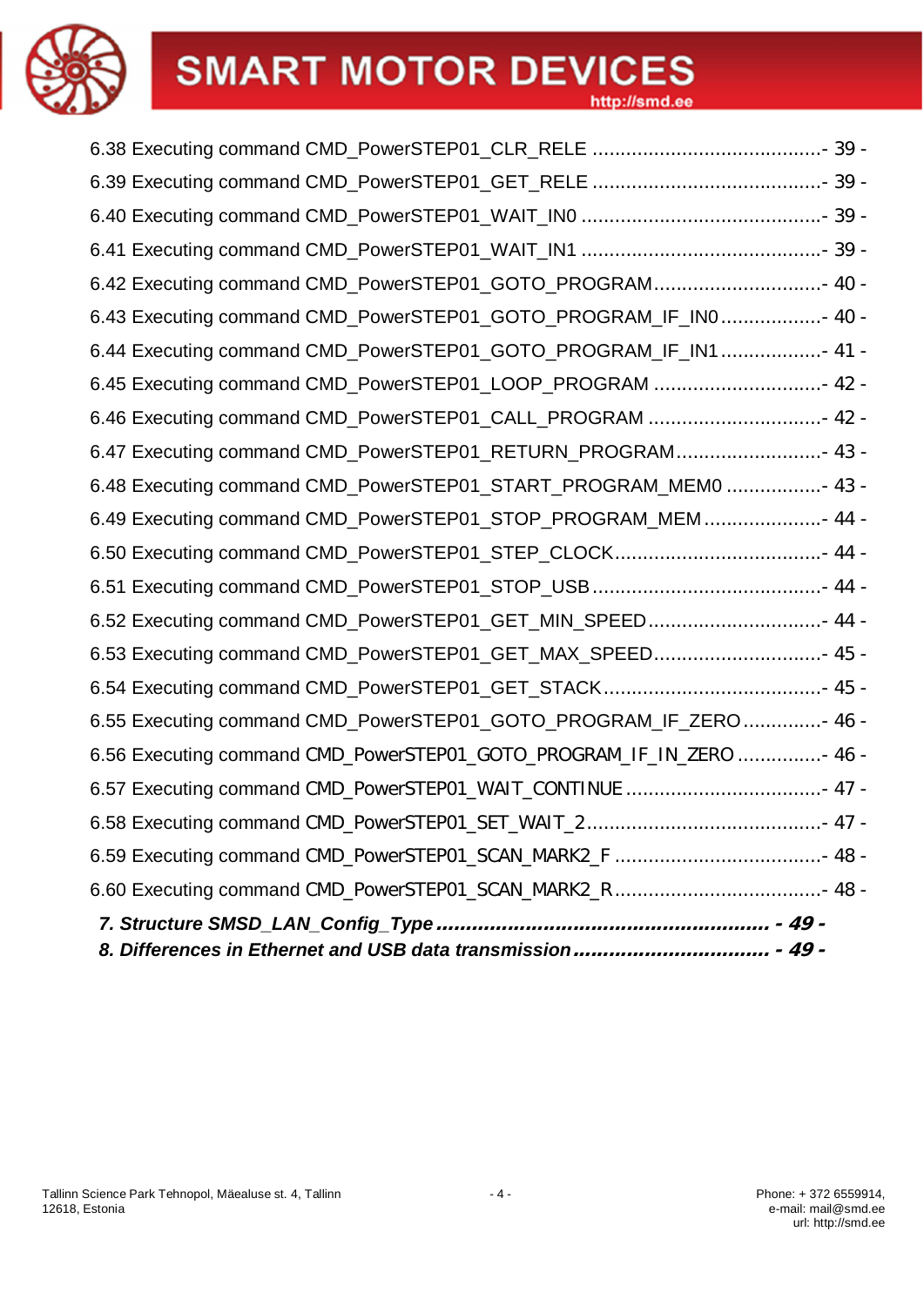6.38 Executing command CMD_PowerSTEP01_CLR_RELE ........................................- 39 -
6.39 Executing command CMD_PowerSTEP01_GET_RELE ........................................- 39 -
6.40 Executing command CMD_PowerSTEP01_WAIT_IN0 ..........................................- 39 -
6.41 Executing command CMD_PowerSTEP01_WAIT_IN1 ..........................................- 39 -
6.42 Executing command CMD_PowerSTEP01_GOTO_PROGRAM..............................- 40 -
6.43 Executing command CMD_PowerSTEP01_GOTO_PROGRAM_IF_IN0..................- 40 -
6.44 Executing command CMD_PowerSTEP01_GOTO_PROGRAM_IF_IN1..................- 41 -
6.45 Executing command CMD_PowerSTEP01_LOOP_PROGRAM ..............................- 42 -
6.46 Executing command CMD_PowerSTEP01_CALL_PROGRAM ...............................- 42 -
6.47 Executing command CMD_PowerSTEP01_RETURN_PROGRAM..........................- 43 -
6.48 Executing command CMD_PowerSTEP01_START_PROGRAM_MEM0 .................- 43 -
6.49 Executing command CMD_PowerSTEP01_STOP_PROGRAM_MEM .....................- 44 -
6.50 Executing command CMD_PowerSTEP01_STEP_CLOCK....................................- 44 -
6.51 Executing command CMD_PowerSTEP01_STOP_USB ........................................- 44 -
6.52 Executing command CMD_PowerSTEP01_GET_MIN_SPEED...............................- 44 -
6.53 Executing command CMD_PowerSTEP01_GET_MAX_SPEED..............................- 45 -
6.54 Executing command CMD_PowerSTEP01_GET_STACK.......................................- 45 -
6.55 Executing command CMD_PowerSTEP01_GOTO_PROGRAM_IF_ZERO ..............- 46 -
6.56 Executing command CMD_PowerSTEP01_GOTO_PROGRAM_IF_IN_ZERO ...............- 46 -
6.57 Executing command CMD_PowerSTEP01_WAIT_CONTINUE ..................................- 47 -
6.58 Executing command CMD_PowerSTEP01_SET_WAIT_2..........................................- 47 -
6.59 Executing command CMD_PowerSTEP01_SCAN_MARK2_F .....................................- 48 -
6.60 Executing command CMD_PowerSTEP01_SCAN_MARK2_R.....................................- 48 -

***7. Structure SMSD_LAN_Config_Type ...................................................... - 49 -***

***8. Differences in Ethernet and USB data transmission ................................ - 49 -***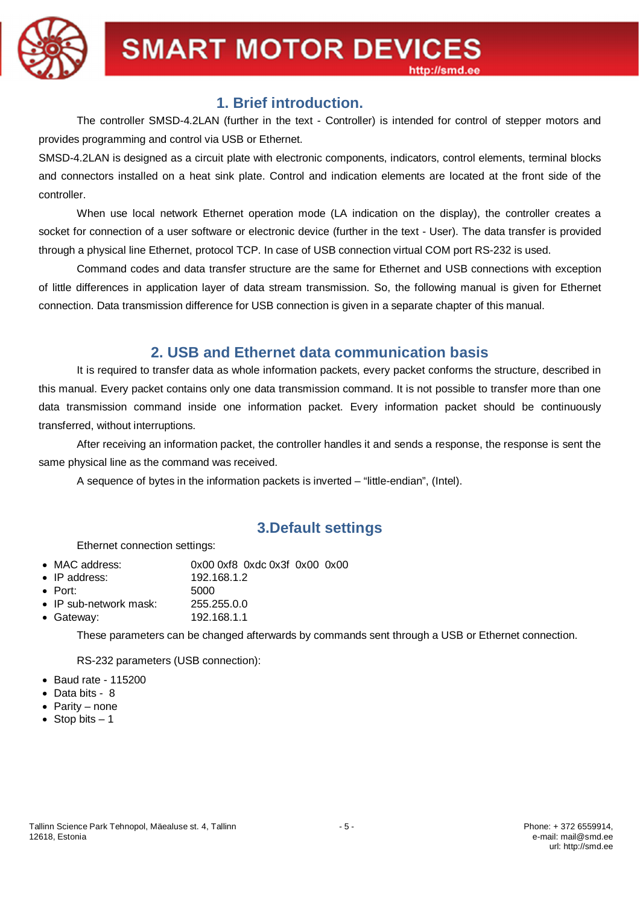## 1. Brief introduction.

The controller SMSD-4.2LAN (further in the text - Controller) is intended for control of stepper motors and provides programming and control via USB or Ethernet.

SMSD-4.2LAN is designed as a circuit plate with electronic components, indicators, control elements, terminal blocks and connectors installed on a heat sink plate. Control and indication elements are located at the front side of the controller.

When use local network Ethernet operation mode (LA indication on the display), the controller creates a socket for connection of a user software or electronic device (further in the text - User). The data transfer is provided through a physical line Ethernet, protocol TCP. In case of USB connection virtual COM port RS-232 is used.

Command codes and data transfer structure are the same for Ethernet and USB connections with exception of little differences in application layer of data stream transmission. So, the following manual is given for Ethernet connection. Data transmission difference for USB connection is given in a separate chapter of this manual.

## 2. USB and Ethernet data communication basis

It is required to transfer data as whole information packets, every packet conforms the structure, described in this manual. Every packet contains only one data transmission command. It is not possible to transfer more than one data transmission command inside one information packet. Every information packet should be continuously transferred, without interruptions.

After receiving an information packet, the controller handles it and sends a response, the response is sent the same physical line as the command was received.

A sequence of bytes in the information packets is inverted – “little-endian”, (Intel).

## 3.Default settings

Ethernet connection settings:

- MAC address: 0x00 0xf8 0xdc 0x3f 0x00 0x00
- IP address: 192.168.1.2
- Port: 5000
- IP sub-network mask: 255.255.0.0
- Gateway: 192.168.1.1

These parameters can be changed afterwards by commands sent through a USB or Ethernet connection.

RS-232 parameters (USB connection):

- Baud rate - 115200
- Data bits - 8
- Parity – none
- Stop bits – 1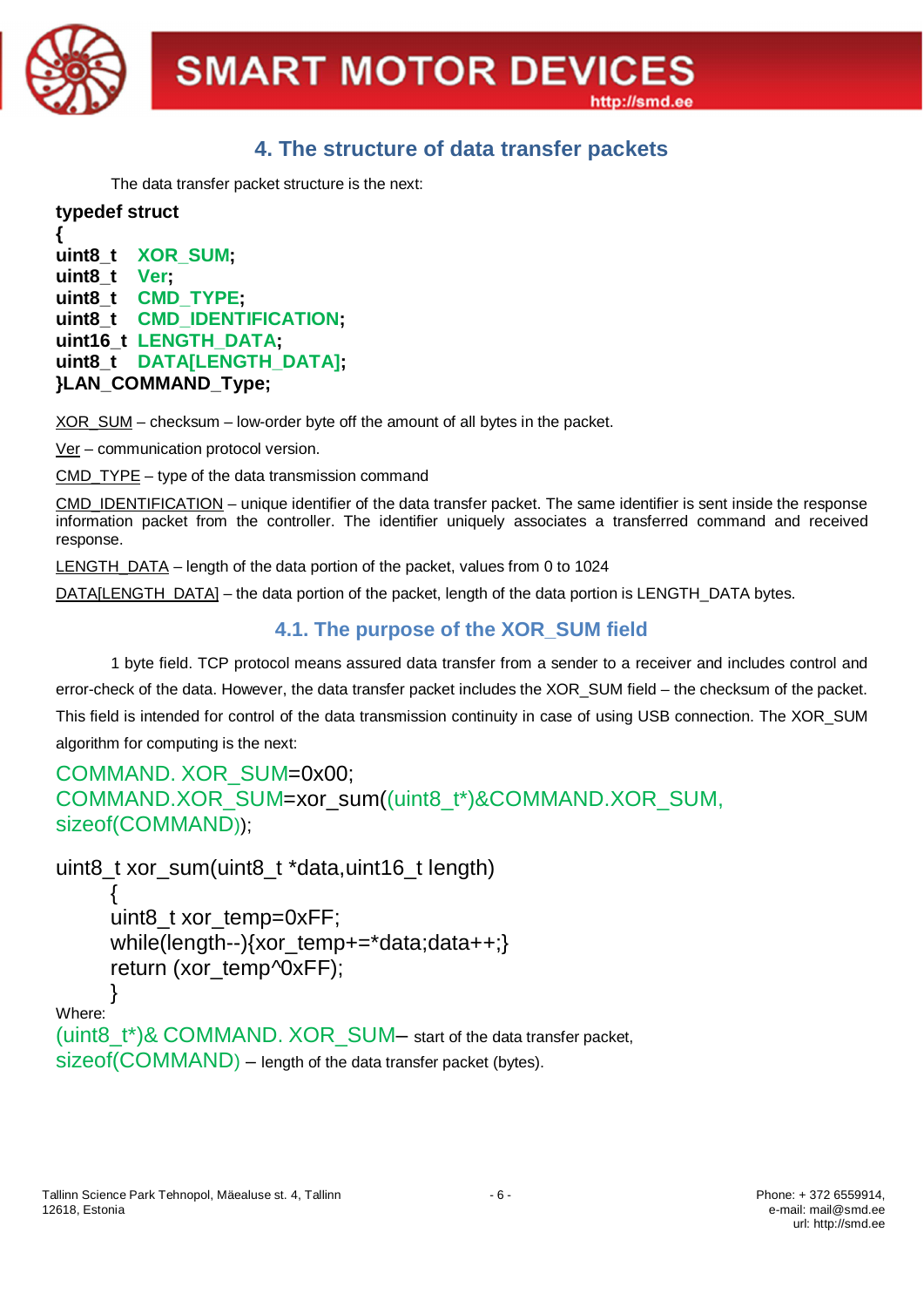## 4. The structure of data transfer packets

The data transfer packet structure is the next:

```
typedef struct
{
uint8_t   XOR_SUM;
uint8_t   Ver;
uint8_t   CMD_TYPE;
uint8_t   CMD_IDENTIFICATION;
uint16_t  LENGTH_DATA;
uint8_t   DATA[LENGTH_DATA];
}LAN_COMMAND_Type;
```

XOR_SUM – checksum – low-order byte off the amount of all bytes in the packet.

Ver – communication protocol version.

CMD_TYPE – type of the data transmission command

CMD_IDENTIFICATION – unique identifier of the data transfer packet. The same identifier is sent inside the response information packet from the controller. The identifier uniquely associates a transferred command and received response.

LENGTH_DATA – length of the data portion of the packet, values from 0 to 1024

DATA[LENGTH_DATA] – the data portion of the packet, length of the data portion is LENGTH_DATA bytes.

### 4.1. The purpose of the XOR_SUM field

1 byte field. TCP protocol means assured data transfer from a sender to a receiver and includes control and error-check of the data. However, the data transfer packet includes the XOR_SUM field – the checksum of the packet. This field is intended for control of the data transmission continuity in case of using USB connection. The XOR_SUM algorithm for computing is the next:

```
COMMAND. XOR_SUM=0x00;
COMMAND.XOR_SUM=xor_sum((uint8_t*)&COMMAND.XOR_SUM, sizeof(COMMAND));

uint8_t xor_sum(uint8_t *data,uint16_t length)
    {
    uint8_t xor_temp=0xFF;
    while(length--){xor_temp+=*data;data++;}
    return (xor_temp^0xFF);
    }
```

Where:

(uint8_t*)& COMMAND. XOR_SUM– start of the data transfer packet,

sizeof(COMMAND) – length of the data transfer packet (bytes).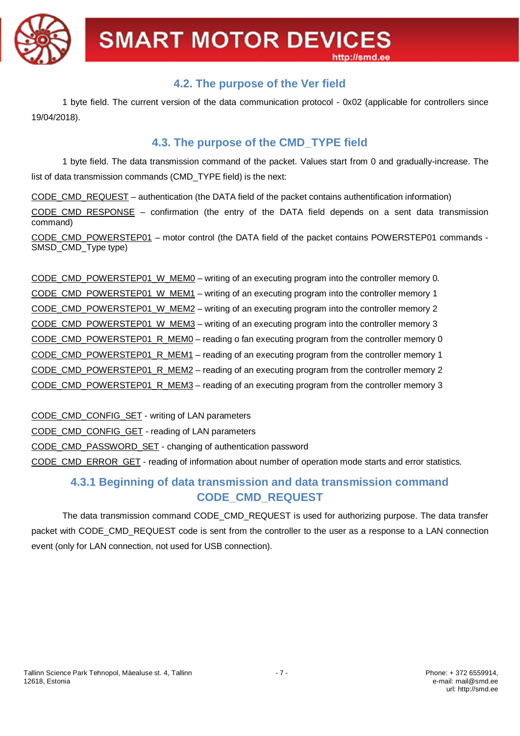## 4.2. The purpose of the Ver field

1 byte field. The current version of the data communication protocol - 0x02 (applicable for controllers since 19/04/2018).

## 4.3. The purpose of the CMD_TYPE field

1 byte field. The data transmission command of the packet. Values start from 0 and gradually-increase. The list of data transmission commands (CMD_TYPE field) is the next:

CODE_CMD_REQUEST – authentication (the DATA field of the packet contains authentification information)

CODE_CMD_RESPONSE – confirmation (the entry of the DATA field depends on a sent data transmission command)

CODE_CMD_POWERSTEP01 – motor control (the DATA field of the packet contains POWERSTEP01 commands - SMSD_CMD_Type type)

CODE_CMD_POWERSTEP01_W_MEM0 – writing of an executing program into the controller memory 0.

CODE_CMD_POWERSTEP01_W_MEM1 – writing of an executing program into the controller memory 1

CODE_CMD_POWERSTEP01_W_MEM2 – writing of an executing program into the controller memory 2

CODE_CMD_POWERSTEP01_W_MEM3 – writing of an executing program into the controller memory 3

CODE_CMD_POWERSTEP01_R_MEM0 – reading o fan executing program from the controller memory 0

CODE_CMD_POWERSTEP01_R_MEM1 – reading of an executing program from the controller memory 1

CODE_CMD_POWERSTEP01_R_MEM2 – reading of an executing program from the controller memory 2

CODE_CMD_POWERSTEP01_R_MEM3 – reading of an executing program from the controller memory 3

CODE_CMD_CONFIG_SET - writing of LAN parameters

CODE_CMD_CONFIG_GET - reading of LAN parameters

CODE_CMD_PASSWORD_SET - changing of authentication password

CODE_CMD_ERROR_GET - reading of information about number of operation mode starts and error statistics.

### 4.3.1 Beginning of data transmission and data transmission command CODE_CMD_REQUEST

The data transmission command CODE_CMD_REQUEST is used for authorizing purpose. The data transfer packet with CODE_CMD_REQUEST code is sent from the controller to the user as a response to a LAN connection event (only for LAN connection, not used for USB connection).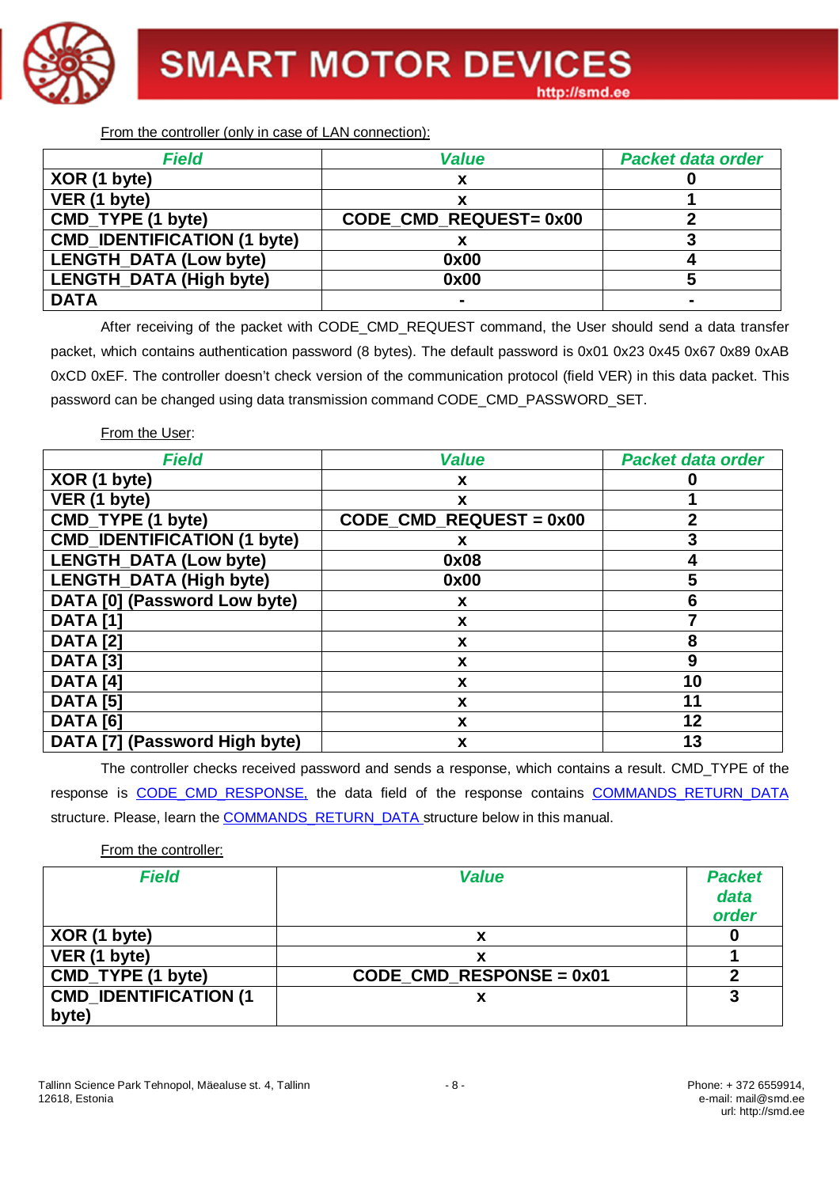From the controller (only in case of LAN connection):

| Field | Value | Packet data order |
|---|---|---|
| XOR (1 byte) | x | 0 |
| VER (1 byte) | x | 1 |
| CMD_TYPE (1 byte) | CODE_CMD_REQUEST= 0x00 | 2 |
| CMD_IDENTIFICATION (1 byte) | x | 3 |
| LENGTH_DATA (Low byte) | 0x00 | 4 |
| LENGTH_DATA (High byte) | 0x00 | 5 |
| DATA | - | - |

After receiving of the packet with CODE_CMD_REQUEST command, the User should send a data transfer packet, which contains authentication password (8 bytes). The default password is 0x01 0x23 0x45 0x67 0x89 0xAB 0xCD 0xEF. The controller doesn't check version of the communication protocol (field VER) in this data packet. This password can be changed using data transmission command CODE_CMD_PASSWORD_SET.

From the User:

| Field | Value | Packet data order |
|---|---|---|
| XOR (1 byte) | x | 0 |
| VER (1 byte) | x | 1 |
| CMD_TYPE (1 byte) | CODE_CMD_REQUEST = 0x00 | 2 |
| CMD_IDENTIFICATION (1 byte) | x | 3 |
| LENGTH_DATA (Low byte) | 0x08 | 4 |
| LENGTH_DATA (High byte) | 0x00 | 5 |
| DATA [0] (Password Low byte) | x | 6 |
| DATA [1] | x | 7 |
| DATA [2] | x | 8 |
| DATA [3] | x | 9 |
| DATA [4] | x | 10 |
| DATA [5] | x | 11 |
| DATA [6] | x | 12 |
| DATA [7] (Password High byte) | x | 13 |

The controller checks received password and sends a response, which contains a result. CMD_TYPE of the response is CODE_CMD_RESPONSE, the data field of the response contains COMMANDS_RETURN_DATA structure. Please, learn the COMMANDS_RETURN_DATA structure below in this manual.

From the controller:

| Field | Value | Packet data order |
|---|---|---|
| XOR (1 byte) | x | 0 |
| VER (1 byte) | x | 1 |
| CMD_TYPE (1 byte) | CODE_CMD_RESPONSE = 0x01 | 2 |
| CMD_IDENTIFICATION (1 byte) | x | 3 |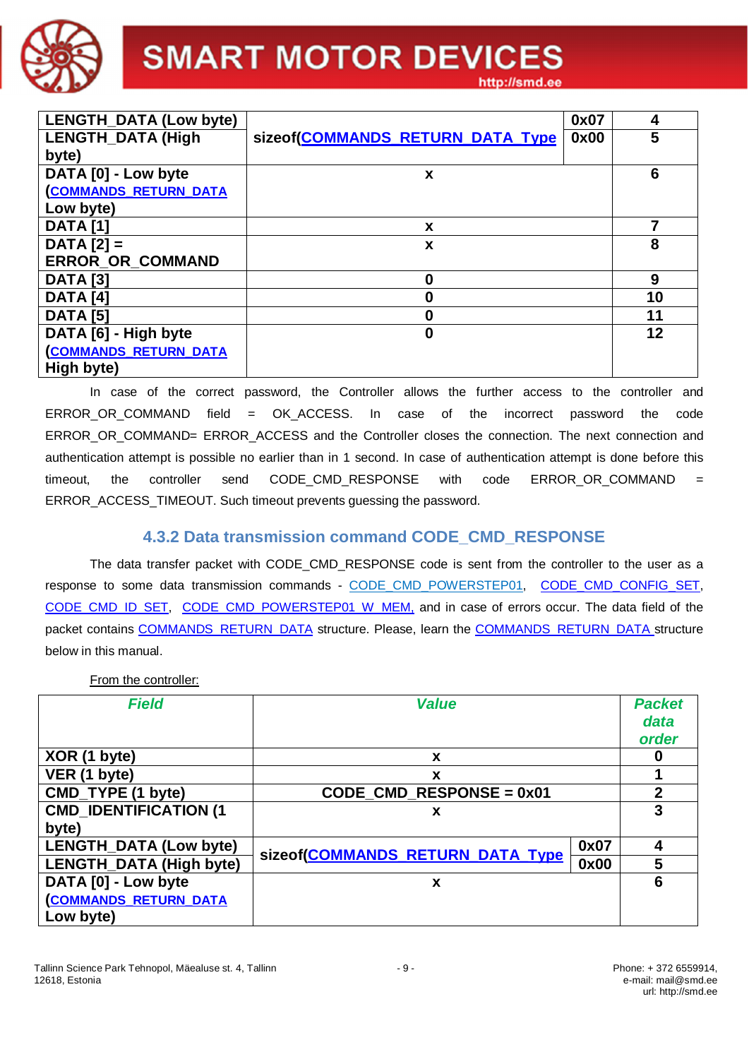| | | | |
|---|---|---|---|
| LENGTH_DATA (Low byte) | sizeof(COMMANDS_RETURN_DATA_Type | 0x07 | 4 |
| LENGTH_DATA (High byte) | | 0x00 | 5 |
| DATA [0] - Low byte (COMMANDS_RETURN_DATA Low byte) | x | | 6 |
| DATA [1] | x | | 7 |
| DATA [2] = ERROR_OR_COMMAND | x | | 8 |
| DATA [3] | 0 | | 9 |
| DATA [4] | 0 | | 10 |
| DATA [5] | 0 | | 11 |
| DATA [6] - High byte (COMMANDS_RETURN_DATA High byte) | 0 | | 12 |

In case of the correct password, the Controller allows the further access to the controller and ERROR_OR_COMMAND field = OK_ACCESS. In case of the incorrect password the code ERROR_OR_COMMAND= ERROR_ACCESS and the Controller closes the connection. The next connection and authentication attempt is possible no earlier than in 1 second. In case of authentication attempt is done before this timeout, the controller send CODE_CMD_RESPONSE with code ERROR_OR_COMMAND = ERROR_ACCESS_TIMEOUT. Such timeout prevents guessing the password.

### 4.3.2 Data transmission command CODE_CMD_RESPONSE

The data transfer packet with CODE_CMD_RESPONSE code is sent from the controller to the user as a response to some data transmission commands - CODE_CMD_POWERSTEP01, CODE_CMD_CONFIG_SET, CODE_CMD_ID_SET, CODE_CMD_POWERSTEP01_W_MEM, and in case of errors occur. The data field of the packet contains COMMANDS_RETURN_DATA structure. Please, learn the COMMANDS_RETURN_DATA structure below in this manual.

From the controller:

| *Field* | *Value* | | *Packet data order* |
|---|---|---|---|
| XOR (1 byte) | x | | 0 |
| VER (1 byte) | x | | 1 |
| CMD_TYPE (1 byte) | CODE_CMD_RESPONSE = 0x01 | | 2 |
| CMD_IDENTIFICATION (1 byte) | x | | 3 |
| LENGTH_DATA (Low byte) | sizeof(COMMANDS_RETURN_DATA_Type | 0x07 | 4 |
| LENGTH_DATA (High byte) | | 0x00 | 5 |
| DATA [0] - Low byte (COMMANDS_RETURN_DATA Low byte) | x | | 6 |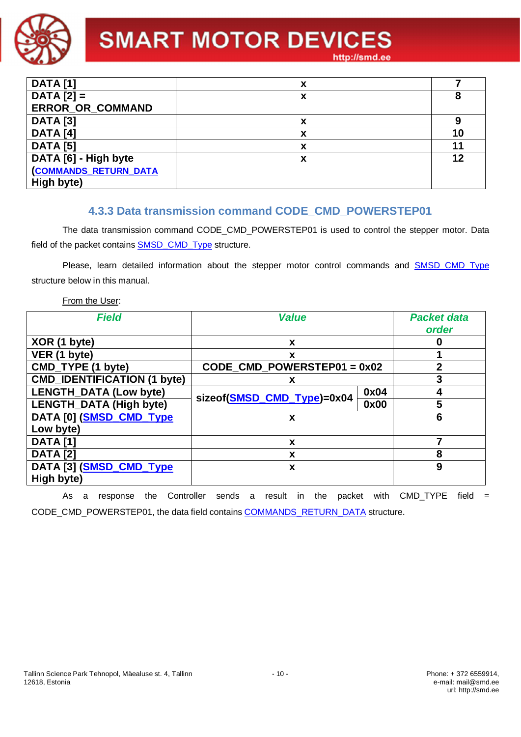| DATA [1] | x | 7 |
| --- | --- | --- |
| DATA [2] = ERROR_OR_COMMAND | x | 8 |
| DATA [3] | x | 9 |
| DATA [4] | x | 10 |
| DATA [5] | x | 11 |
| DATA [6] - High byte (COMMANDS_RETURN_DATA High byte) | x | 12 |

### 4.3.3 Data transmission command CODE_CMD_POWERSTEP01

The data transmission command CODE_CMD_POWERSTEP01 is used to control the stepper motor. Data field of the packet contains SMSD_CMD_Type structure.

Please, learn detailed information about the stepper motor control commands and SMSD_CMD_Type structure below in this manual.

From the User:

| Field | Value | | Packet data order |
| --- | --- | --- | --- |
| XOR (1 byte) | x | | 0 |
| VER (1 byte) | x | | 1 |
| CMD_TYPE (1 byte) | CODE_CMD_POWERSTEP01 = 0x02 | | 2 |
| CMD_IDENTIFICATION (1 byte) | x | | 3 |
| LENGTH_DATA (Low byte) | sizeof(SMSD_CMD_Type)=0x04 | 0x04 | 4 |
| LENGTH_DATA (High byte) | | 0x00 | 5 |
| DATA [0] (SMSD_CMD_Type Low byte) | x | | 6 |
| DATA [1] | x | | 7 |
| DATA [2] | x | | 8 |
| DATA [3] (SMSD_CMD_Type High byte) | x | | 9 |

As a response the Controller sends a result in the packet with CMD_TYPE field = CODE_CMD_POWERSTEP01, the data field contains COMMANDS_RETURN_DATA structure.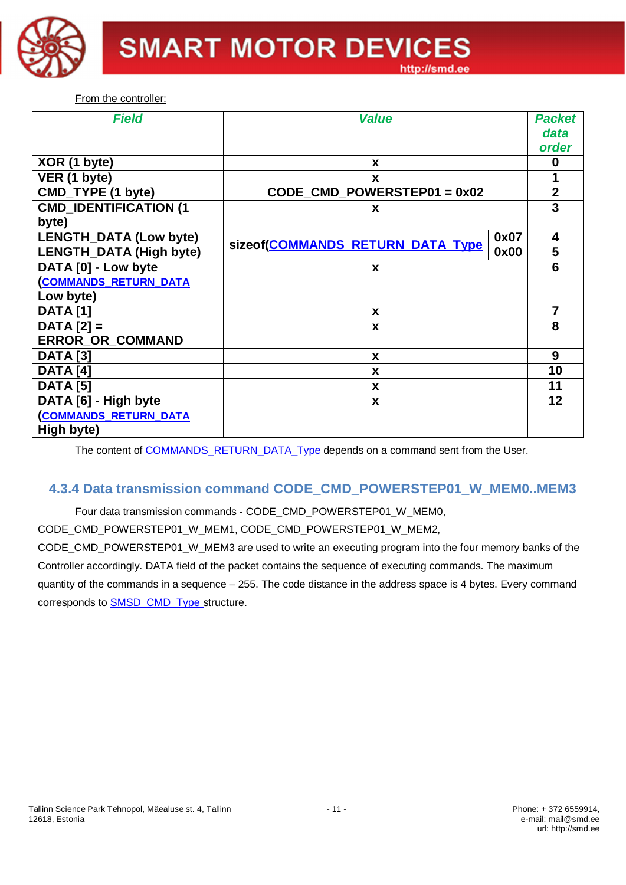From the controller:

| Field | Value | | Packet data order |
|---|---|---|---|
| XOR (1 byte) | x | | 0 |
| VER (1 byte) | x | | 1 |
| CMD_TYPE (1 byte) | CODE_CMD_POWERSTEP01 = 0x02 | | 2 |
| CMD_IDENTIFICATION (1 byte) | x | | 3 |
| LENGTH_DATA (Low byte) | sizeof(COMMANDS_RETURN_DATA_Type | 0x07 | 4 |
| LENGTH_DATA (High byte) | | 0x00 | 5 |
| DATA [0] - Low byte (COMMANDS_RETURN_DATA Low byte) | x | | 6 |
| DATA [1] | x | | 7 |
| DATA [2] = ERROR_OR_COMMAND | x | | 8 |
| DATA [3] | x | | 9 |
| DATA [4] | x | | 10 |
| DATA [5] | x | | 11 |
| DATA [6] - High byte (COMMANDS_RETURN_DATA High byte) | x | | 12 |

The content of COMMANDS_RETURN_DATA_Type depends on a command sent from the User.

### 4.3.4 Data transmission command CODE_CMD_POWERSTEP01_W_MEM0..MEM3

Four data transmission commands - CODE_CMD_POWERSTEP01_W_MEM0, CODE_CMD_POWERSTEP01_W_MEM1, CODE_CMD_POWERSTEP01_W_MEM2, CODE_CMD_POWERSTEP01_W_MEM3 are used to write an executing program into the four memory banks of the Controller accordingly. DATA field of the packet contains the sequence of executing commands. The maximum quantity of the commands in a sequence – 255. The code distance in the address space is 4 bytes. Every command corresponds to SMSD_CMD_Type structure.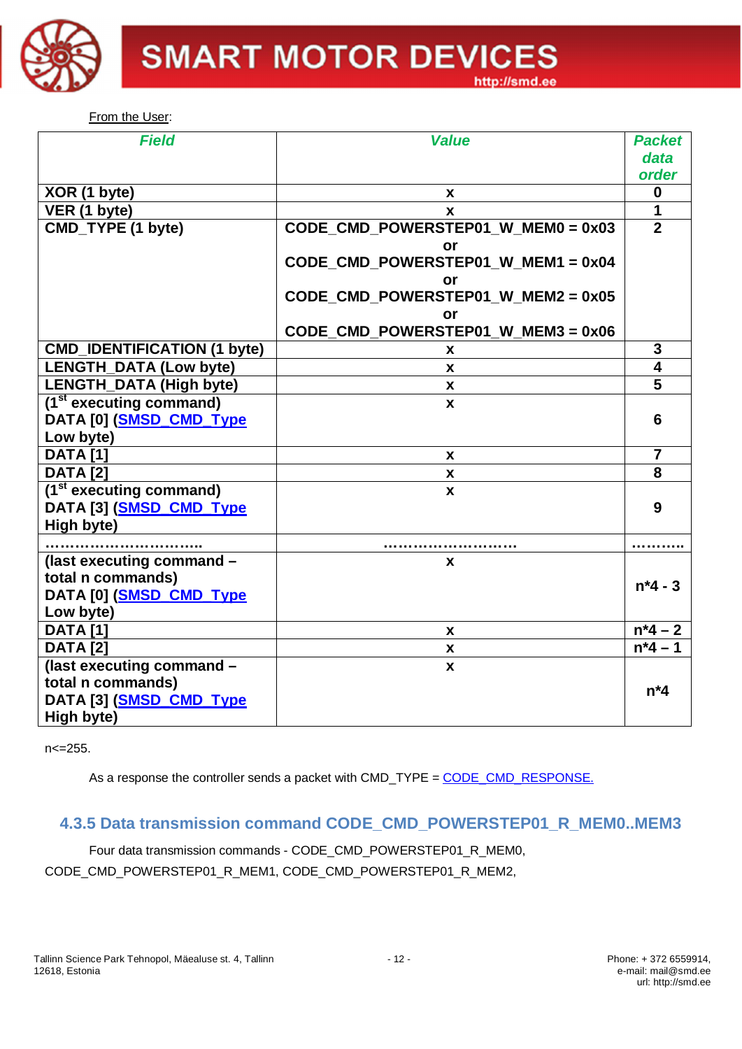From the User:

| *Field* | *Value* | *Packet data order* |
|---|---|---|
| **XOR (1 byte)** | **x** | **0** |
| **VER (1 byte)** | **x** | **1** |
| **CMD_TYPE (1 byte)** | **CODE_CMD_POWERSTEP01_W_MEM0 = 0x03 or CODE_CMD_POWERSTEP01_W_MEM1 = 0x04 or CODE_CMD_POWERSTEP01_W_MEM2 = 0x05 or CODE_CMD_POWERSTEP01_W_MEM3 = 0x06** | **2** |
| **CMD_IDENTIFICATION (1 byte)** | **x** | **3** |
| **LENGTH_DATA (Low byte)** | **x** | **4** |
| **LENGTH_DATA (High byte)** | **x** | **5** |
| **(1st executing command) DATA [0] (SMSD_CMD_Type Low byte)** | **x** | **6** |
| **DATA [1]** | **x** | **7** |
| **DATA [2]** | **x** | **8** |
| **(1st executing command) DATA [3] (SMSD_CMD_Type High byte)** | **x** | **9** |
| **…………………………..** | **……………………….** | **………..** |
| **(last executing command – total n commands) DATA [0] (SMSD_CMD_Type Low byte)** | **x** | **n*4 - 3** |
| **DATA [1]** | **x** | **n*4 – 2** |
| **DATA [2]** | **x** | **n*4 – 1** |
| **(last executing command – total n commands) DATA [3] (SMSD_CMD_Type High byte)** | **x** | **n*4** |

n<=255.

As a response the controller sends a packet with CMD_TYPE = CODE_CMD_RESPONSE.

### 4.3.5 Data transmission command CODE_CMD_POWERSTEP01_R_MEM0..MEM3

Four data transmission commands - CODE_CMD_POWERSTEP01_R_MEM0, CODE_CMD_POWERSTEP01_R_MEM1, CODE_CMD_POWERSTEP01_R_MEM2,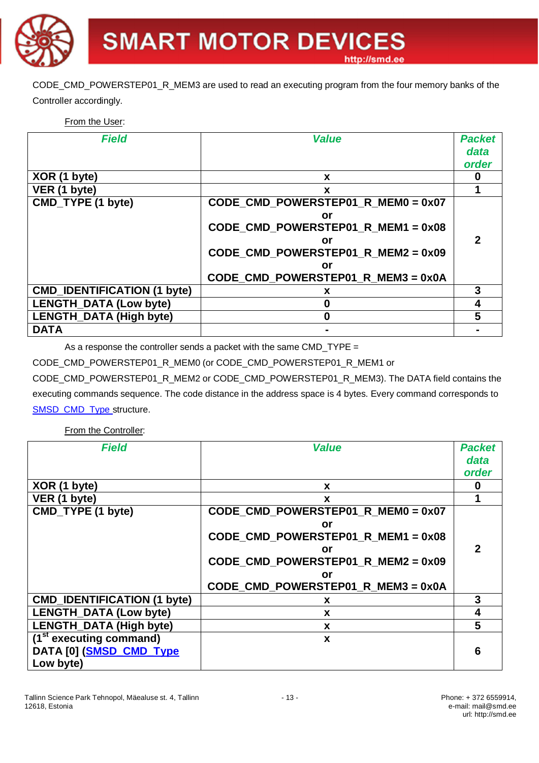CODE_CMD_POWERSTEP01_R_MEM3 are used to read an executing program from the four memory banks of the Controller accordingly.

From the User:

| Field | Value | Packet data order |
|---|---|---|
| XOR (1 byte) | x | 0 |
| VER (1 byte) | x | 1 |
| CMD_TYPE (1 byte) | CODE_CMD_POWERSTEP01_R_MEM0 = 0x07 or CODE_CMD_POWERSTEP01_R_MEM1 = 0x08 or CODE_CMD_POWERSTEP01_R_MEM2 = 0x09 or CODE_CMD_POWERSTEP01_R_MEM3 = 0x0A | 2 |
| CMD_IDENTIFICATION (1 byte) | x | 3 |
| LENGTH_DATA (Low byte) | 0 | 4 |
| LENGTH_DATA (High byte) | 0 | 5 |
| DATA | - | - |

As a response the controller sends a packet with the same CMD_TYPE = CODE_CMD_POWERSTEP01_R_MEM0 (or CODE_CMD_POWERSTEP01_R_MEM1 or CODE_CMD_POWERSTEP01_R_MEM2 or CODE_CMD_POWERSTEP01_R_MEM3). The DATA field contains the executing commands sequence. The code distance in the address space is 4 bytes. Every command corresponds to SMSD_CMD_Type structure.

From the Controller:

| Field | Value | Packet data order |
|---|---|---|
| XOR (1 byte) | x | 0 |
| VER (1 byte) | x | 1 |
| CMD_TYPE (1 byte) | CODE_CMD_POWERSTEP01_R_MEM0 = 0x07 or CODE_CMD_POWERSTEP01_R_MEM1 = 0x08 or CODE_CMD_POWERSTEP01_R_MEM2 = 0x09 or CODE_CMD_POWERSTEP01_R_MEM3 = 0x0A | 2 |
| CMD_IDENTIFICATION (1 byte) | x | 3 |
| LENGTH_DATA (Low byte) | x | 4 |
| LENGTH_DATA (High byte) | x | 5 |
| (1st executing command) DATA [0] (SMSD_CMD_Type Low byte) | x | 6 |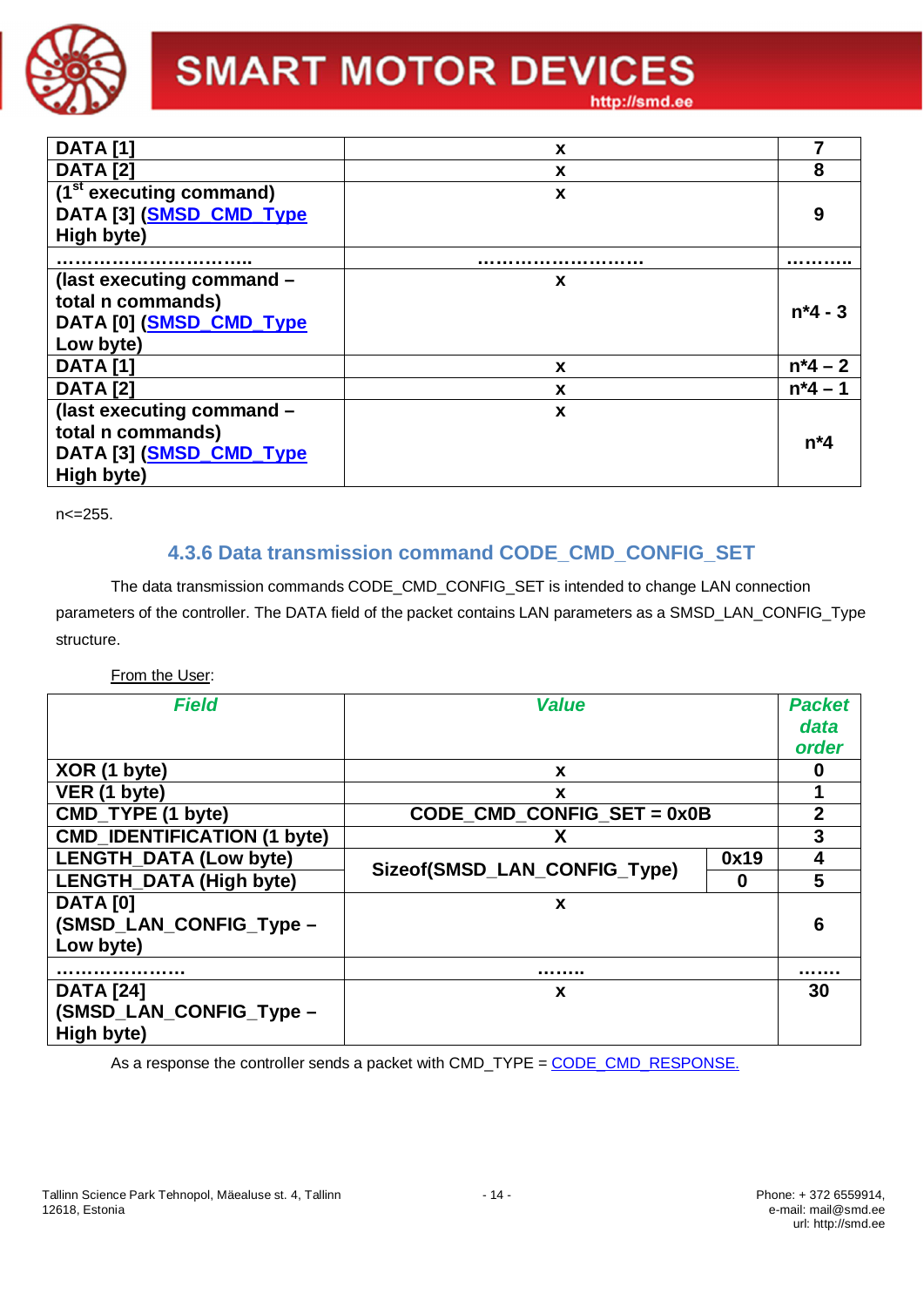| | | |
|---|---|---|
| **DATA [1]** | **x** | **7** |
| **DATA [2]** | **x** | **8** |
| **(1st executing command) DATA [3] (SMSD_CMD_Type High byte)** | **x** | **9** |
| **…………………………..** | **………………………** | **……….** |
| **(last executing command – total n commands) DATA [0] (SMSD_CMD_Type Low byte)** | **x** | **n*4 - 3** |
| **DATA [1]** | **x** | **n*4 – 2** |
| **DATA [2]** | **x** | **n*4 – 1** |
| **(last executing command – total n commands) DATA [3] (SMSD_CMD_Type High byte)** | **x** | **n*4** |

n<=255.

### 4.3.6 Data transmission command CODE_CMD_CONFIG_SET

The data transmission commands CODE_CMD_CONFIG_SET is intended to change LAN connection parameters of the controller. The DATA field of the packet contains LAN parameters as a SMSD_LAN_CONFIG_Type structure.

From the User:

| *Field* | *Value* | | *Packet data order* |
|---|---|---|---|
| **XOR (1 byte)** | **x** | | **0** |
| **VER (1 byte)** | **x** | | **1** |
| **CMD_TYPE (1 byte)** | **CODE_CMD_CONFIG_SET = 0x0B** | | **2** |
| **CMD_IDENTIFICATION (1 byte)** | **X** | | **3** |
| **LENGTH_DATA (Low byte)** | **Sizeof(SMSD_LAN_CONFIG_Type)** | **0x19** | **4** |
| **LENGTH_DATA (High byte)** | | **0** | **5** |
| **DATA [0] (SMSD_LAN_CONFIG_Type – Low byte)** | **x** | | **6** |
| **…………………** | **…….** | | **…….** |
| **DATA [24] (SMSD_LAN_CONFIG_Type – High byte)** | **x** | | **30** |

As a response the controller sends a packet with CMD_TYPE = CODE_CMD_RESPONSE.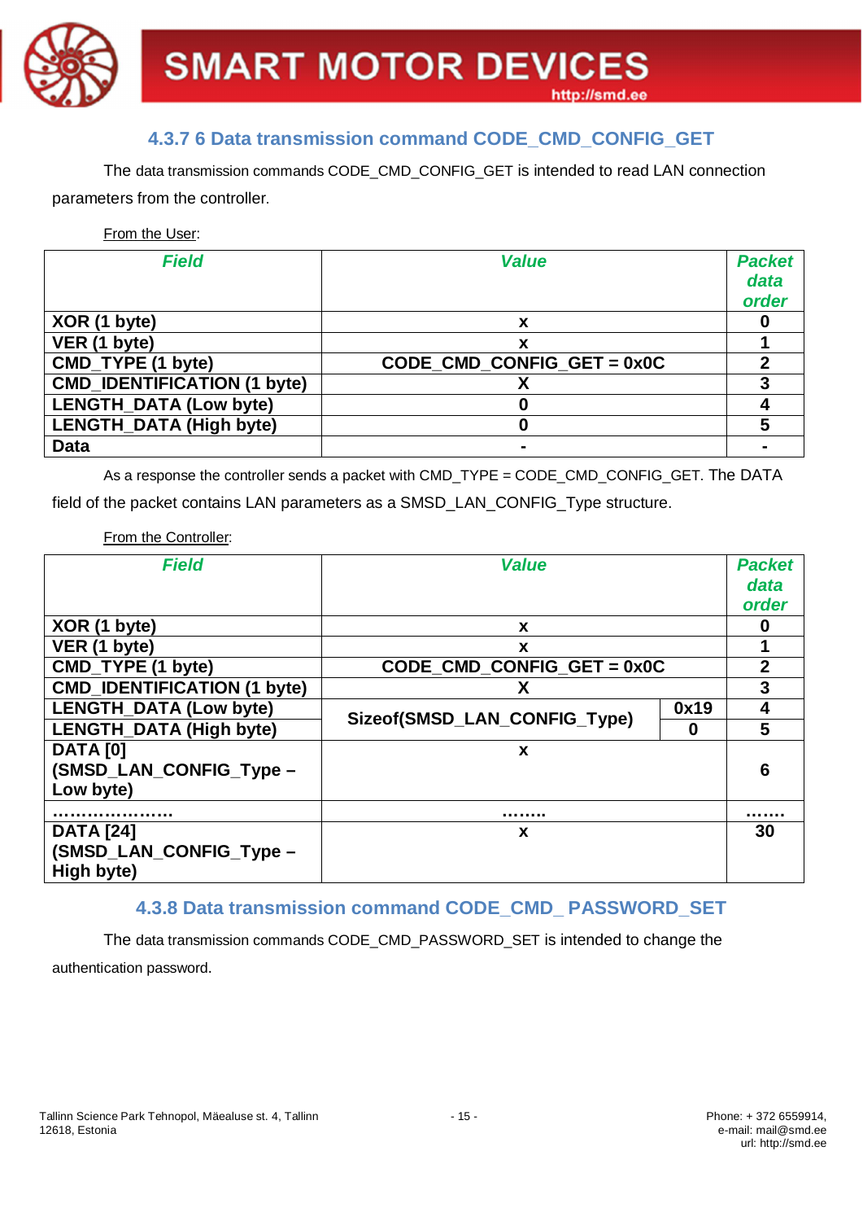### 4.3.7 6 Data transmission command CODE_CMD_CONFIG_GET

The data transmission commands CODE_CMD_CONFIG_GET is intended to read LAN connection parameters from the controller.

From the User:

| *Field* | *Value* | *Packet data order* |
|---|---|---|
| **XOR (1 byte)** | **x** | **0** |
| **VER (1 byte)** | **x** | **1** |
| **CMD_TYPE (1 byte)** | **CODE_CMD_CONFIG_GET = 0x0C** | **2** |
| **CMD_IDENTIFICATION (1 byte)** | **X** | **3** |
| **LENGTH_DATA (Low byte)** | **0** | **4** |
| **LENGTH_DATA (High byte)** | **0** | **5** |
| **Data** | **-** | **-** |

As a response the controller sends a packet with CMD_TYPE = CODE_CMD_CONFIG_GET. The DATA field of the packet contains LAN parameters as a SMSD_LAN_CONFIG_Type structure.

From the Controller:

| *Field* | *Value* | | *Packet data order* |
|---|---|---|---|
| **XOR (1 byte)** | **x** | | **0** |
| **VER (1 byte)** | **x** | | **1** |
| **CMD_TYPE (1 byte)** | **CODE_CMD_CONFIG_GET = 0x0C** | | **2** |
| **CMD_IDENTIFICATION (1 byte)** | **X** | | **3** |
| **LENGTH_DATA (Low byte)** | **Sizeof(SMSD_LAN_CONFIG_Type)** | **0x19** | **4** |
| **LENGTH_DATA (High byte)** | | **0** | **5** |
| **DATA [0] (SMSD_LAN_CONFIG_Type – Low byte)** | **x** | | **6** |
| **…………………** | **…….** | | **…….** |
| **DATA [24] (SMSD_LAN_CONFIG_Type – High byte)** | **x** | | **30** |

### 4.3.8 Data transmission command CODE_CMD_ PASSWORD_SET

The data transmission commands CODE_CMD_PASSWORD_SET is intended to change the authentication password.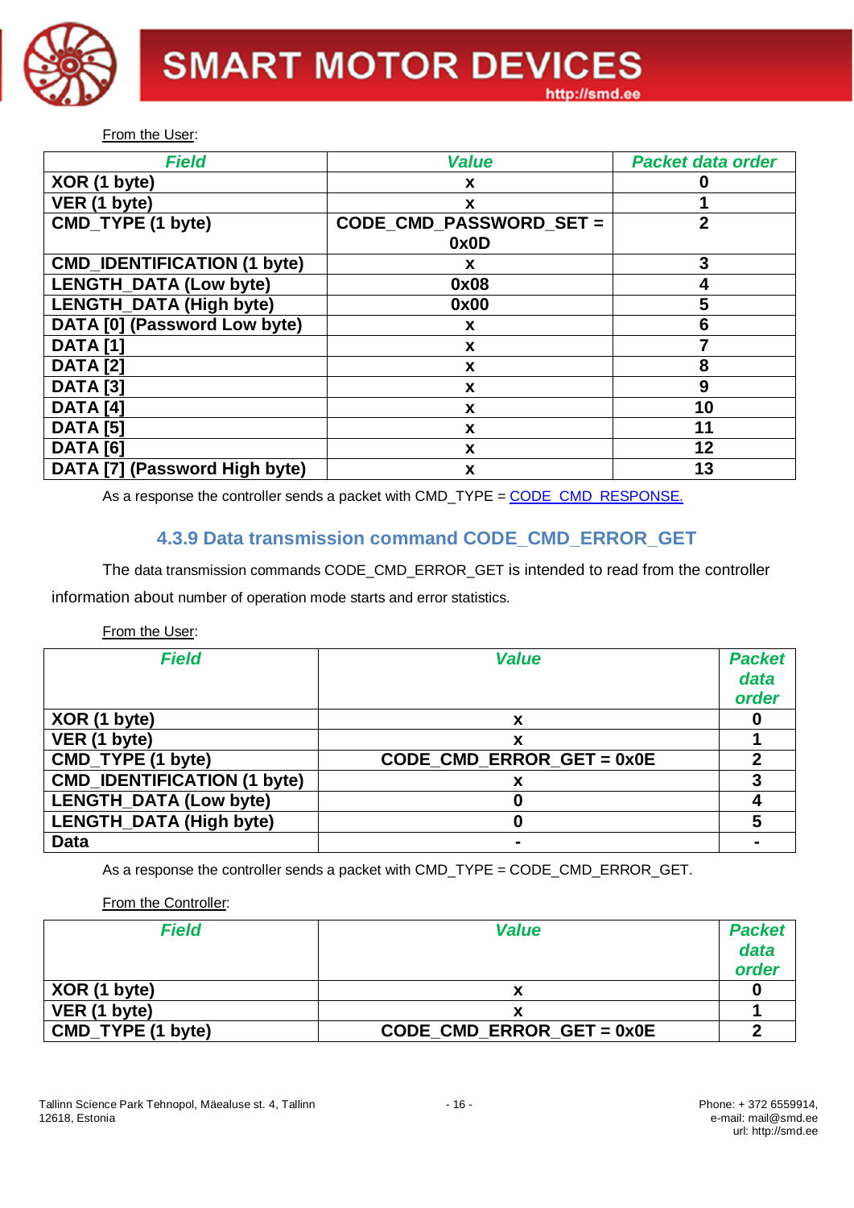From the User:

| Field | Value | Packet data order |
|---|---|---|
| XOR (1 byte) | x | 0 |
| VER (1 byte) | x | 1 |
| CMD_TYPE (1 byte) | CODE_CMD_PASSWORD_SET = 0x0D | 2 |
| CMD_IDENTIFICATION (1 byte) | x | 3 |
| LENGTH_DATA (Low byte) | 0x08 | 4 |
| LENGTH_DATA (High byte) | 0x00 | 5 |
| DATA [0] (Password Low byte) | x | 6 |
| DATA [1] | x | 7 |
| DATA [2] | x | 8 |
| DATA [3] | x | 9 |
| DATA [4] | x | 10 |
| DATA [5] | x | 11 |
| DATA [6] | x | 12 |
| DATA [7] (Password High byte) | x | 13 |

As a response the controller sends a packet with CMD_TYPE = CODE_CMD_RESPONSE.

### 4.3.9 Data transmission command CODE_CMD_ERROR_GET

The data transmission commands CODE_CMD_ERROR_GET is intended to read from the controller information about number of operation mode starts and error statistics.

From the User:

| Field | Value | Packet data order |
|---|---|---|
| XOR (1 byte) | x | 0 |
| VER (1 byte) | x | 1 |
| CMD_TYPE (1 byte) | CODE_CMD_ERROR_GET = 0x0E | 2 |
| CMD_IDENTIFICATION (1 byte) | x | 3 |
| LENGTH_DATA (Low byte) | 0 | 4 |
| LENGTH_DATA (High byte) | 0 | 5 |
| Data | - | - |

As a response the controller sends a packet with CMD_TYPE = CODE_CMD_ERROR_GET.

From the Controller:

| Field | Value | Packet data order |
|---|---|---|
| XOR (1 byte) | x | 0 |
| VER (1 byte) | x | 1 |
| CMD_TYPE (1 byte) | CODE_CMD_ERROR_GET = 0x0E | 2 |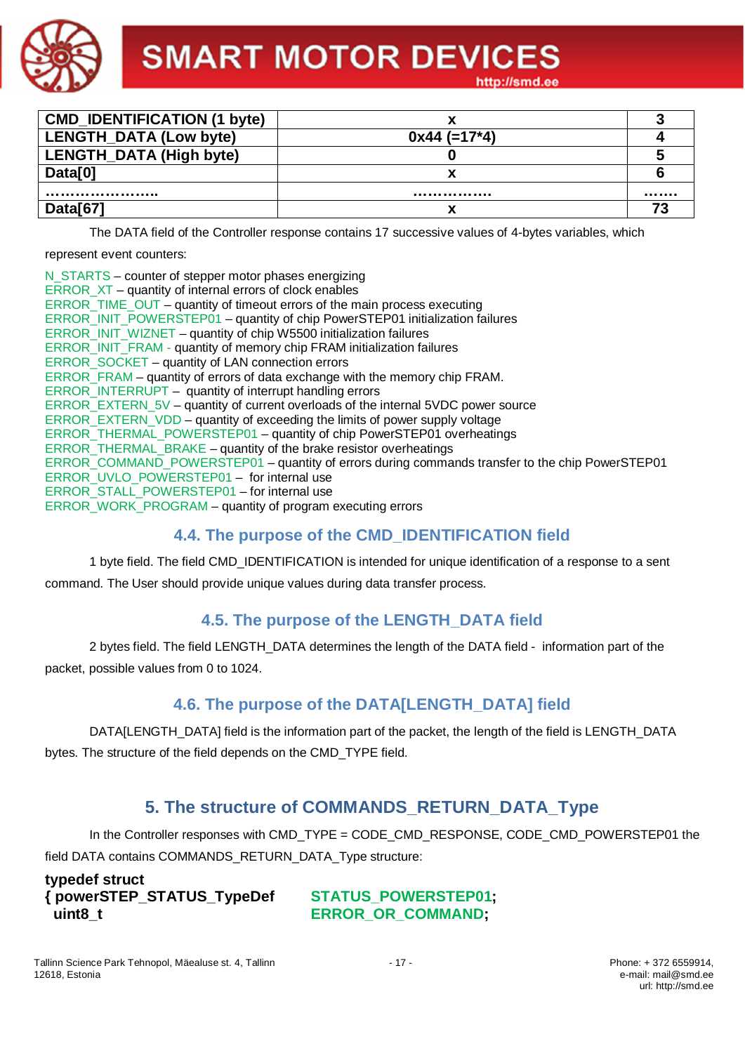| CMD_IDENTIFICATION (1 byte) | x | 3 |
|---|---|---|
| LENGTH_DATA (Low byte) | 0x44 (=17*4) | 4 |
| LENGTH_DATA (High byte) | 0 | 5 |
| Data[0] | x | 6 |
| …………………… | …………….. | ……. |
| Data[67] | x | 73 |

The DATA field of the Controller response contains 17 successive values of 4-bytes variables, which represent event counters:

N_STARTS – counter of stepper motor phases energizing
ERROR_XT – quantity of internal errors of clock enables
ERROR_TIME_OUT – quantity of timeout errors of the main process executing
ERROR_INIT_POWERSTEP01 – quantity of chip PowerSTEP01 initialization failures
ERROR_INIT_WIZNET – quantity of chip W5500 initialization failures
ERROR_INIT_FRAM - quantity of memory chip FRAM initialization failures
ERROR_SOCKET – quantity of LAN connection errors
ERROR_FRAM – quantity of errors of data exchange with the memory chip FRAM.
ERROR_INTERRUPT – quantity of interrupt handling errors
ERROR_EXTERN_5V – quantity of current overloads of the internal 5VDC power source
ERROR_EXTERN_VDD – quantity of exceeding the limits of power supply voltage
ERROR_THERMAL_POWERSTEP01 – quantity of chip PowerSTEP01 overheatings
ERROR_THERMAL_BRAKE – quantity of the brake resistor overheatings
ERROR_COMMAND_POWERSTEP01 – quantity of errors during commands transfer to the chip PowerSTEP01
ERROR_UVLO_POWERSTEP01 – for internal use
ERROR_STALL_POWERSTEP01 – for internal use
ERROR_WORK_PROGRAM – quantity of program executing errors

### 4.4. The purpose of the CMD_IDENTIFICATION field

1 byte field. The field CMD_IDENTIFICATION is intended for unique identification of a response to a sent command. The User should provide unique values during data transfer process.

### 4.5. The purpose of the LENGTH_DATA field

2 bytes field. The field LENGTH_DATA determines the length of the DATA field - information part of the packet, possible values from 0 to 1024.

### 4.6. The purpose of the DATA[LENGTH_DATA] field

DATA[LENGTH_DATA] field is the information part of the packet, the length of the field is LENGTH_DATA bytes. The structure of the field depends on the CMD_TYPE field.

## 5. The structure of COMMANDS_RETURN_DATA_Type

In the Controller responses with CMD_TYPE = CODE_CMD_RESPONSE, CODE_CMD_POWERSTEP01 the field DATA contains COMMANDS_RETURN_DATA_Type structure:

```
typedef struct
{ powerSTEP_STATUS_TypeDef      STATUS_POWERSTEP01;
  uint8_t                       ERROR_OR_COMMAND;
```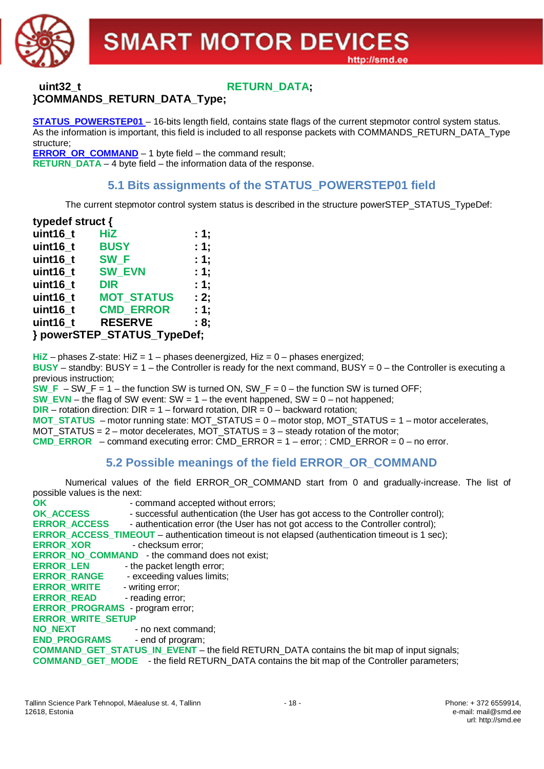```
uint32_t                    RETURN_DATA;
}COMMANDS_RETURN_DATA_Type;
```

**STATUS_POWERSTEP01** – 16-bits length field, contains state flags of the current stepmotor control system status. As the information is important, this field is included to all response packets with COMMANDS_RETURN_DATA_Type structure;
**ERROR_OR_COMMAND** – 1 byte field – the command result;
**RETURN_DATA** – 4 byte field – the information data of the response.

## 5.1 Bits assignments of the STATUS_POWERSTEP01 field

The current stepmotor control system status is described in the structure powerSTEP_STATUS_TypeDef:

```
typedef struct {
uint16_t    HiZ           : 1;
uint16_t    BUSY          : 1;
uint16_t    SW_F          : 1;
uint16_t    SW_EVN        : 1;
uint16_t    DIR           : 1;
uint16_t    MOT_STATUS    : 2;
uint16_t    CMD_ERROR     : 1;
uint16_t    RESERVE       : 8;
} powerSTEP_STATUS_TypeDef;
```

**HiZ** – phases Z-state: HiZ = 1 – phases deenergized, Hiz = 0 – phases energized;
**BUSY** – standby: BUSY = 1 – the Controller is ready for the next command, BUSY = 0 – the Controller is executing a previous instruction;
**SW_F** – SW_F = 1 – the function SW is turned ON, SW_F = 0 – the function SW is turned OFF;
**SW_EVN** – the flag of SW event: SW = 1 – the event happened, SW = 0 – not happened;
**DIR** – rotation direction: DIR = 1 – forward rotation, DIR = 0 – backward rotation;
**MOT_STATUS** – motor running state: MOT_STATUS = 0 – motor stop, MOT_STATUS = 1 – motor accelerates, MOT_STATUS = 2 – motor decelerates, MOT_STATUS = 3 – steady rotation of the motor;
**CMD_ERROR** – command executing error: CMD_ERROR = 1 – error; : CMD_ERROR = 0 – no error.

## 5.2 Possible meanings of the field ERROR_OR_COMMAND

Numerical values of the field ERROR_OR_COMMAND start from 0 and gradually-increase. The list of possible values is the next:

**OK** - command accepted without errors;
**OK_ACCESS** - successful authentication (the User has got access to the Controller control);
**ERROR_ACCESS** - authentication error (the User has not got access to the Controller control);
**ERROR_ACCESS_TIMEOUT** – authentication timeout is not elapsed (authentication timeout is 1 sec);
**ERROR_XOR** - checksum error;
**ERROR_NO_COMMAND** - the command does not exist;
**ERROR_LEN** - the packet length error;
**ERROR_RANGE** - exceeding values limits;
**ERROR_WRITE** - writing error;
**ERROR_READ** - reading error;
**ERROR_PROGRAMS** - program error;
**ERROR_WRITE_SETUP**
**NO_NEXT** - no next command;
**END_PROGRAMS** - end of program;
**COMMAND_GET_STATUS_IN_EVENT** – the field RETURN_DATA contains the bit map of input signals;
**COMMAND_GET_MODE** - the field RETURN_DATA contains the bit map of the Controller parameters;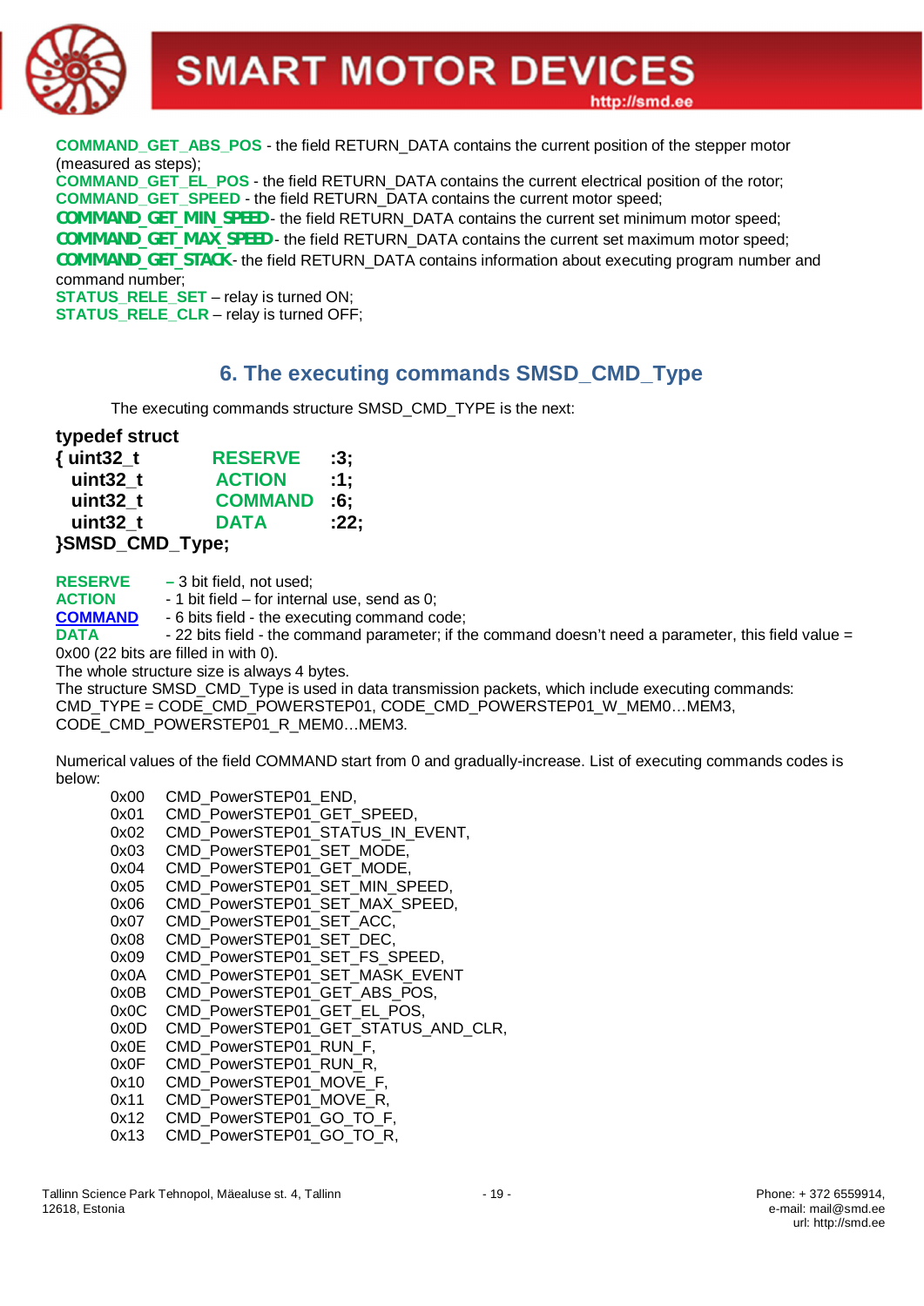**COMMAND_GET_ABS_POS** - the field RETURN_DATA contains the current position of the stepper motor (measured as steps);
**COMMAND_GET_EL_POS** - the field RETURN_DATA contains the current electrical position of the rotor;
**COMMAND_GET_SPEED** - the field RETURN_DATA contains the current motor speed;
**COMMAND_GET_MIN_SPEED**- the field RETURN_DATA contains the current set minimum motor speed;
**COMMAND_GET_MAX_SPEED**- the field RETURN_DATA contains the current set maximum motor speed;
**COMMAND_GET_STACK**- the field RETURN_DATA contains information about executing program number and command number;
**STATUS_RELE_SET** – relay is turned ON;
**STATUS_RELE_CLR** – relay is turned OFF;

## 6. The executing commands SMSD_CMD_Type

The executing commands structure SMSD_CMD_TYPE is the next:

```
typedef struct
{ uint32_t      RESERVE   :3;
  uint32_t      ACTION    :1;
  uint32_t      COMMAND   :6;
  uint32_t      DATA      :22;
}SMSD_CMD_Type;
```

**RESERVE** – 3 bit field, not used;
**ACTION** - 1 bit field – for internal use, send as 0;
**COMMAND** - 6 bits field - the executing command code;
**DATA** - 22 bits field - the command parameter; if the command doesn't need a parameter, this field value = 0x00 (22 bits are filled in with 0).
The whole structure size is always 4 bytes.
The structure SMSD_CMD_Type is used in data transmission packets, which include executing commands: CMD_TYPE = CODE_CMD_POWERSTEP01, CODE_CMD_POWERSTEP01_W_MEM0…MEM3, CODE_CMD_POWERSTEP01_R_MEM0…MEM3.

Numerical values of the field COMMAND start from 0 and gradually-increase. List of executing commands codes is below:

0x00 CMD_PowerSTEP01_END,
0x01 CMD_PowerSTEP01_GET_SPEED,
0x02 CMD_PowerSTEP01_STATUS_IN_EVENT,
0x03 CMD_PowerSTEP01_SET_MODE,
0x04 CMD_PowerSTEP01_GET_MODE,
0x05 CMD_PowerSTEP01_SET_MIN_SPEED,
0x06 CMD_PowerSTEP01_SET_MAX_SPEED,
0x07 CMD_PowerSTEP01_SET_ACC,
0x08 CMD_PowerSTEP01_SET_DEC,
0x09 CMD_PowerSTEP01_SET_FS_SPEED,
0x0A CMD_PowerSTEP01_SET_MASK_EVENT
0x0B CMD_PowerSTEP01_GET_ABS_POS,
0x0C CMD_PowerSTEP01_GET_EL_POS,
0x0D CMD_PowerSTEP01_GET_STATUS_AND_CLR,
0x0E CMD_PowerSTEP01_RUN_F,
0x0F CMD_PowerSTEP01_RUN_R,
0x10 CMD_PowerSTEP01_MOVE_F,
0x11 CMD_PowerSTEP01_MOVE_R,
0x12 CMD_PowerSTEP01_GO_TO_F,
0x13 CMD_PowerSTEP01_GO_TO_R,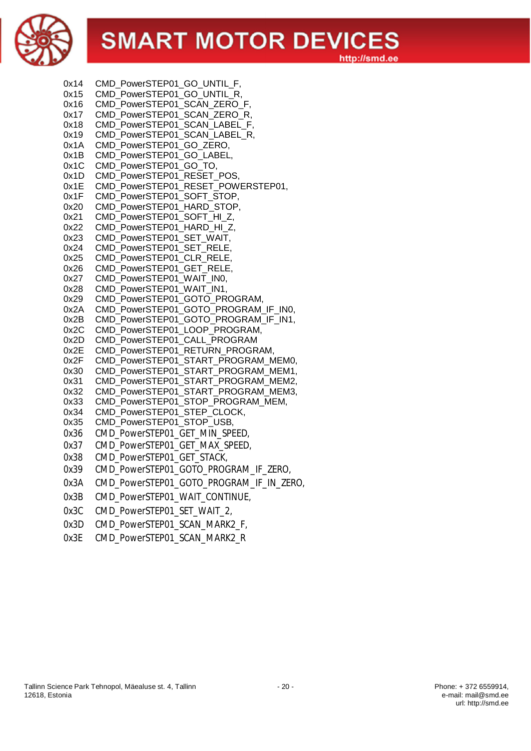```
0x14   CMD_PowerSTEP01_GO_UNTIL_F,
0x15   CMD_PowerSTEP01_GO_UNTIL_R,
0x16   CMD_PowerSTEP01_SCAN_ZERO_F,
0x17   CMD_PowerSTEP01_SCAN_ZERO_R,
0x18   CMD_PowerSTEP01_SCAN_LABEL_F,
0x19   CMD_PowerSTEP01_SCAN_LABEL_R,
0x1A   CMD_PowerSTEP01_GO_ZERO,
0x1B   CMD_PowerSTEP01_GO_LABEL,
0x1C   CMD_PowerSTEP01_GO_TO,
0x1D   CMD_PowerSTEP01_RESET_POS,
0x1E   CMD_PowerSTEP01_RESET_POWERSTEP01,
0x1F   CMD_PowerSTEP01_SOFT_STOP,
0x20   CMD_PowerSTEP01_HARD_STOP,
0x21   CMD_PowerSTEP01_SOFT_HI_Z,
0x22   CMD_PowerSTEP01_HARD_HI_Z,
0x23   CMD_PowerSTEP01_SET_WAIT,
0x24   CMD_PowerSTEP01_SET_RELE,
0x25   CMD_PowerSTEP01_CLR_RELE,
0x26   CMD_PowerSTEP01_GET_RELE,
0x27   CMD_PowerSTEP01_WAIT_IN0,
0x28   CMD_PowerSTEP01_WAIT_IN1,
0x29   CMD_PowerSTEP01_GOTO_PROGRAM,
0x2A   CMD_PowerSTEP01_GOTO_PROGRAM_IF_IN0,
0x2B   CMD_PowerSTEP01_GOTO_PROGRAM_IF_IN1,
0x2C   CMD_PowerSTEP01_LOOP_PROGRAM,
0x2D   CMD_PowerSTEP01_CALL_PROGRAM
0x2E   CMD_PowerSTEP01_RETURN_PROGRAM,
0x2F   CMD_PowerSTEP01_START_PROGRAM_MEM0,
0x30   CMD_PowerSTEP01_START_PROGRAM_MEM1,
0x31   CMD_PowerSTEP01_START_PROGRAM_MEM2,
0x32   CMD_PowerSTEP01_START_PROGRAM_MEM3,
0x33   CMD_PowerSTEP01_STOP_PROGRAM_MEM,
0x34   CMD_PowerSTEP01_STEP_CLOCK,
0x35   CMD_PowerSTEP01_STOP_USB,
0x36   CMD_PowerSTEP01_GET_MIN_SPEED,
0x37   CMD_PowerSTEP01_GET_MAX_SPEED,
0x38   CMD_PowerSTEP01_GET_STACK,
0x39   CMD_PowerSTEP01_GOTO_PROGRAM_IF_ZERO,
0x3A   CMD_PowerSTEP01_GOTO_PROGRAM_IF_IN_ZERO,
0x3B   CMD_PowerSTEP01_WAIT_CONTINUE,
0x3C   CMD_PowerSTEP01_SET_WAIT_2,
0x3D   CMD_PowerSTEP01_SCAN_MARK2_F,
0x3E   CMD_PowerSTEP01_SCAN_MARK2_R
```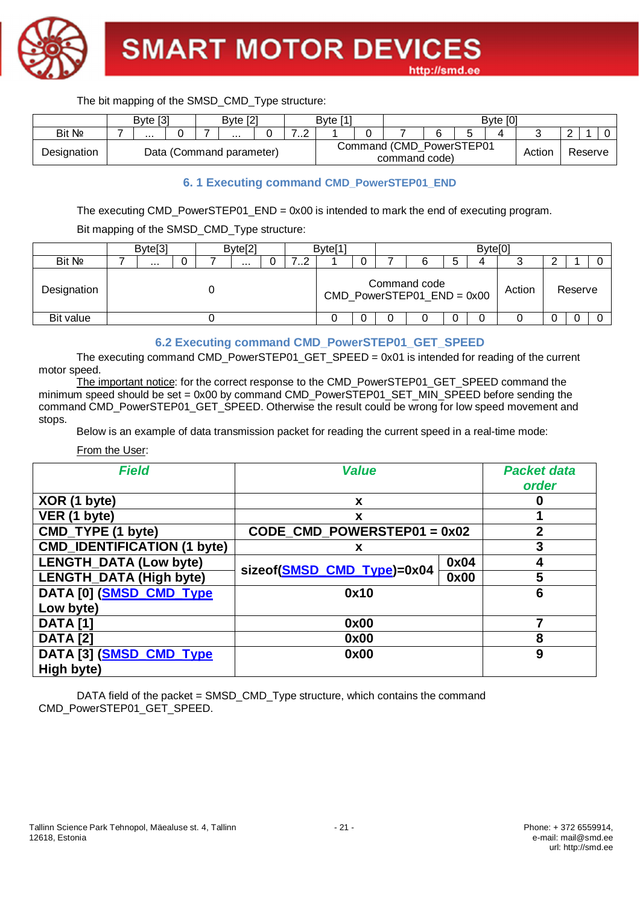The bit mapping of the SMSD_CMD_Type structure:

| | Byte [3] | | | Byte [2] | | | Byte [1] | | | Byte [0] | | | | | | | |
|---|---|---|---|---|---|---|---|---|---|---|---|---|---|---|---|---|---|
| Bit № | 7 | ... | 0 | 7 | ... | 0 | 7..2 | 1 | 0 | 7 | 6 | 5 | 4 | 3 | 2 | 1 | 0 |
| Designation | Data (Command parameter) | | | | | | | Command (CMD_PowerSTEP01 command code) | | | | | | Action | Reserve | | |

## 6. 1 Executing command CMD_PowerSTEP01_END

The executing CMD_PowerSTEP01_END = 0x00 is intended to mark the end of executing program.

Bit mapping of the SMSD_CMD_Type structure:

| | Byte[3] | | | Byte[2] | | | Byte[1] | | | Byte[0] | | | | | | | |
|---|---|---|---|---|---|---|---|---|---|---|---|---|---|---|---|---|---|
| Bit № | 7 | ... | 0 | 7 | ... | 0 | 7..2 | 1 | 0 | 7 | 6 | 5 | 4 | 3 | 2 | 1 | 0 |
| Designation | 0 | | | | | | | Command code CMD_PowerSTEP01_END = 0x00 | | | | | | Action | Reserve | | |
| Bit value | 0 | | | | | | | 0 | 0 | 0 | 0 | 0 | 0 | 0 | 0 | 0 | 0 |

## 6.2 Executing command CMD_PowerSTEP01_GET_SPEED

The executing command CMD_PowerSTEP01_GET_SPEED = 0x01 is intended for reading of the current motor speed.

The important notice: for the correct response to the CMD_PowerSTEP01_GET_SPEED command the minimum speed should be set = 0x00 by command CMD_PowerSTEP01_SET_MIN_SPEED before sending the command CMD_PowerSTEP01_GET_SPEED. Otherwise the result could be wrong for low speed movement and stops.

Below is an example of data transmission packet for reading the current speed in a real-time mode:

From the User:

| *Field* | *Value* | | *Packet data order* |
|---|---|---|---|
| **XOR (1 byte)** | **x** | | **0** |
| **VER (1 byte)** | **x** | | **1** |
| **CMD_TYPE (1 byte)** | **CODE_CMD_POWERSTEP01 = 0x02** | | **2** |
| **CMD_IDENTIFICATION (1 byte)** | **x** | | **3** |
| **LENGTH_DATA (Low byte)** | **sizeof(SMSD_CMD_Type)=0x04** | **0x04** | **4** |
| **LENGTH_DATA (High byte)** | | **0x00** | **5** |
| **DATA [0] (SMSD_CMD_Type Low byte)** | **0x10** | | **6** |
| **DATA [1]** | **0x00** | | **7** |
| **DATA [2]** | **0x00** | | **8** |
| **DATA [3] (SMSD_CMD_Type High byte)** | **0x00** | | **9** |

DATA field of the packet = SMSD_CMD_Type structure, which contains the command CMD_PowerSTEP01_GET_SPEED.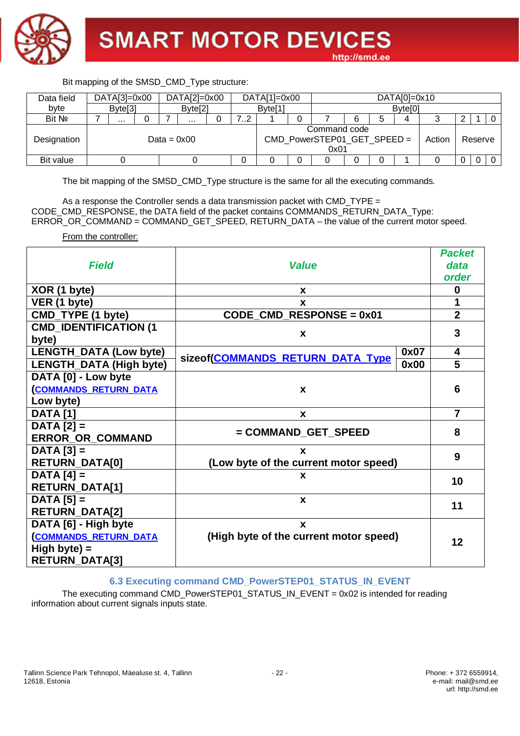Bit mapping of the SMSD_CMD_Type structure:

| Data field | DATA[3]=0x00 | | | DATA[2]=0x00 | | | DATA[1]=0x00 | | | DATA[0]=0x10 | | | | | | | |
|---|---|---|---|---|---|---|---|---|---|---|---|---|---|---|---|---|---|
| byte | Byte[3] | | | Byte[2] | | | Byte[1] | | | Byte[0] | | | | | | | |
| Bit № | 7 | ... | 0 | 7 | ... | 0 | 7..2 | 1 | 0 | 7 | 6 | 5 | 4 | 3 | 2 | 1 | 0 |
| Designation | Data = 0x00 | | | | | | | Command code CMD_PowerSTEP01_GET_SPEED = 0x01 | | | | | | Action | Reserve | | |
| Bit value | 0 | | | 0 | | | 0 | 0 | 0 | 0 | 0 | 0 | 1 | 0 | 0 | 0 | 0 |

The bit mapping of the SMSD_CMD_Type structure is the same for all the executing commands.

As a response the Controller sends a data transmission packet with CMD_TYPE = CODE_CMD_RESPONSE, the DATA field of the packet contains COMMANDS_RETURN_DATA_Type: ERROR_OR_COMMAND = COMMAND_GET_SPEED, RETURN_DATA – the value of the current motor speed.

From the controller:

| ***Field*** | ***Value*** | | ***Packet data order*** |
|---|---|---|---|
| **XOR (1 byte)** | **x** | | **0** |
| **VER (1 byte)** | **x** | | **1** |
| **CMD_TYPE (1 byte)** | **CODE_CMD_RESPONSE = 0x01** | | **2** |
| **CMD_IDENTIFICATION (1 byte)** | **x** | | **3** |
| **LENGTH_DATA (Low byte)** | **sizeof(COMMANDS_RETURN_DATA_Type** | **0x07** | **4** |
| **LENGTH_DATA (High byte)** | | **0x00** | **5** |
| **DATA [0] - Low byte (COMMANDS_RETURN_DATA Low byte)** | **x** | | **6** |
| **DATA [1]** | **x** | | **7** |
| **DATA [2] = ERROR_OR_COMMAND** | **= COMMAND_GET_SPEED** | | **8** |
| **DATA [3] = RETURN_DATA[0]** | **x (Low byte of the current motor speed)** | | **9** |
| **DATA [4] = RETURN_DATA[1]** | **x** | | **10** |
| **DATA [5] = RETURN_DATA[2]** | **x** | | **11** |
| **DATA [6] - High byte (COMMANDS_RETURN_DATA High byte) = RETURN_DATA[3]** | **x (High byte of the current motor speed)** | | **12** |

### 6.3 Executing command CMD_PowerSTEP01_STATUS_IN_EVENT

The executing command CMD_PowerSTEP01_STATUS_IN_EVENT = 0x02 is intended for reading information about current signals inputs state.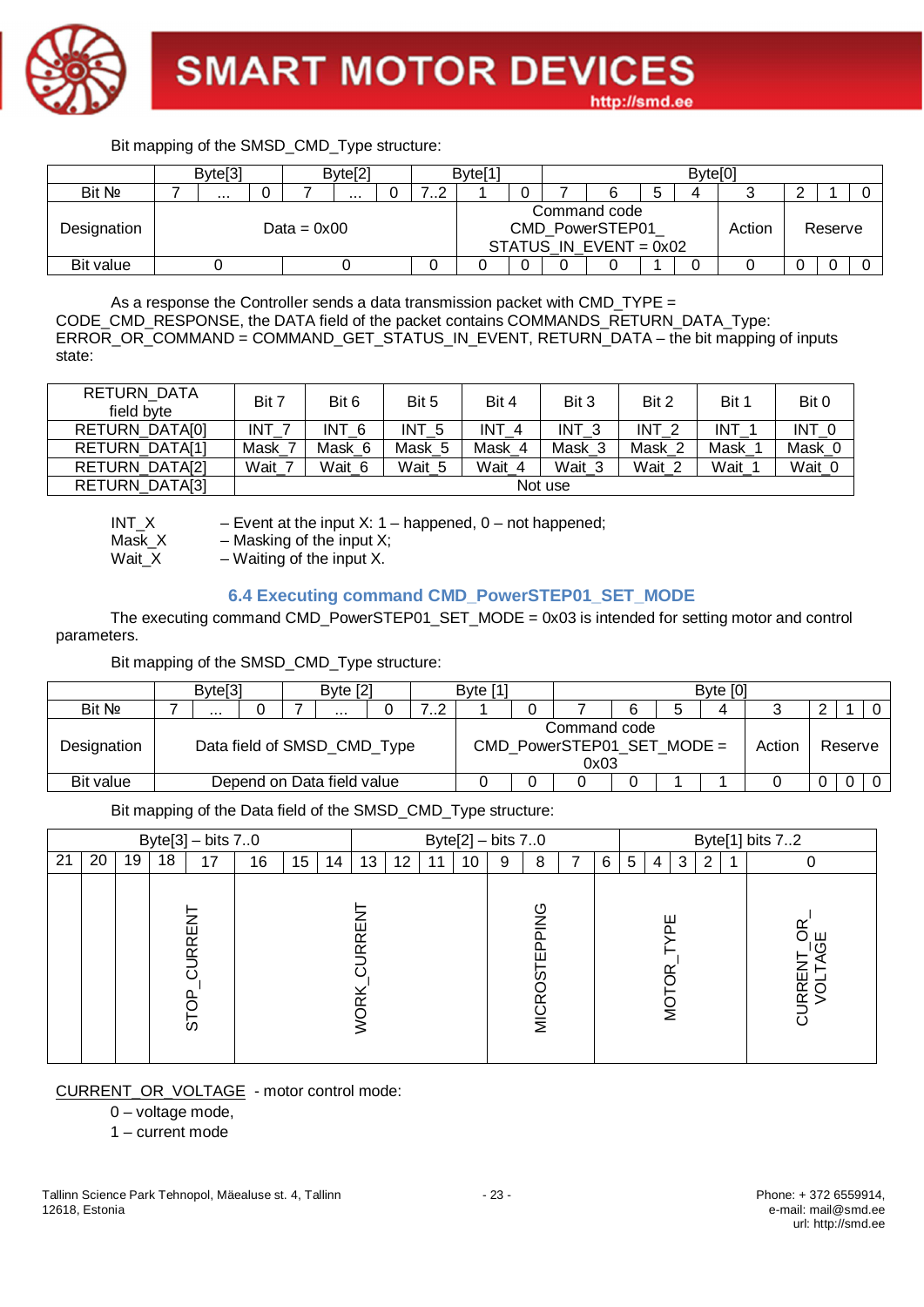Bit mapping of the SMSD_CMD_Type structure:

| | Byte[3] | | | Byte[2] | | | Byte[1] | | | Byte[0] | | | | | | | |
|---|---|---|---|---|---|---|---|---|---|---|---|---|---|---|---|---|---|
| Bit № | 7 | ... | 0 | 7 | ... | 0 | 7..2 | 1 | 0 | 7 | 6 | 5 | 4 | 3 | 2 | 1 | 0 |
| Designation | Data = 0x00 | | | | | | | Command code CMD_PowerSTEP01_ STATUS_IN_EVENT = 0x02 | | | | | | Action | Reserve | | |
| Bit value | 0 | | | 0 | | | 0 | 0 | 0 | 0 | 0 | 1 | 0 | 0 | 0 | 0 | 0 |

As a response the Controller sends a data transmission packet with CMD_TYPE = CODE_CMD_RESPONSE, the DATA field of the packet contains COMMANDS_RETURN_DATA_Type: ERROR_OR_COMMAND = COMMAND_GET_STATUS_IN_EVENT, RETURN_DATA – the bit mapping of inputs state:

| RETURN_DATA field byte | Bit 7 | Bit 6 | Bit 5 | Bit 4 | Bit 3 | Bit 2 | Bit 1 | Bit 0 |
|---|---|---|---|---|---|---|---|---|
| RETURN_DATA[0] | INT_7 | INT_6 | INT_5 | INT_4 | INT_3 | INT_2 | INT_1 | INT_0 |
| RETURN_DATA[1] | Mask_7 | Mask_6 | Mask_5 | Mask_4 | Mask_3 | Mask_2 | Mask_1 | Mask_0 |
| RETURN_DATA[2] | Wait_7 | Wait_6 | Wait_5 | Wait_4 | Wait_3 | Wait_2 | Wait_1 | Wait_0 |
| RETURN_DATA[3] | Not use | | | | | | | |

INT_X – Event at the input X: 1 – happened, 0 – not happened;
Mask_X – Masking of the input X;
Wait_X – Waiting of the input X.

## 6.4 Executing command CMD_PowerSTEP01_SET_MODE

The executing command CMD_PowerSTEP01_SET_MODE = 0x03 is intended for setting motor and control parameters.

Bit mapping of the SMSD_CMD_Type structure:

| | Byte[3] | | | Byte [2] | | | Byte [1] | | | Byte [0] | | | | | | | |
|---|---|---|---|---|---|---|---|---|---|---|---|---|---|---|---|---|---|
| Bit № | 7 | ... | 0 | 7 | ... | 0 | 7..2 | 1 | 0 | 7 | 6 | 5 | 4 | 3 | 2 | 1 | 0 |
| Designation | Data field of SMSD_CMD_Type | | | | | | | Command code CMD_PowerSTEP01_SET_MODE = 0x03 | | | | | | Action | Reserve | | |
| Bit value | Depend on Data field value | | | | | | | 0 | 0 | 0 | 0 | 1 | 1 | 0 | 0 | 0 | 0 |

Bit mapping of the Data field of the SMSD_CMD_Type structure:

| Byte[3] – bits 7..0 | | | | | | | | Byte[2] – bits 7..0 | | | | | | | | Byte[1] bits 7..2 | | | | | |
|---|---|---|---|---|---|---|---|---|---|---|---|---|---|---|---|---|---|---|---|---|---|
| 21 | 20 | 19 | 18 | 17 | 16 | 15 | 14 | 13 | 12 | 11 | 10 | 9 | 8 | 7 | 6 | 5 | 4 | 3 | 2 | 1 | 0 |
| | | | STOP_CURRENT | | WORK_CURRENT | | | | | | | MICROSTEPPING | | | MOTOR_TYPE | | | | | | CURRENT_OR_VOLTAGE |

CURRENT_OR_VOLTAGE - motor control mode:

0 – voltage mode,
1 – current mode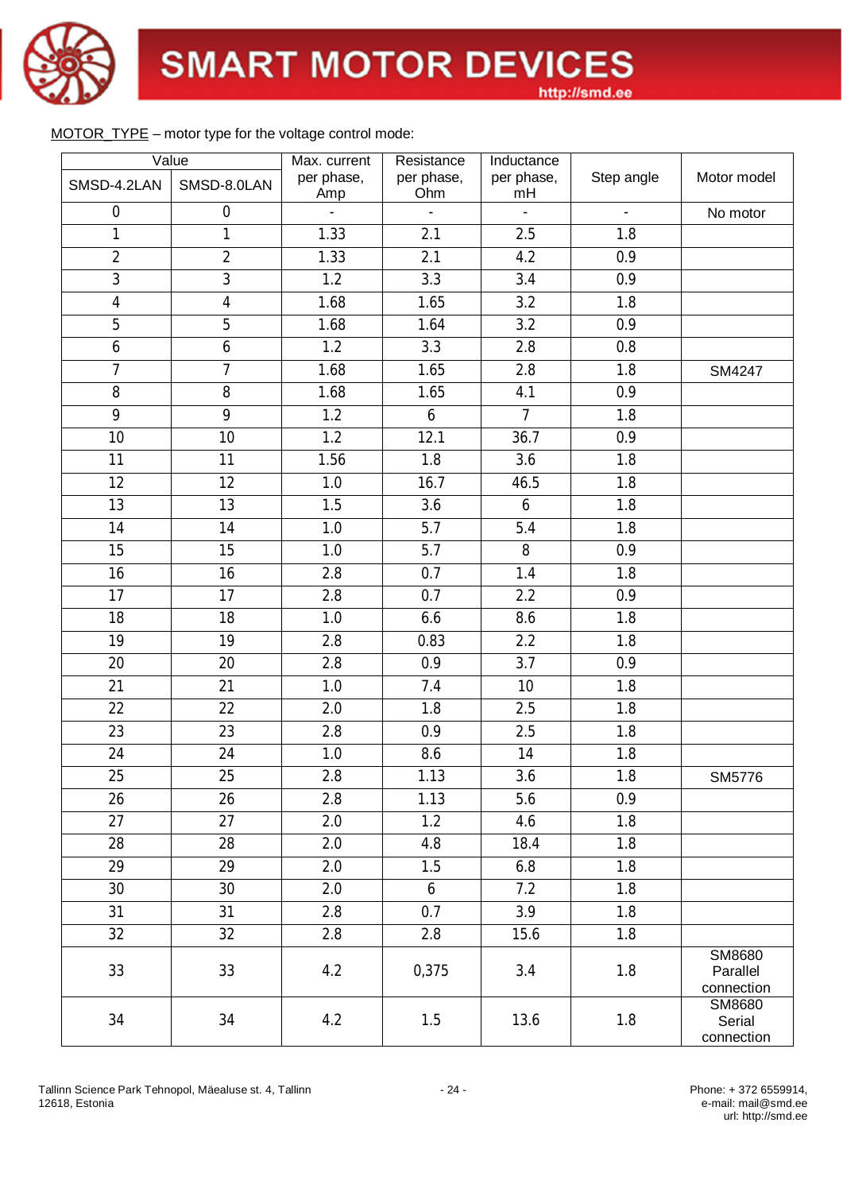MOTOR_TYPE – motor type for the voltage control mode:

| Value | | Max. current per phase, Amp | Resistance per phase, Ohm | Inductance per phase, mH | Step angle | Motor model |
|---|---|---|---|---|---|---|
| SMSD-4.2LAN | SMSD-8.0LAN | | | | | |
| 0 | 0 | - | - | - | - | No motor |
| 1 | 1 | 1.33 | 2.1 | 2.5 | 1.8 | |
| 2 | 2 | 1.33 | 2.1 | 4.2 | 0.9 | |
| 3 | 3 | 1.2 | 3.3 | 3.4 | 0.9 | |
| 4 | 4 | 1.68 | 1.65 | 3.2 | 1.8 | |
| 5 | 5 | 1.68 | 1.64 | 3.2 | 0.9 | |
| 6 | 6 | 1.2 | 3.3 | 2.8 | 0.8 | |
| 7 | 7 | 1.68 | 1.65 | 2.8 | 1.8 | SM4247 |
| 8 | 8 | 1.68 | 1.65 | 4.1 | 0.9 | |
| 9 | 9 | 1.2 | 6 | 7 | 1.8 | |
| 10 | 10 | 1.2 | 12.1 | 36.7 | 0.9 | |
| 11 | 11 | 1.56 | 1.8 | 3.6 | 1.8 | |
| 12 | 12 | 1.0 | 16.7 | 46.5 | 1.8 | |
| 13 | 13 | 1.5 | 3.6 | 6 | 1.8 | |
| 14 | 14 | 1.0 | 5.7 | 5.4 | 1.8 | |
| 15 | 15 | 1.0 | 5.7 | 8 | 0.9 | |
| 16 | 16 | 2.8 | 0.7 | 1.4 | 1.8 | |
| 17 | 17 | 2.8 | 0.7 | 2.2 | 0.9 | |
| 18 | 18 | 1.0 | 6.6 | 8.6 | 1.8 | |
| 19 | 19 | 2.8 | 0.83 | 2.2 | 1.8 | |
| 20 | 20 | 2.8 | 0.9 | 3.7 | 0.9 | |
| 21 | 21 | 1.0 | 7.4 | 10 | 1.8 | |
| 22 | 22 | 2.0 | 1.8 | 2.5 | 1.8 | |
| 23 | 23 | 2.8 | 0.9 | 2.5 | 1.8 | |
| 24 | 24 | 1.0 | 8.6 | 14 | 1.8 | |
| 25 | 25 | 2.8 | 1.13 | 3.6 | 1.8 | SM5776 |
| 26 | 26 | 2.8 | 1.13 | 5.6 | 0.9 | |
| 27 | 27 | 2.0 | 1.2 | 4.6 | 1.8 | |
| 28 | 28 | 2.0 | 4.8 | 18.4 | 1.8 | |
| 29 | 29 | 2.0 | 1.5 | 6.8 | 1.8 | |
| 30 | 30 | 2.0 | 6 | 7.2 | 1.8 | |
| 31 | 31 | 2.8 | 0.7 | 3.9 | 1.8 | |
| 32 | 32 | 2.8 | 2.8 | 15.6 | 1.8 | |
| 33 | 33 | 4.2 | 0,375 | 3.4 | 1.8 | SM8680 Parallel connection |
| 34 | 34 | 4.2 | 1.5 | 13.6 | 1.8 | SM8680 Serial connection |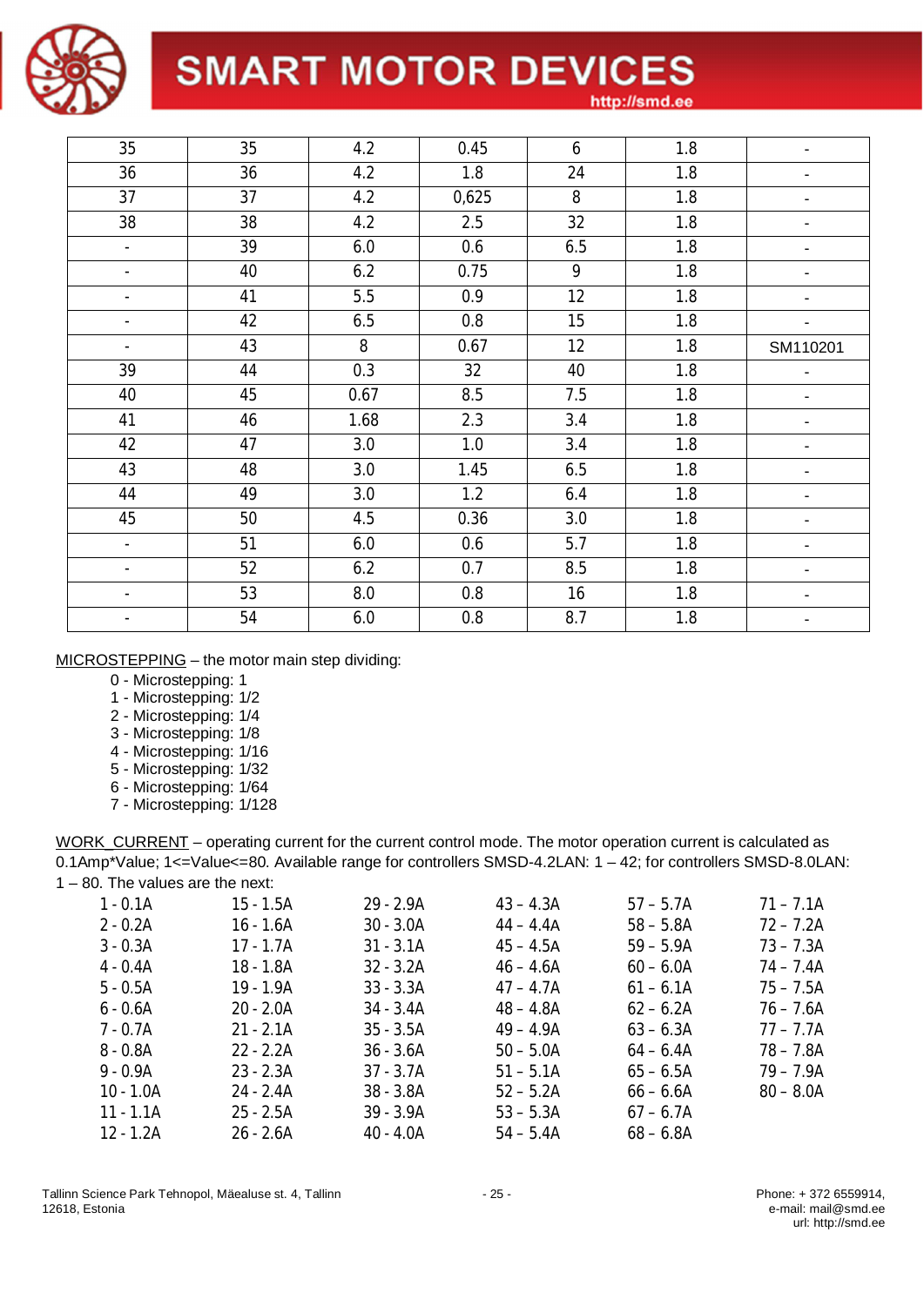| 35 | 35 | 4.2 | 0.45 | 6 | 1.8 | - |
|---|---|---|---|---|---|---|
| 36 | 36 | 4.2 | 1.8 | 24 | 1.8 | - |
| 37 | 37 | 4.2 | 0,625 | 8 | 1.8 | - |
| 38 | 38 | 4.2 | 2.5 | 32 | 1.8 | - |
| - | 39 | 6.0 | 0.6 | 6.5 | 1.8 | - |
| - | 40 | 6.2 | 0.75 | 9 | 1.8 | - |
| - | 41 | 5.5 | 0.9 | 12 | 1.8 | - |
| - | 42 | 6.5 | 0.8 | 15 | 1.8 | - |
| - | 43 | 8 | 0.67 | 12 | 1.8 | SM110201 |
| 39 | 44 | 0.3 | 32 | 40 | 1.8 | - |
| 40 | 45 | 0.67 | 8.5 | 7.5 | 1.8 | - |
| 41 | 46 | 1.68 | 2.3 | 3.4 | 1.8 | - |
| 42 | 47 | 3.0 | 1.0 | 3.4 | 1.8 | - |
| 43 | 48 | 3.0 | 1.45 | 6.5 | 1.8 | - |
| 44 | 49 | 3.0 | 1.2 | 6.4 | 1.8 | - |
| 45 | 50 | 4.5 | 0.36 | 3.0 | 1.8 | - |
| - | 51 | 6.0 | 0.6 | 5.7 | 1.8 | - |
| - | 52 | 6.2 | 0.7 | 8.5 | 1.8 | - |
| - | 53 | 8.0 | 0.8 | 16 | 1.8 | - |
| - | 54 | 6.0 | 0.8 | 8.7 | 1.8 | - |

MICROSTEPPING – the motor main step dividing:

0 - Microstepping: 1
1 - Microstepping: 1/2
2 - Microstepping: 1/4
3 - Microstepping: 1/8
4 - Microstepping: 1/16
5 - Microstepping: 1/32
6 - Microstepping: 1/64
7 - Microstepping: 1/128

WORK_CURRENT – operating current for the current control mode. The motor operation current is calculated as 0.1Amp*Value; 1<=Value<=80. Available range for controllers SMSD-4.2LAN: 1 – 42; for controllers SMSD-8.0LAN: 1 – 80. The values are the next:

| | | | | | |
|---|---|---|---|---|---|
| 1 - 0.1A | 15 - 1.5A | 29 - 2.9A | 43 – 4.3A | 57 – 5.7A | 71 – 7.1A |
| 2 - 0.2A | 16 - 1.6A | 30 - 3.0A | 44 – 4.4A | 58 – 5.8A | 72 – 7.2A |
| 3 - 0.3A | 17 - 1.7A | 31 - 3.1A | 45 – 4.5A | 59 – 5.9A | 73 – 7.3A |
| 4 - 0.4A | 18 - 1.8A | 32 - 3.2A | 46 – 4.6A | 60 – 6.0A | 74 – 7.4A |
| 5 - 0.5A | 19 - 1.9A | 33 - 3.3A | 47 – 4.7A | 61 – 6.1A | 75 – 7.5A |
| 6 - 0.6A | 20 - 2.0A | 34 - 3.4A | 48 – 4.8A | 62 – 6.2A | 76 – 7.6A |
| 7 - 0.7A | 21 - 2.1A | 35 - 3.5A | 49 – 4.9A | 63 – 6.3A | 77 – 7.7A |
| 8 - 0.8A | 22 - 2.2A | 36 - 3.6A | 50 – 5.0A | 64 – 6.4A | 78 – 7.8A |
| 9 - 0.9A | 23 - 2.3A | 37 - 3.7A | 51 – 5.1A | 65 – 6.5A | 79 – 7.9A |
| 10 - 1.0A | 24 - 2.4A | 38 - 3.8A | 52 – 5.2A | 66 – 6.6A | 80 – 8.0A |
| 11 - 1.1A | 25 - 2.5A | 39 - 3.9A | 53 – 5.3A | 67 – 6.7A | |
| 12 - 1.2A | 26 - 2.6A | 40 - 4.0A | 54 – 5.4A | 68 – 6.8A | |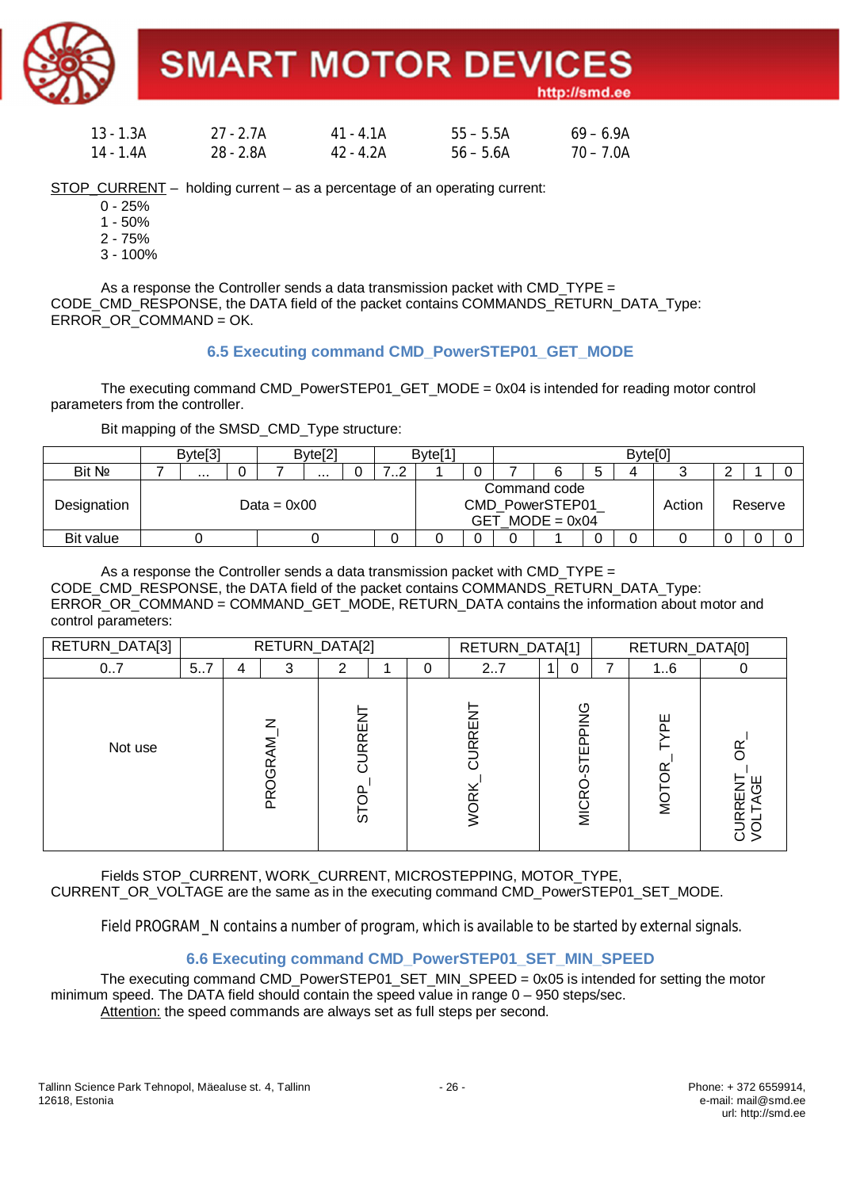| | | | | |
|---|---|---|---|---|
| 13 - 1.3A | 27 - 2.7A | 41 - 4.1A | 55 – 5.5A | 69 – 6.9A |
| 14 - 1.4A | 28 - 2.8A | 42 - 4.2A | 56 – 5.6A | 70 – 7.0A |

STOP_CURRENT – holding current – as a percentage of an operating current:

0 - 25%
1 - 50%
2 - 75%
3 - 100%

As a response the Controller sends a data transmission packet with CMD_TYPE = CODE_CMD_RESPONSE, the DATA field of the packet contains COMMANDS_RETURN_DATA_Type: ERROR_OR_COMMAND = OK.

### 6.5 Executing command CMD_PowerSTEP01_GET_MODE

The executing command CMD_PowerSTEP01_GET_MODE = 0x04 is intended for reading motor control parameters from the controller.

Bit mapping of the SMSD_CMD_Type structure:

| | Byte[3] | | | Byte[2] | | | Byte[1] | | | Byte[0] | | | | | | | |
|---|---|---|---|---|---|---|---|---|---|---|---|---|---|---|---|---|---|
| Bit № | 7 | ... | 0 | 7 | ... | 0 | 7..2 | 1 | 0 | 7 | 6 | 5 | 4 | 3 | 2 | 1 | 0 |
| Designation | Data = 0x00 | | | | | | | Command code CMD_PowerSTEP01_ GET_MODE = 0x04 | | | | | | Action | Reserve | | |
| Bit value | 0 | | | 0 | | | 0 | 0 | 0 | 0 | 1 | 0 | 0 | 0 | 0 | 0 | 0 |

As a response the Controller sends a data transmission packet with CMD_TYPE = CODE_CMD_RESPONSE, the DATA field of the packet contains COMMANDS_RETURN_DATA_Type: ERROR_OR_COMMAND = COMMAND_GET_MODE, RETURN_DATA contains the information about motor and control parameters:

| RETURN_DATA[3] | RETURN_DATA[2] | | | | | | RETURN_DATA[1] | | | RETURN_DATA[0] | | |
|---|---|---|---|---|---|---|---|---|---|---|---|---|
| 0..7 | 5..7 | 4 | 3 | 2 | 1 | 0 | 2..7 | 1 | 0 | 7 | 1..6 | 0 |
| Not use | | PROGRAM_N | | STOP_CURRENT | | WORK_CURRENT | | MICRO-STEPPING | | MOTOR_TYPE | | CURRENT_OR_VOLTAGE |

Fields STOP_CURRENT, WORK_CURRENT, MICROSTEPPING, MOTOR_TYPE, CURRENT_OR_VOLTAGE are the same as in the executing command CMD_PowerSTEP01_SET_MODE.

Field PROGRAM_N contains a number of program, which is available to be started by external signals.

### 6.6 Executing command CMD_PowerSTEP01_SET_MIN_SPEED

The executing command CMD_PowerSTEP01_SET_MIN_SPEED = 0x05 is intended for setting the motor minimum speed. The DATA field should contain the speed value in range 0 – 950 steps/sec.

Attention: the speed commands are always set as full steps per second.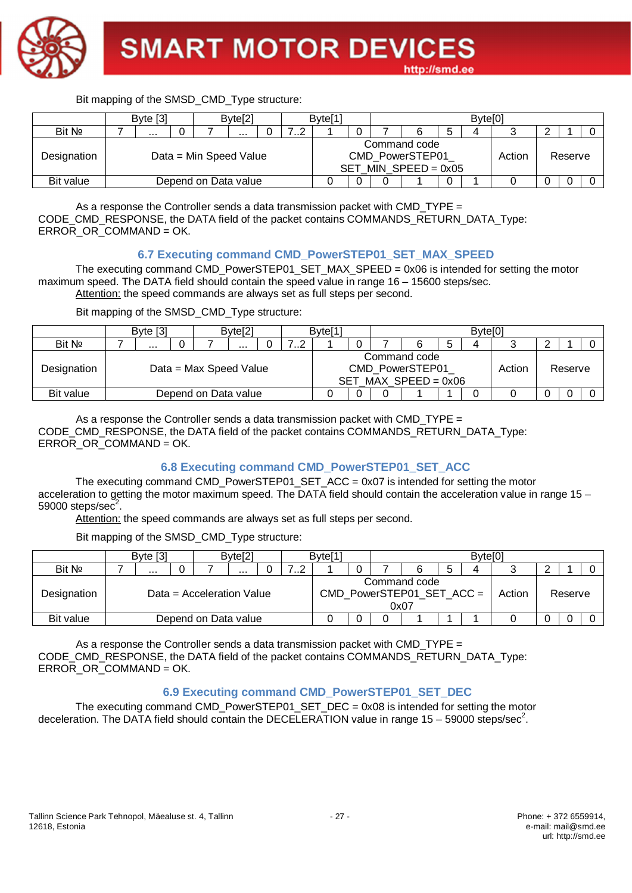Bit mapping of the SMSD_CMD_Type structure:

| | Byte [3] | | | Byte[2] | | | Byte[1] | | | Byte[0] | | | | | | | |
|---|---|---|---|---|---|---|---|---|---|---|---|---|---|---|---|---|---|
| Bit № | 7 | … | 0 | 7 | … | 0 | 7..2 | 1 | 0 | 7 | 6 | 5 | 4 | 3 | 2 | 1 | 0 |
| Designation | Data = Min Speed Value | | | | | | | Command code CMD_PowerSTEP01_ SET_MIN_SPEED = 0x05 | | | | | | Action | Reserve | | |
| Bit value | Depend on Data value | | | | | | | 0 | 0 | 0 | 1 | 0 | 1 | 0 | 0 | 0 | 0 |

As a response the Controller sends a data transmission packet with CMD_TYPE = CODE_CMD_RESPONSE, the DATA field of the packet contains COMMANDS_RETURN_DATA_Type: ERROR_OR_COMMAND = OK.

### 6.7 Executing command CMD_PowerSTEP01_SET_MAX_SPEED

The executing command CMD_PowerSTEP01_SET_MAX_SPEED = 0x06 is intended for setting the motor maximum speed. The DATA field should contain the speed value in range 16 – 15600 steps/sec.

Attention: the speed commands are always set as full steps per second.

Bit mapping of the SMSD_CMD_Type structure:

| | Byte [3] | | | Byte[2] | | | Byte[1] | | | Byte[0] | | | | | | | |
|---|---|---|---|---|---|---|---|---|---|---|---|---|---|---|---|---|---|
| Bit № | 7 | … | 0 | 7 | … | 0 | 7..2 | 1 | 0 | 7 | 6 | 5 | 4 | 3 | 2 | 1 | 0 |
| Designation | Data = Max Speed Value | | | | | | | Command code CMD_PowerSTEP01_ SET_MAX_SPEED = 0x06 | | | | | | Action | Reserve | | |
| Bit value | Depend on Data value | | | | | | | 0 | 0 | 0 | 1 | 1 | 0 | 0 | 0 | 0 | 0 |

As a response the Controller sends a data transmission packet with CMD_TYPE = CODE_CMD_RESPONSE, the DATA field of the packet contains COMMANDS_RETURN_DATA_Type: ERROR_OR_COMMAND = OK.

### 6.8 Executing command CMD_PowerSTEP01_SET_ACC

The executing command CMD_PowerSTEP01_SET_ACC = 0x07 is intended for setting the motor acceleration to getting the motor maximum speed. The DATA field should contain the acceleration value in range 15 – 59000 steps/sec$^2$.

Attention: the speed commands are always set as full steps per second.

Bit mapping of the SMSD_CMD_Type structure:

| | Byte [3] | | | Byte[2] | | | Byte[1] | | | Byte[0] | | | | | | | |
|---|---|---|---|---|---|---|---|---|---|---|---|---|---|---|---|---|---|
| Bit № | 7 | … | 0 | 7 | … | 0 | 7..2 | 1 | 0 | 7 | 6 | 5 | 4 | 3 | 2 | 1 | 0 |
| Designation | Data = Acceleration Value | | | | | | | Command code CMD_PowerSTEP01_SET_ACC = 0x07 | | | | | | Action | Reserve | | |
| Bit value | Depend on Data value | | | | | | | 0 | 0 | 0 | 1 | 1 | 1 | 0 | 0 | 0 | 0 |

As a response the Controller sends a data transmission packet with CMD_TYPE = CODE_CMD_RESPONSE, the DATA field of the packet contains COMMANDS_RETURN_DATA_Type: ERROR_OR_COMMAND = OK.

### 6.9 Executing command CMD_PowerSTEP01_SET_DEC

The executing command CMD_PowerSTEP01_SET_DEC = 0x08 is intended for setting the motor deceleration. The DATA field should contain the DECELERATION value in range 15 – 59000 steps/sec$^2$.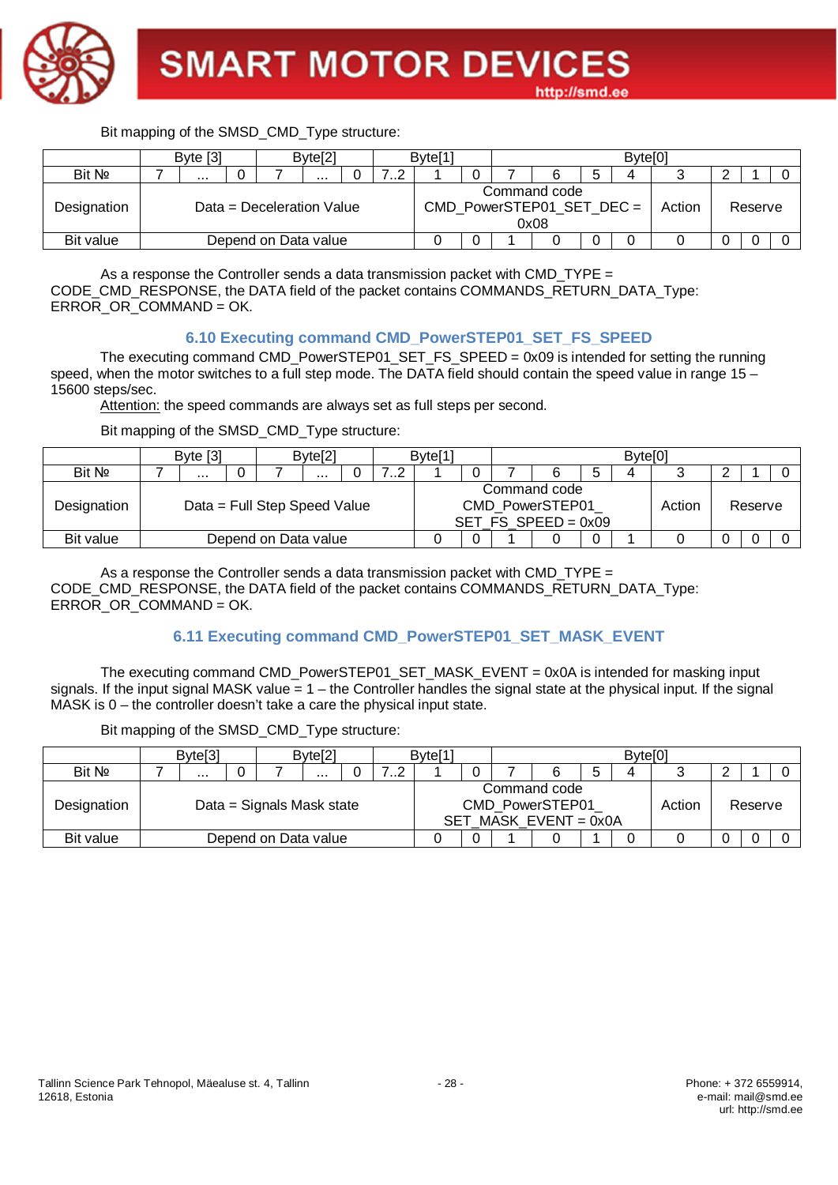Bit mapping of the SMSD_CMD_Type structure:

| | Byte [3] | | | Byte[2] | | | Byte[1] | | | Byte[0] | | | | | | | |
|---|---|---|---|---|---|---|---|---|---|---|---|---|---|---|---|---|---|
| Bit № | 7 | … | 0 | 7 | … | 0 | 7..2 | 1 | 0 | 7 | 6 | 5 | 4 | 3 | 2 | 1 | 0 |
| Designation | Data = Deceleration Value | | | | | | | Command code CMD_PowerSTEP01_SET_DEC = 0x08 | | | | | | Action | Reserve | | |
| Bit value | Depend on Data value | | | | | | | 0 | 0 | 1 | 0 | 0 | 0 | 0 | 0 | 0 | 0 |

As a response the Controller sends a data transmission packet with CMD_TYPE = CODE_CMD_RESPONSE, the DATA field of the packet contains COMMANDS_RETURN_DATA_Type: ERROR_OR_COMMAND = OK.

### 6.10 Executing command CMD_PowerSTEP01_SET_FS_SPEED

The executing command CMD_PowerSTEP01_SET_FS_SPEED = 0x09 is intended for setting the running speed, when the motor switches to a full step mode. The DATA field should contain the speed value in range 15 – 15600 steps/sec.

Attention: the speed commands are always set as full steps per second.

Bit mapping of the SMSD_CMD_Type structure:

| | Byte [3] | | | Byte[2] | | | Byte[1] | | | Byte[0] | | | | | | | |
|---|---|---|---|---|---|---|---|---|---|---|---|---|---|---|---|---|---|
| Bit № | 7 | … | 0 | 7 | … | 0 | 7..2 | 1 | 0 | 7 | 6 | 5 | 4 | 3 | 2 | 1 | 0 |
| Designation | Data = Full Step Speed Value | | | | | | | Command code CMD_PowerSTEP01_ SET_FS_SPEED = 0x09 | | | | | | Action | Reserve | | |
| Bit value | Depend on Data value | | | | | | | 0 | 0 | 1 | 0 | 0 | 1 | 0 | 0 | 0 | 0 |

As a response the Controller sends a data transmission packet with CMD_TYPE = CODE_CMD_RESPONSE, the DATA field of the packet contains COMMANDS_RETURN_DATA_Type: ERROR_OR_COMMAND = OK.

### 6.11 Executing command CMD_PowerSTEP01_SET_MASK_EVENT

The executing command CMD_PowerSTEP01_SET_MASK_EVENT = 0x0A is intended for masking input signals. If the input signal MASK value = 1 – the Controller handles the signal state at the physical input. If the signal MASK is 0 – the controller doesn't take a care the physical input state.

Bit mapping of the SMSD_CMD_Type structure:

| | Byte[3] | | | Byte[2] | | | Byte[1] | | | Byte[0] | | | | | | | |
|---|---|---|---|---|---|---|---|---|---|---|---|---|---|---|---|---|---|
| Bit № | 7 | … | 0 | 7 | … | 0 | 7..2 | 1 | 0 | 7 | 6 | 5 | 4 | 3 | 2 | 1 | 0 |
| Designation | Data = Signals Mask state | | | | | | | Command code CMD_PowerSTEP01_ SET_MASK_EVENT = 0x0A | | | | | | Action | Reserve | | |
| Bit value | Depend on Data value | | | | | | | 0 | 0 | 1 | 0 | 1 | 0 | 0 | 0 | 0 | 0 |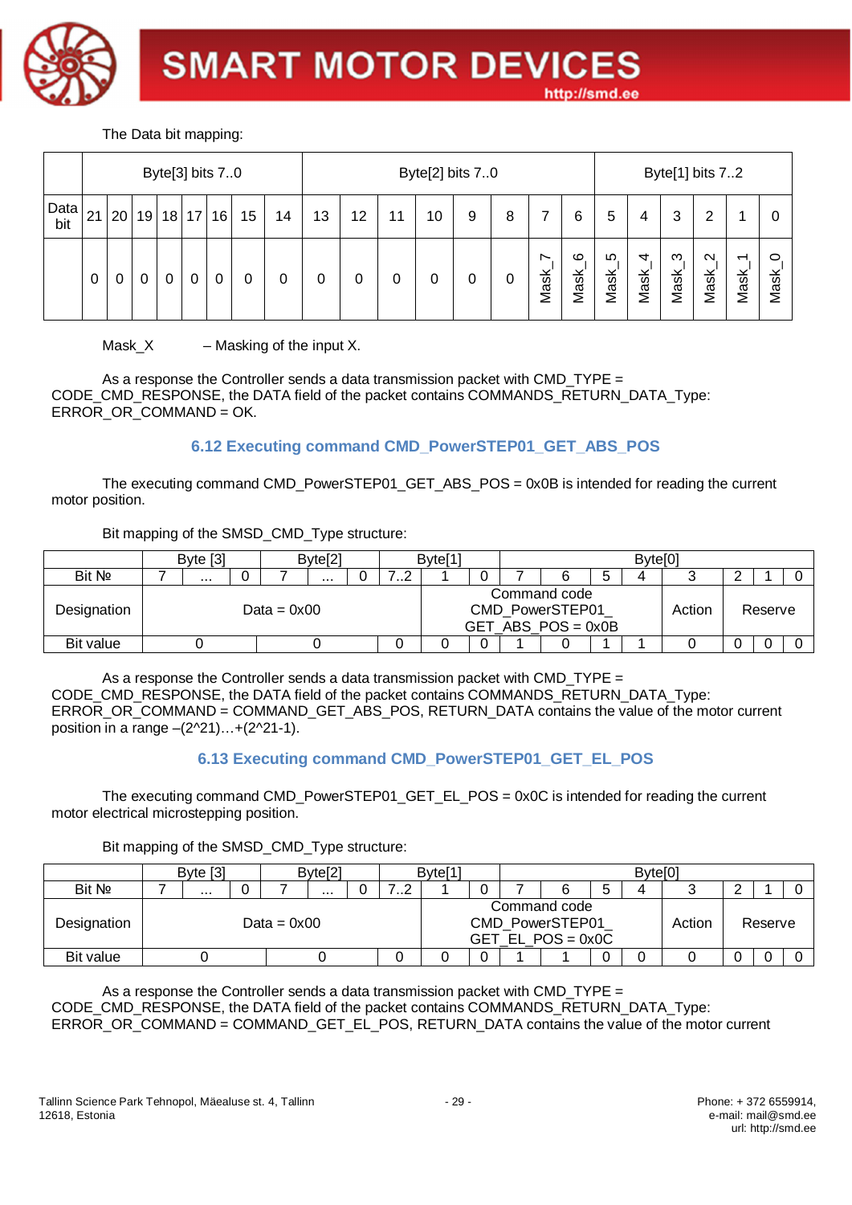The Data bit mapping:

| | Byte[3] bits 7..0 | | | | | | | | Byte[2] bits 7..0 | | | | | | | | Byte[1] bits 7..2 | | | | | | | |
|---|---|---|---|---|---|---|---|---|---|---|---|---|---|---|---|---|---|---|---|---|---|---|---|---|
| Data bit | 21 | 20 | 19 | 18 | 17 | 16 | 15 | 14 | 13 | 12 | 11 | 10 | 9 | 8 | 7 | 6 | 5 | 4 | 3 | 2 | 1 | 0 |
| | 0 | 0 | 0 | 0 | 0 | 0 | 0 | 0 | 0 | 0 | 0 | 0 | 0 | 0 | Mask_7 | Mask_6 | Mask_5 | Mask_4 | Mask_3 | Mask_2 | Mask_1 | Mask_0 |

Mask_X – Masking of the input X.

As a response the Controller sends a data transmission packet with CMD_TYPE = CODE_CMD_RESPONSE, the DATA field of the packet contains COMMANDS_RETURN_DATA_Type: ERROR_OR_COMMAND = OK.

### 6.12 Executing command CMD_PowerSTEP01_GET_ABS_POS

The executing command CMD_PowerSTEP01_GET_ABS_POS = 0x0B is intended for reading the current motor position.

Bit mapping of the SMSD_CMD_Type structure:

| | Byte [3] | | | Byte[2] | | | Byte[1] | | | Byte[0] | | | | | | | |
|---|---|---|---|---|---|---|---|---|---|---|---|---|---|---|---|---|---|
| Bit № | 7 | ... | 0 | 7 | ... | 0 | 7..2 | 1 | 0 | 7 | 6 | 5 | 4 | 3 | 2 | 1 | 0 |
| Designation | Data = 0x00 | | | | | | | | Command code CMD_PowerSTEP01_ GET_ABS_POS = 0x0B | | | | | Action | Reserve | | |
| Bit value | 0 | | | 0 | | | 0 | 0 | 0 | 1 | 0 | 1 | 1 | 0 | 0 | 0 | 0 |

As a response the Controller sends a data transmission packet with CMD_TYPE = CODE_CMD_RESPONSE, the DATA field of the packet contains COMMANDS_RETURN_DATA_Type: ERROR_OR_COMMAND = COMMAND_GET_ABS_POS, RETURN_DATA contains the value of the motor current position in a range –(2^21)…+(2^21-1).

### 6.13 Executing command CMD_PowerSTEP01_GET_EL_POS

The executing command CMD_PowerSTEP01_GET_EL_POS = 0x0C is intended for reading the current motor electrical microstepping position.

Bit mapping of the SMSD_CMD_Type structure:

| | Byte [3] | | | Byte[2] | | | Byte[1] | | | Byte[0] | | | | | | | |
|---|---|---|---|---|---|---|---|---|---|---|---|---|---|---|---|---|---|
| Bit № | 7 | ... | 0 | 7 | ... | 0 | 7..2 | 1 | 0 | 7 | 6 | 5 | 4 | 3 | 2 | 1 | 0 |
| Designation | Data = 0x00 | | | | | | | | Command code CMD_PowerSTEP01_ GET_EL_POS = 0x0C | | | | | Action | Reserve | | |
| Bit value | 0 | | | 0 | | | 0 | 0 | 0 | 1 | 1 | 0 | 0 | 0 | 0 | 0 | 0 |

As a response the Controller sends a data transmission packet with CMD_TYPE = CODE_CMD_RESPONSE, the DATA field of the packet contains COMMANDS_RETURN_DATA_Type: ERROR_OR_COMMAND = COMMAND_GET_EL_POS, RETURN_DATA contains the value of the motor current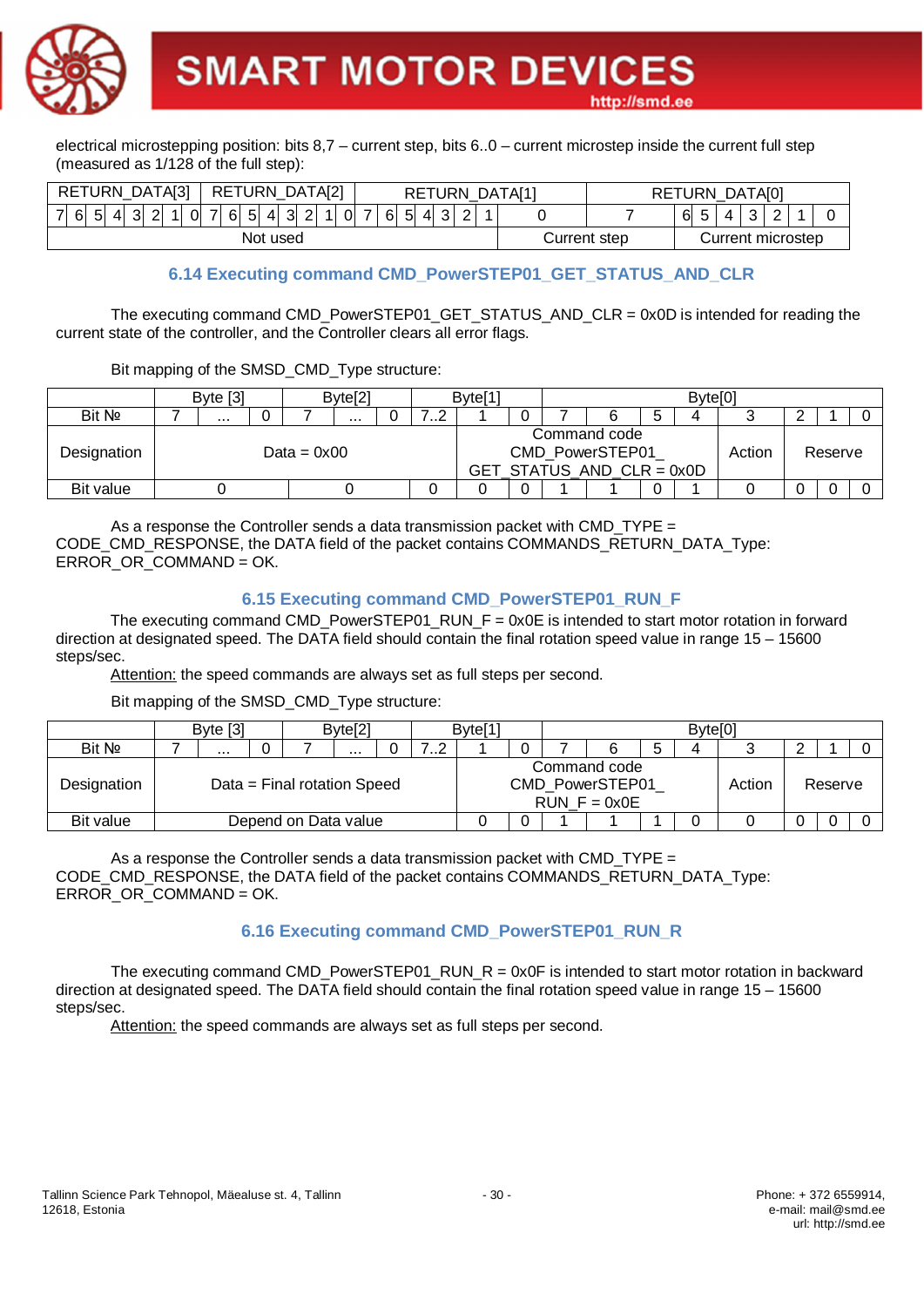electrical microstepping position: bits 8,7 – current step, bits 6..0 – current microstep inside the current full step (measured as 1/128 of the full step):

| RETURN_DATA[3] | | | | | | | | RETURN_DATA[2] | | | | | | | | RETURN_DATA[1] | | | | | | | | RETURN_DATA[0] | | | | | | | |
|---|---|---|---|---|---|---|---|---|---|---|---|---|---|---|---|---|---|---|---|---|---|---|---|---|---|---|---|---|---|---|---|
| 7 | 6 | 5 | 4 | 3 | 2 | 1 | 0 | 7 | 6 | 5 | 4 | 3 | 2 | 1 | 0 | 7 | 6 | 5 | 4 | 3 | 2 | 1 | 0 | 7 | 6 | 5 | 4 | 3 | 2 | 1 | 0 |
| Not used | | | | | | | | | | | | | | | | | | | | | | | Current step | | Current microstep | | | | | | |

## 6.14 Executing command CMD_PowerSTEP01_GET_STATUS_AND_CLR

The executing command CMD_PowerSTEP01_GET_STATUS_AND_CLR = 0x0D is intended for reading the current state of the controller, and the Controller clears all error flags.

Bit mapping of the SMSD_CMD_Type structure:

| | Byte [3] | | | Byte[2] | | | Byte[1] | | | Byte[0] | | | | | | | |
|---|---|---|---|---|---|---|---|---|---|---|---|---|---|---|---|---|---|
| Bit № | 7 | ... | 0 | 7 | ... | 0 | 7..2 | 1 | 0 | 7 | 6 | 5 | 4 | 3 | 2 | 1 | 0 |
| Designation | Data = 0x00 | | | | | | | Command code CMD_PowerSTEP01_ GET_STATUS_AND_CLR = 0x0D | | | | | | Action | Reserve | | |
| Bit value | 0 | | | 0 | | | 0 | 0 | 0 | 1 | 1 | 0 | 1 | 0 | 0 | 0 | 0 |

As a response the Controller sends a data transmission packet with CMD_TYPE = CODE_CMD_RESPONSE, the DATA field of the packet contains COMMANDS_RETURN_DATA_Type: ERROR_OR_COMMAND = OK.

## 6.15 Executing command CMD_PowerSTEP01_RUN_F

The executing command CMD_PowerSTEP01_RUN_F = 0x0E is intended to start motor rotation in forward direction at designated speed. The DATA field should contain the final rotation speed value in range 15 – 15600 steps/sec.

Attention: the speed commands are always set as full steps per second.

Bit mapping of the SMSD_CMD_Type structure:

| | Byte [3] | | | Byte[2] | | | Byte[1] | | | Byte[0] | | | | | | | |
|---|---|---|---|---|---|---|---|---|---|---|---|---|---|---|---|---|---|
| Bit № | 7 | ... | 0 | 7 | ... | 0 | 7..2 | 1 | 0 | 7 | 6 | 5 | 4 | 3 | 2 | 1 | 0 |
| Designation | Data = Final rotation Speed | | | | | | | Command code CMD_PowerSTEP01_ RUN_F = 0x0E | | | | | | Action | Reserve | | |
| Bit value | Depend on Data value | | | | | | | 0 | 0 | 1 | 1 | 1 | 0 | 0 | 0 | 0 | 0 |

As a response the Controller sends a data transmission packet with CMD_TYPE = CODE_CMD_RESPONSE, the DATA field of the packet contains COMMANDS_RETURN_DATA_Type: ERROR_OR_COMMAND = OK.

## 6.16 Executing command CMD_PowerSTEP01_RUN_R

The executing command CMD_PowerSTEP01_RUN_R = 0x0F is intended to start motor rotation in backward direction at designated speed. The DATA field should contain the final rotation speed value in range 15 – 15600 steps/sec.

Attention: the speed commands are always set as full steps per second.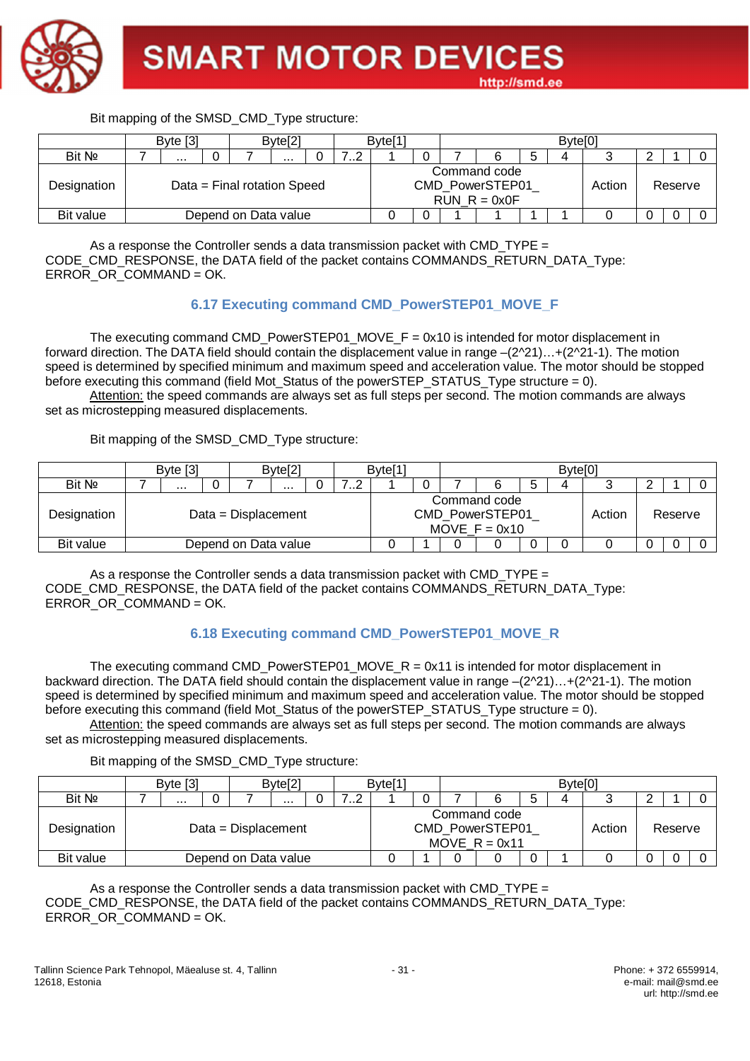Bit mapping of the SMSD_CMD_Type structure:

| | Byte [3] | | | Byte[2] | | | Byte[1] | | | Byte[0] | | | | | | | |
|---|---|---|---|---|---|---|---|---|---|---|---|---|---|---|---|---|---|
| Bit № | 7 | … | 0 | 7 | … | 0 | 7..2 | 1 | 0 | 7 | 6 | 5 | 4 | 3 | 2 | 1 | 0 |
| Designation | Data = Final rotation Speed | | | | | | | Command code CMD_PowerSTEP01_ RUN_R = 0x0F | | | | | | Action | Reserve | | |
| Bit value | Depend on Data value | | | | | | | 0 | 0 | 1 | 1 | 1 | 1 | 0 | 0 | 0 | 0 |

As a response the Controller sends a data transmission packet with CMD_TYPE = CODE_CMD_RESPONSE, the DATA field of the packet contains COMMANDS_RETURN_DATA_Type: ERROR_OR_COMMAND = OK.

## 6.17 Executing command CMD_PowerSTEP01_MOVE_F

The executing command CMD_PowerSTEP01_MOVE_F = 0x10 is intended for motor displacement in forward direction. The DATA field should contain the displacement value in range –(2^21)…+(2^21-1). The motion speed is determined by specified minimum and maximum speed and acceleration value. The motor should be stopped before executing this command (field Mot_Status of the powerSTEP_STATUS_Type structure = 0).

Attention: the speed commands are always set as full steps per second. The motion commands are always set as microstepping measured displacements.

Bit mapping of the SMSD_CMD_Type structure:

| | Byte [3] | | | Byte[2] | | | Byte[1] | | | Byte[0] | | | | | | | |
|---|---|---|---|---|---|---|---|---|---|---|---|---|---|---|---|---|---|
| Bit № | 7 | … | 0 | 7 | … | 0 | 7..2 | 1 | 0 | 7 | 6 | 5 | 4 | 3 | 2 | 1 | 0 |
| Designation | Data = Displacement | | | | | | | Command code CMD_PowerSTEP01_ MOVE_F = 0x10 | | | | | | Action | Reserve | | |
| Bit value | Depend on Data value | | | | | | | 0 | 1 | 0 | 0 | 0 | 0 | 0 | 0 | 0 | 0 |

As a response the Controller sends a data transmission packet with CMD_TYPE = CODE_CMD_RESPONSE, the DATA field of the packet contains COMMANDS_RETURN_DATA_Type: ERROR_OR_COMMAND = OK.

## 6.18 Executing command CMD_PowerSTEP01_MOVE_R

The executing command CMD_PowerSTEP01_MOVE_R = 0x11 is intended for motor displacement in backward direction. The DATA field should contain the displacement value in range –(2^21)…+(2^21-1). The motion speed is determined by specified minimum and maximum speed and acceleration value. The motor should be stopped before executing this command (field Mot_Status of the powerSTEP_STATUS_Type structure = 0).

Attention: the speed commands are always set as full steps per second. The motion commands are always set as microstepping measured displacements.

Bit mapping of the SMSD_CMD_Type structure:

| | Byte [3] | | | Byte[2] | | | Byte[1] | | | Byte[0] | | | | | | | |
|---|---|---|---|---|---|---|---|---|---|---|---|---|---|---|---|---|---|
| Bit № | 7 | … | 0 | 7 | … | 0 | 7..2 | 1 | 0 | 7 | 6 | 5 | 4 | 3 | 2 | 1 | 0 |
| Designation | Data = Displacement | | | | | | | Command code CMD_PowerSTEP01_ MOVE_R = 0x11 | | | | | | Action | Reserve | | |
| Bit value | Depend on Data value | | | | | | | 0 | 1 | 0 | 0 | 0 | 1 | 0 | 0 | 0 | 0 |

As a response the Controller sends a data transmission packet with CMD_TYPE = CODE_CMD_RESPONSE, the DATA field of the packet contains COMMANDS_RETURN_DATA_Type: ERROR_OR_COMMAND = OK.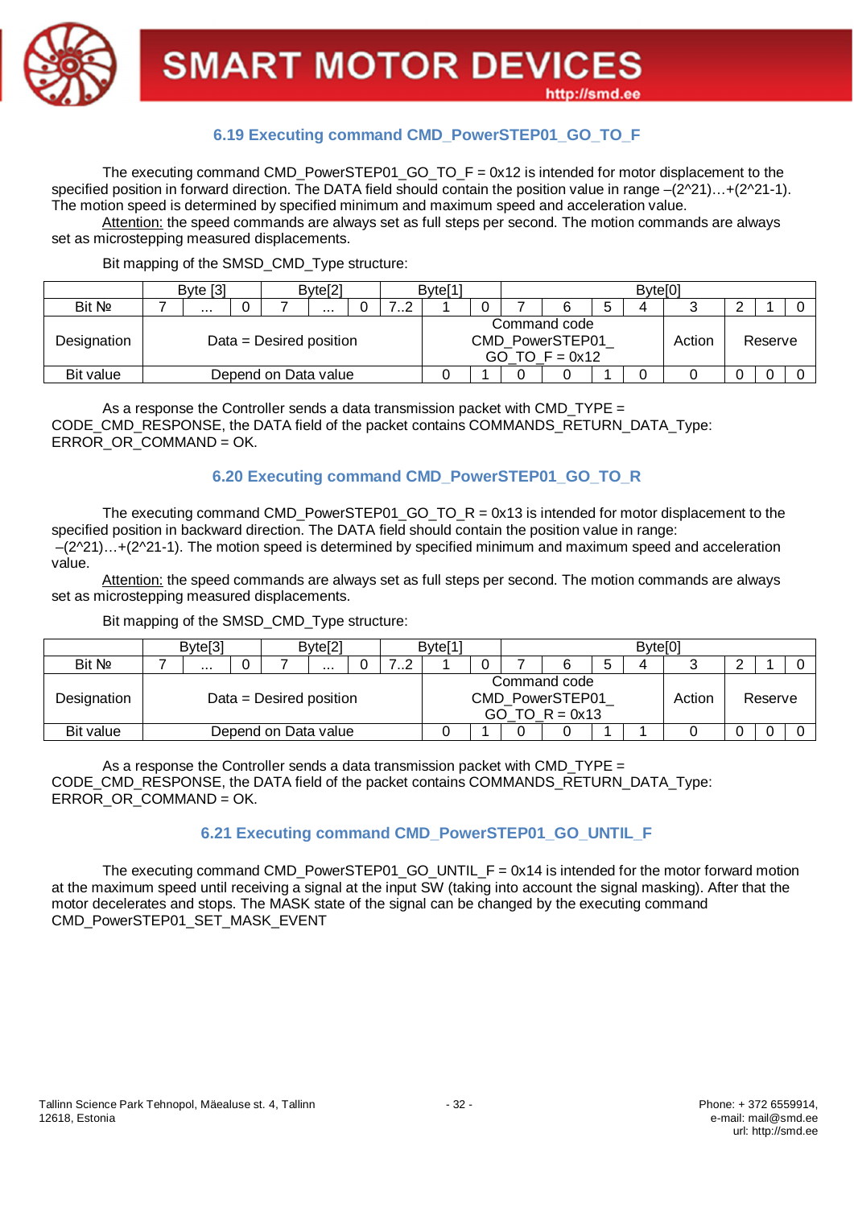### 6.19 Executing command CMD_PowerSTEP01_GO_TO_F

The executing command CMD_PowerSTEP01_GO_TO_F = 0x12 is intended for motor displacement to the specified position in forward direction. The DATA field should contain the position value in range –(2^21)…+(2^21-1). The motion speed is determined by specified minimum and maximum speed and acceleration value.

Attention: the speed commands are always set as full steps per second. The motion commands are always set as microstepping measured displacements.

Bit mapping of the SMSD_CMD_Type structure:

| | Byte [3] | | | Byte[2] | | | Byte[1] | | | Byte[0] | | | | | | | |
|---|---|---|---|---|---|---|---|---|---|---|---|---|---|---|---|---|---|
| Bit № | 7 | ... | 0 | 7 | ... | 0 | 7..2 | 1 | 0 | 7 | 6 | 5 | 4 | 3 | 2 | 1 | 0 |
| Designation | Data = Desired position | | | | | | | Command code CMD_PowerSTEP01_ GO_TO_F = 0x12 | | | | | | Action | Reserve | | |
| Bit value | Depend on Data value | | | | | | | 0 | 1 | 0 | 0 | 1 | 0 | 0 | 0 | 0 | 0 |

As a response the Controller sends a data transmission packet with CMD_TYPE = CODE_CMD_RESPONSE, the DATA field of the packet contains COMMANDS_RETURN_DATA_Type: ERROR_OR_COMMAND = OK.

### 6.20 Executing command CMD_PowerSTEP01_GO_TO_R

The executing command CMD_PowerSTEP01_GO_TO_R = 0x13 is intended for motor displacement to the specified position in backward direction. The DATA field should contain the position value in range: –(2^21)…+(2^21-1). The motion speed is determined by specified minimum and maximum speed and acceleration value.

Attention: the speed commands are always set as full steps per second. The motion commands are always set as microstepping measured displacements.

Bit mapping of the SMSD_CMD_Type structure:

| | Byte[3] | | | Byte[2] | | | Byte[1] | | | Byte[0] | | | | | | | |
|---|---|---|---|---|---|---|---|---|---|---|---|---|---|---|---|---|---|
| Bit № | 7 | ... | 0 | 7 | ... | 0 | 7..2 | 1 | 0 | 7 | 6 | 5 | 4 | 3 | 2 | 1 | 0 |
| Designation | Data = Desired position | | | | | | | Command code CMD_PowerSTEP01_ GO_TO_R = 0x13 | | | | | | Action | Reserve | | |
| Bit value | Depend on Data value | | | | | | | 0 | 1 | 0 | 0 | 1 | 1 | 0 | 0 | 0 | 0 |

As a response the Controller sends a data transmission packet with CMD_TYPE = CODE_CMD_RESPONSE, the DATA field of the packet contains COMMANDS_RETURN_DATA_Type: ERROR_OR_COMMAND = OK.

### 6.21 Executing command CMD_PowerSTEP01_GO_UNTIL_F

The executing command CMD_PowerSTEP01_GO_UNTIL_F = 0x14 is intended for the motor forward motion at the maximum speed until receiving a signal at the input SW (taking into account the signal masking). After that the motor decelerates and stops. The MASK state of the signal can be changed by the executing command CMD_PowerSTEP01_SET_MASK_EVENT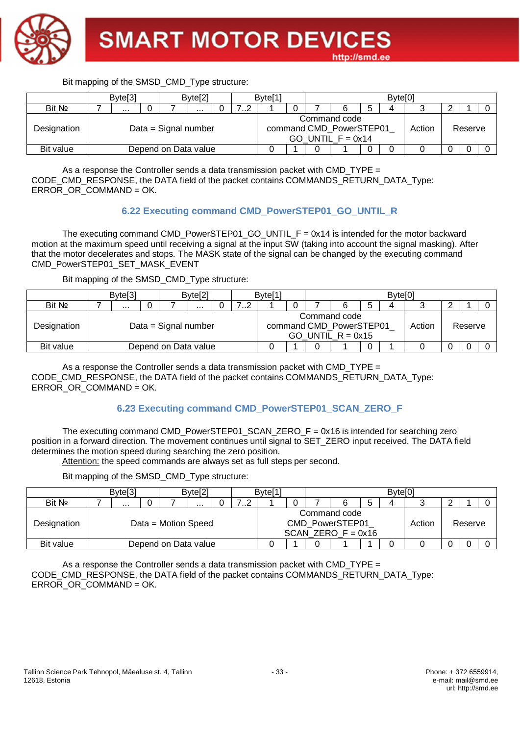Bit mapping of the SMSD_CMD_Type structure:

| | Byte[3] | | | Byte[2] | | | Byte[1] | | | Byte[0] | | | | | | | |
|---|---|---|---|---|---|---|---|---|---|---|---|---|---|---|---|---|---|
| Bit № | 7 | ... | 0 | 7 | ... | 0 | 7..2 | 1 | 0 | 7 | 6 | 5 | 4 | 3 | 2 | 1 | 0 |
| Designation | Data = Signal number | | | | | | | Command code command CMD_PowerSTEP01_ GO_UNTIL_F = 0x14 | | | | | | Action | Reserve | | |
| Bit value | Depend on Data value | | | | | | | 0 | 1 | 0 | 1 | 0 | 0 | 0 | 0 | 0 | 0 |

As a response the Controller sends a data transmission packet with CMD_TYPE = CODE_CMD_RESPONSE, the DATA field of the packet contains COMMANDS_RETURN_DATA_Type: ERROR_OR_COMMAND = OK.

### 6.22 Executing command CMD_PowerSTEP01_GO_UNTIL_R

The executing command CMD_PowerSTEP01_GO_UNTIL_F = 0x14 is intended for the motor backward motion at the maximum speed until receiving a signal at the input SW (taking into account the signal masking). After that the motor decelerates and stops. The MASK state of the signal can be changed by the executing command CMD_PowerSTEP01_SET_MASK_EVENT

Bit mapping of the SMSD_CMD_Type structure:

| | Byte[3] | | | Byte[2] | | | Byte[1] | | | Byte[0] | | | | | | | |
|---|---|---|---|---|---|---|---|---|---|---|---|---|---|---|---|---|---|
| Bit № | 7 | ... | 0 | 7 | ... | 0 | 7..2 | 1 | 0 | 7 | 6 | 5 | 4 | 3 | 2 | 1 | 0 |
| Designation | Data = Signal number | | | | | | | Command code command CMD_PowerSTEP01_ GO_UNTIL_R = 0x15 | | | | | | Action | Reserve | | |
| Bit value | Depend on Data value | | | | | | | 0 | 1 | 0 | 1 | 0 | 1 | 0 | 0 | 0 | 0 |

As a response the Controller sends a data transmission packet with CMD_TYPE = CODE_CMD_RESPONSE, the DATA field of the packet contains COMMANDS_RETURN_DATA_Type: ERROR_OR_COMMAND = OK.

### 6.23 Executing command CMD_PowerSTEP01_SCAN_ZERO_F

The executing command CMD_PowerSTEP01_SCAN_ZERO_F = 0x16 is intended for searching zero position in a forward direction. The movement continues until signal to SET_ZERO input received. The DATA field determines the motion speed during searching the zero position.

Attention: the speed commands are always set as full steps per second.

Bit mapping of the SMSD_CMD_Type structure:

| | Byte[3] | | | Byte[2] | | | Byte[1] | | | Byte[0] | | | | | | | |
|---|---|---|---|---|---|---|---|---|---|---|---|---|---|---|---|---|---|
| Bit № | 7 | ... | 0 | 7 | ... | 0 | 7..2 | 1 | 0 | 7 | 6 | 5 | 4 | 3 | 2 | 1 | 0 |
| Designation | Data = Motion Speed | | | | | | | Command code CMD_PowerSTEP01_ SCAN_ZERO_F = 0x16 | | | | | | Action | Reserve | | |
| Bit value | Depend on Data value | | | | | | | 0 | 1 | 0 | 1 | 1 | 0 | 0 | 0 | 0 | 0 |

As a response the Controller sends a data transmission packet with CMD_TYPE = CODE_CMD_RESPONSE, the DATA field of the packet contains COMMANDS_RETURN_DATA_Type: ERROR_OR_COMMAND = OK.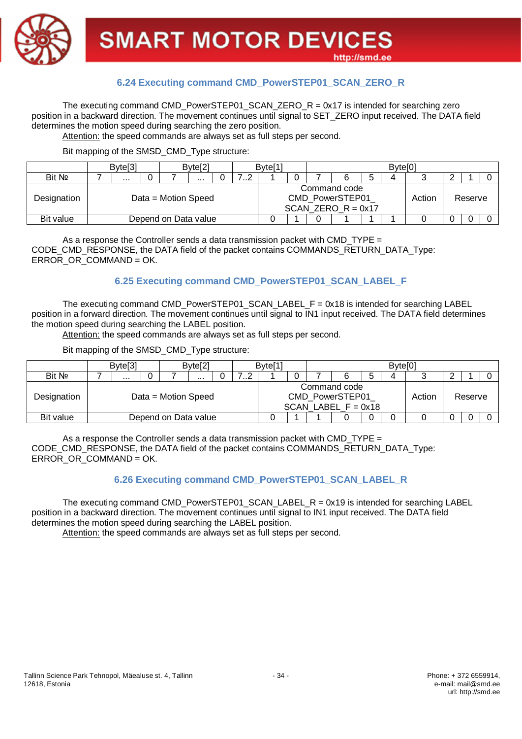### 6.24 Executing command CMD_PowerSTEP01_SCAN_ZERO_R

The executing command CMD_PowerSTEP01_SCAN_ZERO_R = 0x17 is intended for searching zero position in a backward direction. The movement continues until signal to SET_ZERO input received. The DATA field determines the motion speed during searching the zero position.

Attention: the speed commands are always set as full steps per second.

Bit mapping of the SMSD_CMD_Type structure:

| | Byte[3] | | | Byte[2] | | | Byte[1] | | | Byte[0] | | | | | | |
|---|---|---|---|---|---|---|---|---|---|---|---|---|---|---|---|---|
| Bit № | 7 | ... | 0 | 7 | ... | 0 | 7..2 | 1 | 0 | 7 | 6 | 5 | 4 | 3 | 2 | 1 | 0 |
| Designation | Data = Motion Speed | | | | | | | Command code CMD_PowerSTEP01_ SCAN_ZERO_R = 0x17 | | | | | | Action | Reserve | | |
| Bit value | Depend on Data value | | | | | | | 0 | 1 | 0 | 1 | 1 | 1 | 0 | 0 | 0 | 0 |

As a response the Controller sends a data transmission packet with CMD_TYPE = CODE_CMD_RESPONSE, the DATA field of the packet contains COMMANDS_RETURN_DATA_Type: ERROR_OR_COMMAND = OK.

### 6.25 Executing command CMD_PowerSTEP01_SCAN_LABEL_F

The executing command CMD_PowerSTEP01_SCAN_LABEL_F = 0x18 is intended for searching LABEL position in a forward direction. The movement continues until signal to IN1 input received. The DATA field determines the motion speed during searching the LABEL position.

Attention: the speed commands are always set as full steps per second.

Bit mapping of the SMSD_CMD_Type structure:

| | Byte[3] | | | Byte[2] | | | Byte[1] | | | Byte[0] | | | | | | |
|---|---|---|---|---|---|---|---|---|---|---|---|---|---|---|---|---|
| Bit № | 7 | ... | 0 | 7 | ... | 0 | 7..2 | 1 | 0 | 7 | 6 | 5 | 4 | 3 | 2 | 1 | 0 |
| Designation | Data = Motion Speed | | | | | | | Command code CMD_PowerSTEP01_ SCAN_LABEL_F = 0x18 | | | | | | Action | Reserve | | |
| Bit value | Depend on Data value | | | | | | | 0 | 1 | 1 | 0 | 0 | 0 | 0 | 0 | 0 | 0 |

As a response the Controller sends a data transmission packet with CMD_TYPE = CODE_CMD_RESPONSE, the DATA field of the packet contains COMMANDS_RETURN_DATA_Type: ERROR_OR_COMMAND = OK.

### 6.26 Executing command CMD_PowerSTEP01_SCAN_LABEL_R

The executing command CMD_PowerSTEP01_SCAN_LABEL_R = 0x19 is intended for searching LABEL position in a backward direction. The movement continues until signal to IN1 input received. The DATA field determines the motion speed during searching the LABEL position.

Attention: the speed commands are always set as full steps per second.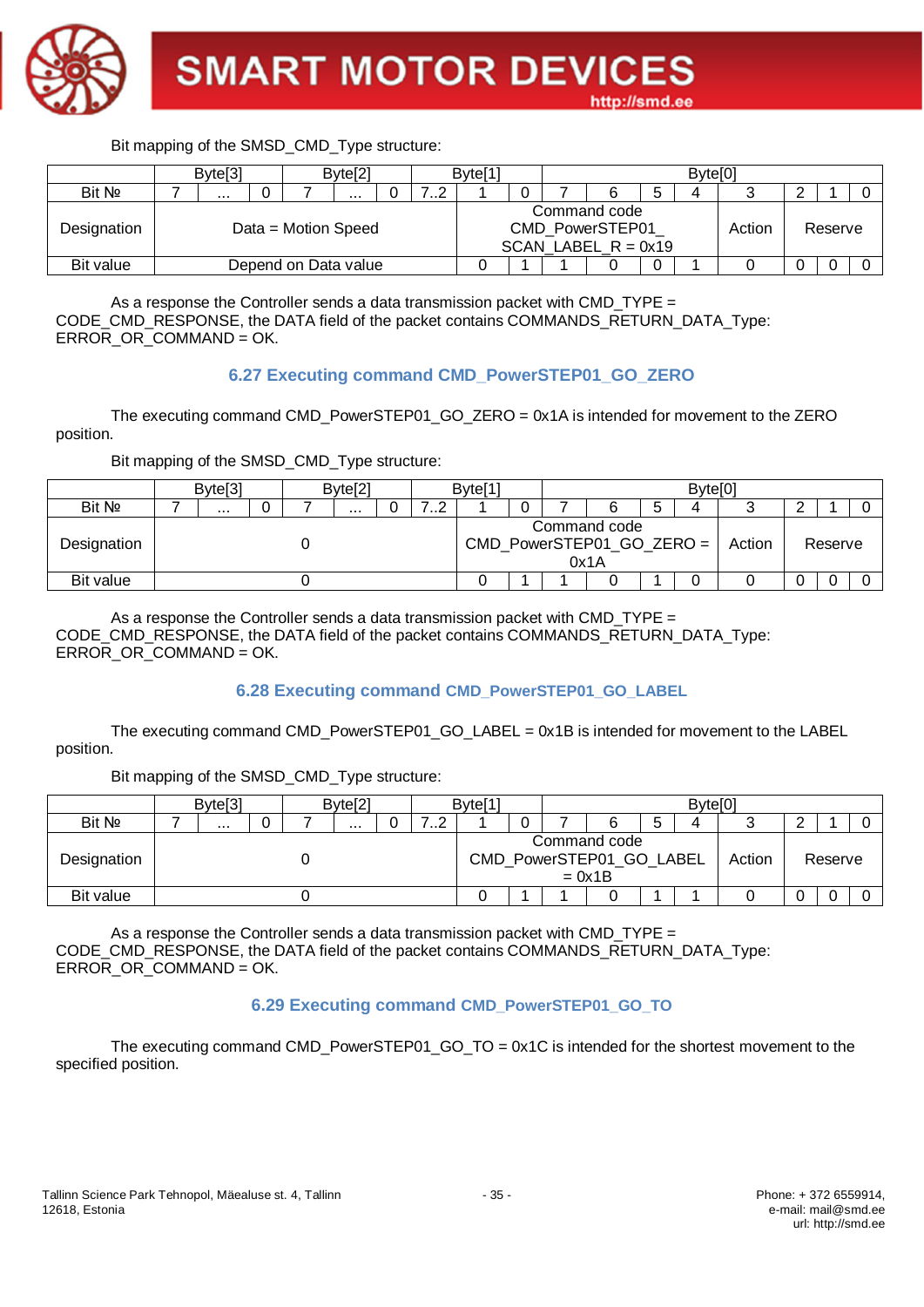Bit mapping of the SMSD_CMD_Type structure:

| | Byte[3] | | | Byte[2] | | | Byte[1] | | | Byte[0] | | | | | | |
|---|---|---|---|---|---|---|---|---|---|---|---|---|---|---|---|---|
| Bit № | 7 | ... | 0 | 7 | ... | 0 | 7..2 | 1 | 0 | 7 | 6 | 5 | 4 | 3 | 2 | 1 | 0 |
| Designation | Data = Motion Speed | | | | | | | Command code CMD_PowerSTEP01_SCAN_LABEL_R = 0x19 | | | | | | Action | Reserve | | |
| Bit value | Depend on Data value | | | | | | | 0 | 1 | 1 | 0 | 0 | 1 | 0 | 0 | 0 | 0 |

As a response the Controller sends a data transmission packet with CMD_TYPE = CODE_CMD_RESPONSE, the DATA field of the packet contains COMMANDS_RETURN_DATA_Type: ERROR_OR_COMMAND = OK.

## 6.27 Executing command CMD_PowerSTEP01_GO_ZERO

The executing command CMD_PowerSTEP01_GO_ZERO = 0x1A is intended for movement to the ZERO position.

Bit mapping of the SMSD_CMD_Type structure:

| | Byte[3] | | | Byte[2] | | | Byte[1] | | | Byte[0] | | | | | | |
|---|---|---|---|---|---|---|---|---|---|---|---|---|---|---|---|---|
| Bit № | 7 | ... | 0 | 7 | ... | 0 | 7..2 | 1 | 0 | 7 | 6 | 5 | 4 | 3 | 2 | 1 | 0 |
| Designation | 0 | | | | | | | Command code CMD_PowerSTEP01_GO_ZERO = 0x1A | | | | | | Action | Reserve | | |
| Bit value | 0 | | | | | | | 0 | 1 | 1 | 0 | 1 | 0 | 0 | 0 | 0 | 0 |

As a response the Controller sends a data transmission packet with CMD_TYPE = CODE_CMD_RESPONSE, the DATA field of the packet contains COMMANDS_RETURN_DATA_Type: ERROR_OR_COMMAND = OK.

## 6.28 Executing command CMD_PowerSTEP01_GO_LABEL

The executing command CMD_PowerSTEP01_GO_LABEL = 0x1B is intended for movement to the LABEL position.

Bit mapping of the SMSD_CMD_Type structure:

| | Byte[3] | | | Byte[2] | | | Byte[1] | | | Byte[0] | | | | | | |
|---|---|---|---|---|---|---|---|---|---|---|---|---|---|---|---|---|
| Bit № | 7 | ... | 0 | 7 | ... | 0 | 7..2 | 1 | 0 | 7 | 6 | 5 | 4 | 3 | 2 | 1 | 0 |
| Designation | 0 | | | | | | | Command code CMD_PowerSTEP01_GO_LABEL = 0x1B | | | | | | Action | Reserve | | |
| Bit value | 0 | | | | | | | 0 | 1 | 1 | 0 | 1 | 1 | 0 | 0 | 0 | 0 |

As a response the Controller sends a data transmission packet with CMD_TYPE = CODE_CMD_RESPONSE, the DATA field of the packet contains COMMANDS_RETURN_DATA_Type: ERROR_OR_COMMAND = OK.

## 6.29 Executing command CMD_PowerSTEP01_GO_TO

The executing command CMD_PowerSTEP01_GO_TO = 0x1C is intended for the shortest movement to the specified position.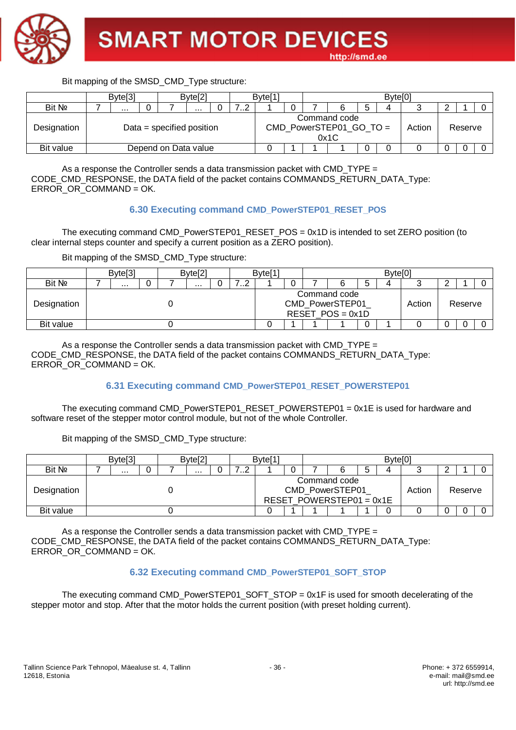Bit mapping of the SMSD_CMD_Type structure:

| | Byte[3] | | | Byte[2] | | | Byte[1] | | | Byte[0] | | | | | | | |
|---|---|---|---|---|---|---|---|---|---|---|---|---|---|---|---|---|---|
| Bit № | 7 | ... | 0 | 7 | ... | 0 | 7..2 | 1 | 0 | 7 | 6 | 5 | 4 | 3 | 2 | 1 | 0 |
| Designation | Data = specified position | | | | | | | Command code CMD_PowerSTEP01_GO_TO = 0x1C | | | | | | Action | Reserve | | |
| Bit value | Depend on Data value | | | | | | | 0 | 1 | 1 | 1 | 0 | 0 | 0 | 0 | 0 | 0 |

As a response the Controller sends a data transmission packet with CMD_TYPE = CODE_CMD_RESPONSE, the DATA field of the packet contains COMMANDS_RETURN_DATA_Type: ERROR_OR_COMMAND = OK.

### 6.30 Executing command CMD_PowerSTEP01_RESET_POS

The executing command CMD_PowerSTEP01_RESET_POS = 0x1D is intended to set ZERO position (to clear internal steps counter and specify a current position as a ZERO position).

Bit mapping of the SMSD_CMD_Type structure:

| | Byte[3] | | | Byte[2] | | | Byte[1] | | | Byte[0] | | | | | | | |
|---|---|---|---|---|---|---|---|---|---|---|---|---|---|---|---|---|---|
| Bit № | 7 | ... | 0 | 7 | ... | 0 | 7..2 | 1 | 0 | 7 | 6 | 5 | 4 | 3 | 2 | 1 | 0 |
| Designation | 0 | | | | | | | Command code CMD_PowerSTEP01_ RESET_POS = 0x1D | | | | | | Action | Reserve | | |
| Bit value | 0 | | | | | | | 0 | 1 | 1 | 1 | 0 | 1 | 0 | 0 | 0 | 0 |

As a response the Controller sends a data transmission packet with CMD_TYPE = CODE_CMD_RESPONSE, the DATA field of the packet contains COMMANDS_RETURN_DATA_Type: ERROR_OR_COMMAND = OK.

### 6.31 Executing command CMD_PowerSTEP01_RESET_POWERSTEP01

The executing command CMD_PowerSTEP01_RESET_POWERSTEP01 = 0x1E is used for hardware and software reset of the stepper motor control module, but not of the whole Controller.

Bit mapping of the SMSD_CMD_Type structure:

| | Byte[3] | | | Byte[2] | | | Byte[1] | | | Byte[0] | | | | | | | |
|---|---|---|---|---|---|---|---|---|---|---|---|---|---|---|---|---|---|
| Bit № | 7 | ... | 0 | 7 | ... | 0 | 7..2 | 1 | 0 | 7 | 6 | 5 | 4 | 3 | 2 | 1 | 0 |
| Designation | 0 | | | | | | | Command code CMD_PowerSTEP01_ RESET_POWERSTEP01 = 0x1E | | | | | | Action | Reserve | | |
| Bit value | 0 | | | | | | | 0 | 1 | 1 | 1 | 1 | 0 | 0 | 0 | 0 | 0 |

As a response the Controller sends a data transmission packet with CMD_TYPE = CODE_CMD_RESPONSE, the DATA field of the packet contains COMMANDS_RETURN_DATA_Type: ERROR_OR_COMMAND = OK.

### 6.32 Executing command CMD_PowerSTEP01_SOFT_STOP

The executing command CMD_PowerSTEP01_SOFT_STOP = 0x1F is used for smooth decelerating of the stepper motor and stop. After that the motor holds the current position (with preset holding current).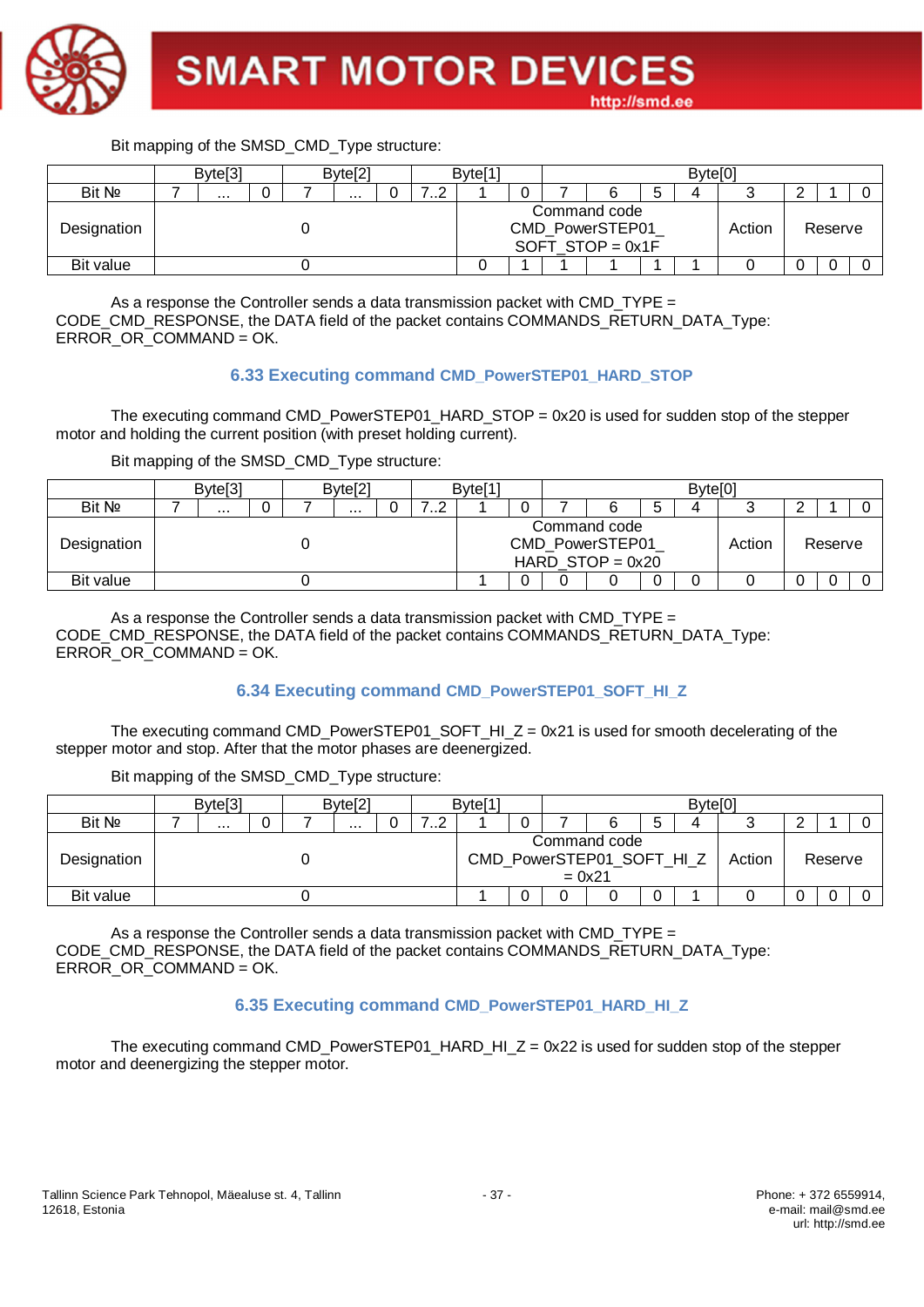Bit mapping of the SMSD_CMD_Type structure:

| | Byte[3] | | | Byte[2] | | | Byte[1] | | | Byte[0] | | | | | | | |
|---|---|---|---|---|---|---|---|---|---|---|---|---|---|---|---|---|---|
| Bit № | 7 | ... | 0 | 7 | ... | 0 | 7..2 | 1 | 0 | 7 | 6 | 5 | 4 | 3 | 2 | 1 | 0 |
| Designation | 0 | | | | | | | Command code CMD_PowerSTEP01_SOFT_STOP = 0x1F | | | | | | Action | Reserve | | |
| Bit value | 0 | | | | | | | 0 | 1 | 1 | 1 | 1 | 1 | 0 | 0 | 0 | 0 |

As a response the Controller sends a data transmission packet with CMD_TYPE = CODE_CMD_RESPONSE, the DATA field of the packet contains COMMANDS_RETURN_DATA_Type: ERROR_OR_COMMAND = OK.

## 6.33 Executing command CMD_PowerSTEP01_HARD_STOP

The executing command CMD_PowerSTEP01_HARD_STOP = 0x20 is used for sudden stop of the stepper motor and holding the current position (with preset holding current).

Bit mapping of the SMSD_CMD_Type structure:

| | Byte[3] | | | Byte[2] | | | Byte[1] | | | Byte[0] | | | | | | | |
|---|---|---|---|---|---|---|---|---|---|---|---|---|---|---|---|---|---|
| Bit № | 7 | ... | 0 | 7 | ... | 0 | 7..2 | 1 | 0 | 7 | 6 | 5 | 4 | 3 | 2 | 1 | 0 |
| Designation | 0 | | | | | | | Command code CMD_PowerSTEP01_HARD_STOP = 0x20 | | | | | | Action | Reserve | | |
| Bit value | 0 | | | | | | | 1 | 0 | 0 | 0 | 0 | 0 | 0 | 0 | 0 | 0 |

As a response the Controller sends a data transmission packet with CMD_TYPE = CODE_CMD_RESPONSE, the DATA field of the packet contains COMMANDS_RETURN_DATA_Type: ERROR_OR_COMMAND = OK.

## 6.34 Executing command CMD_PowerSTEP01_SOFT_HI_Z

The executing command CMD_PowerSTEP01_SOFT_HI_Z = 0x21 is used for smooth decelerating of the stepper motor and stop. After that the motor phases are deenergized.

Bit mapping of the SMSD_CMD_Type structure:

| | Byte[3] | | | Byte[2] | | | Byte[1] | | | Byte[0] | | | | | | | |
|---|---|---|---|---|---|---|---|---|---|---|---|---|---|---|---|---|---|
| Bit № | 7 | ... | 0 | 7 | ... | 0 | 7..2 | 1 | 0 | 7 | 6 | 5 | 4 | 3 | 2 | 1 | 0 |
| Designation | 0 | | | | | | | Command code CMD_PowerSTEP01_SOFT_HI_Z = 0x21 | | | | | | Action | Reserve | | |
| Bit value | 0 | | | | | | | 1 | 0 | 0 | 0 | 0 | 1 | 0 | 0 | 0 | 0 |

As a response the Controller sends a data transmission packet with CMD_TYPE = CODE_CMD_RESPONSE, the DATA field of the packet contains COMMANDS_RETURN_DATA_Type: ERROR_OR_COMMAND = OK.

## 6.35 Executing command CMD_PowerSTEP01_HARD_HI_Z

The executing command CMD_PowerSTEP01_HARD_HI_Z = 0x22 is used for sudden stop of the stepper motor and deenergizing the stepper motor.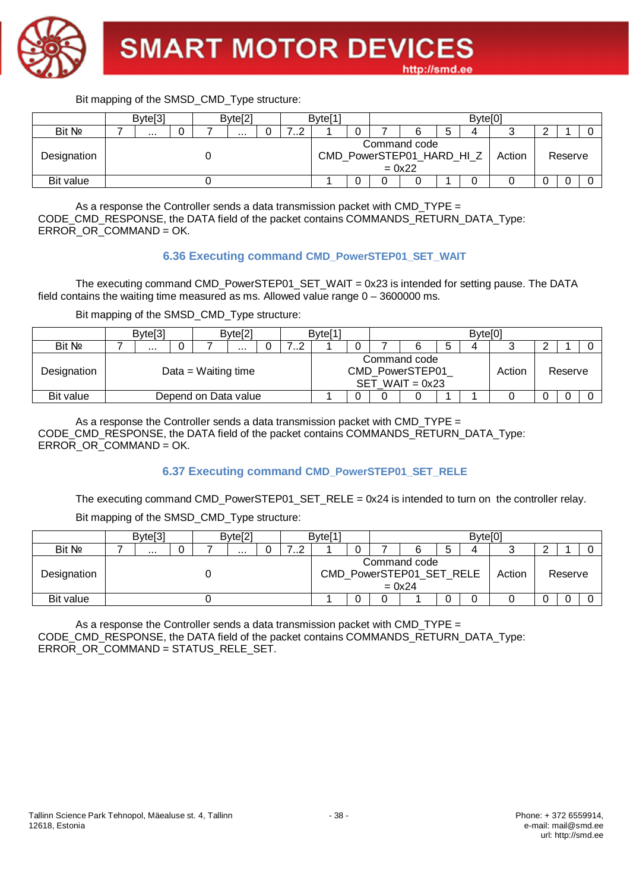Bit mapping of the SMSD_CMD_Type structure:

| | Byte[3] | | | Byte[2] | | | Byte[1] | | | Byte[0] | | | | | | | |
|---|---|---|---|---|---|---|---|---|---|---|---|---|---|---|---|---|---|
| Bit № | 7 | … | 0 | 7 | … | 0 | 7..2 | 1 | 0 | 7 | 6 | 5 | 4 | 3 | 2 | 1 | 0 |
| Designation | 0 | | | | | | | Command code CMD_PowerSTEP01_HARD_HI_Z = 0x22 | | | | | | Action | Reserve | | |
| Bit value | 0 | | | | | | | 1 | 0 | 0 | 0 | 1 | 0 | 0 | 0 | 0 | 0 |

As a response the Controller sends a data transmission packet with CMD_TYPE = CODE_CMD_RESPONSE, the DATA field of the packet contains COMMANDS_RETURN_DATA_Type: ERROR_OR_COMMAND = OK.

### 6.36 Executing command CMD_PowerSTEP01_SET_WAIT

The executing command CMD_PowerSTEP01_SET_WAIT = 0x23 is intended for setting pause. The DATA field contains the waiting time measured as ms. Allowed value range 0 – 3600000 ms.

Bit mapping of the SMSD_CMD_Type structure:

| | Byte[3] | | | Byte[2] | | | Byte[1] | | | Byte[0] | | | | | | | |
|---|---|---|---|---|---|---|---|---|---|---|---|---|---|---|---|---|---|
| Bit № | 7 | … | 0 | 7 | … | 0 | 7..2 | 1 | 0 | 7 | 6 | 5 | 4 | 3 | 2 | 1 | 0 |
| Designation | Data = Waiting time | | | | | | | Command code CMD_PowerSTEP01_ SET_WAIT = 0x23 | | | | | | Action | Reserve | | |
| Bit value | Depend on Data value | | | | | | | 1 | 0 | 0 | 0 | 1 | 1 | 0 | 0 | 0 | 0 |

As a response the Controller sends a data transmission packet with CMD_TYPE = CODE_CMD_RESPONSE, the DATA field of the packet contains COMMANDS_RETURN_DATA_Type: ERROR_OR_COMMAND = OK.

### 6.37 Executing command CMD_PowerSTEP01_SET_RELE

The executing command CMD_PowerSTEP01_SET_RELE = 0x24 is intended to turn on the controller relay.

Bit mapping of the SMSD_CMD_Type structure:

| | Byte[3] | | | Byte[2] | | | Byte[1] | | | Byte[0] | | | | | | | |
|---|---|---|---|---|---|---|---|---|---|---|---|---|---|---|---|---|---|
| Bit № | 7 | … | 0 | 7 | … | 0 | 7..2 | 1 | 0 | 7 | 6 | 5 | 4 | 3 | 2 | 1 | 0 |
| Designation | 0 | | | | | | | Command code CMD_PowerSTEP01_SET_RELE = 0x24 | | | | | | Action | Reserve | | |
| Bit value | 0 | | | | | | | 1 | 0 | 0 | 1 | 0 | 0 | 0 | 0 | 0 | 0 |

As a response the Controller sends a data transmission packet with CMD_TYPE = CODE_CMD_RESPONSE, the DATA field of the packet contains COMMANDS_RETURN_DATA_Type: ERROR_OR_COMMAND = STATUS_RELE_SET.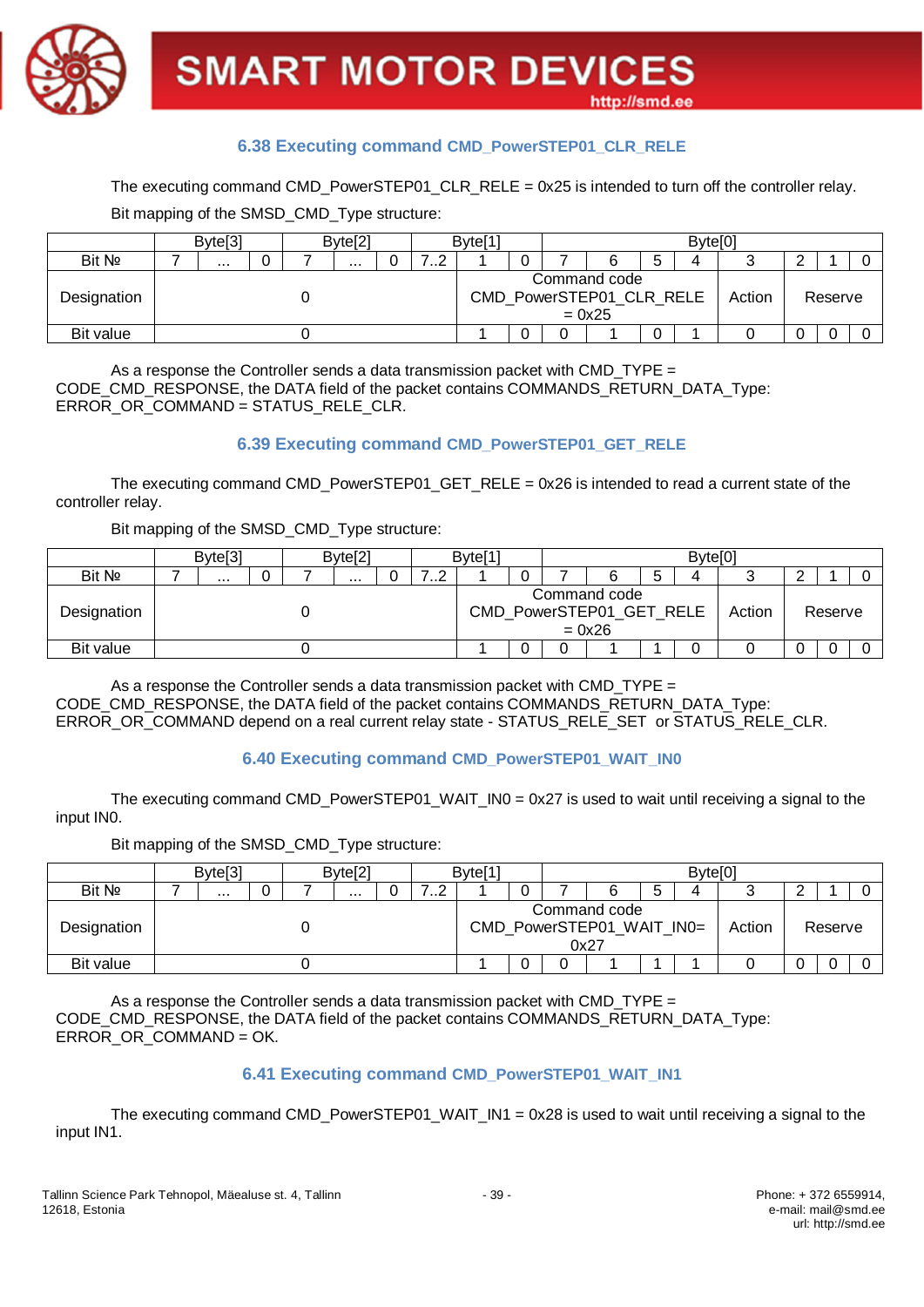### 6.38 Executing command CMD_PowerSTEP01_CLR_RELE

The executing command CMD_PowerSTEP01_CLR_RELE = 0x25 is intended to turn off the controller relay.

Bit mapping of the SMSD_CMD_Type structure:

| | Byte[3] | | | Byte[2] | | | Byte[1] | | | Byte[0] | | | | | | | |
|---|---|---|---|---|---|---|---|---|---|---|---|---|---|---|---|---|---|
| Bit № | 7 | … | 0 | 7 | … | 0 | 7..2 | 1 | 0 | 7 | 6 | 5 | 4 | 3 | 2 | 1 | 0 |
| Designation | 0 | | | | | | | Command code CMD_PowerSTEP01_CLR_RELE = 0x25 | | | | | | Action | Reserve | | |
| Bit value | 0 | | | | | | | 1 | 0 | 0 | 1 | 0 | 1 | 0 | 0 | 0 | 0 |

As a response the Controller sends a data transmission packet with CMD_TYPE = CODE_CMD_RESPONSE, the DATA field of the packet contains COMMANDS_RETURN_DATA_Type: ERROR_OR_COMMAND = STATUS_RELE_CLR.

### 6.39 Executing command CMD_PowerSTEP01_GET_RELE

The executing command CMD_PowerSTEP01_GET_RELE = 0x26 is intended to read a current state of the controller relay.

Bit mapping of the SMSD_CMD_Type structure:

| | Byte[3] | | | Byte[2] | | | Byte[1] | | | Byte[0] | | | | | | | |
|---|---|---|---|---|---|---|---|---|---|---|---|---|---|---|---|---|---|
| Bit № | 7 | … | 0 | 7 | … | 0 | 7..2 | 1 | 0 | 7 | 6 | 5 | 4 | 3 | 2 | 1 | 0 |
| Designation | 0 | | | | | | | Command code CMD_PowerSTEP01_GET_RELE = 0x26 | | | | | | Action | Reserve | | |
| Bit value | 0 | | | | | | | 1 | 0 | 0 | 1 | 1 | 0 | 0 | 0 | 0 | 0 |

As a response the Controller sends a data transmission packet with CMD_TYPE = CODE_CMD_RESPONSE, the DATA field of the packet contains COMMANDS_RETURN_DATA_Type: ERROR_OR_COMMAND depend on a real current relay state - STATUS_RELE_SET or STATUS_RELE_CLR.

### 6.40 Executing command CMD_PowerSTEP01_WAIT_IN0

The executing command CMD_PowerSTEP01_WAIT_IN0 = 0x27 is used to wait until receiving a signal to the input IN0.

Bit mapping of the SMSD_CMD_Type structure:

| | Byte[3] | | | Byte[2] | | | Byte[1] | | | Byte[0] | | | | | | | |
|---|---|---|---|---|---|---|---|---|---|---|---|---|---|---|---|---|---|
| Bit № | 7 | … | 0 | 7 | … | 0 | 7..2 | 1 | 0 | 7 | 6 | 5 | 4 | 3 | 2 | 1 | 0 |
| Designation | 0 | | | | | | | Command code CMD_PowerSTEP01_WAIT_IN0= 0x27 | | | | | | Action | Reserve | | |
| Bit value | 0 | | | | | | | 1 | 0 | 0 | 1 | 1 | 1 | 0 | 0 | 0 | 0 |

As a response the Controller sends a data transmission packet with CMD_TYPE = CODE_CMD_RESPONSE, the DATA field of the packet contains COMMANDS_RETURN_DATA_Type: ERROR_OR_COMMAND = OK.

### 6.41 Executing command CMD_PowerSTEP01_WAIT_IN1

The executing command CMD_PowerSTEP01_WAIT_IN1 = 0x28 is used to wait until receiving a signal to the input IN1.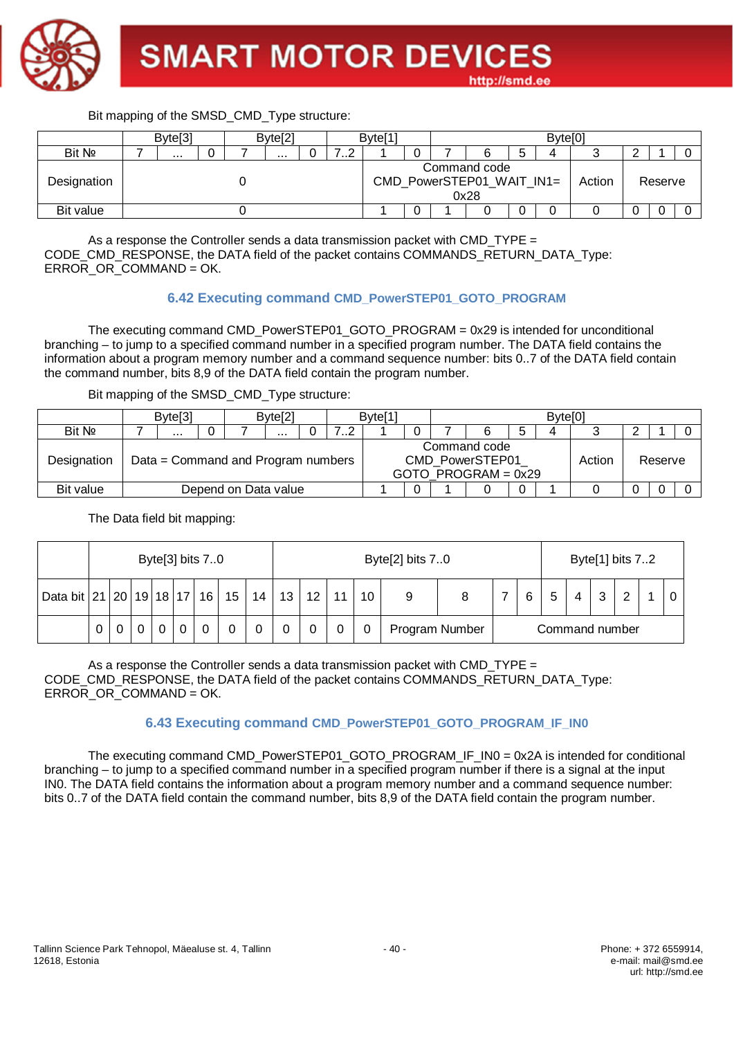Bit mapping of the SMSD_CMD_Type structure:

| | Byte[3] | | | Byte[2] | | | Byte[1] | | | Byte[0] | | | | | | |
|---|---|---|---|---|---|---|---|---|---|---|---|---|---|---|---|---|
| Bit № | 7 | ... | 0 | 7 | ... | 0 | 7..2 | 1 | 0 | 7 | 6 | 5 | 4 | 3 | 2 | 1 | 0 |
| Designation | 0 | | | | | | | Command code CMD_PowerSTEP01_WAIT_IN1= 0x28 | | | | | | Action | Reserve | | |
| Bit value | 0 | | | | | | | 1 | 0 | 1 | 0 | 0 | 0 | 0 | 0 | 0 | 0 |

As a response the Controller sends a data transmission packet with CMD_TYPE = CODE_CMD_RESPONSE, the DATA field of the packet contains COMMANDS_RETURN_DATA_Type: ERROR_OR_COMMAND = OK.

## 6.42 Executing command CMD_PowerSTEP01_GOTO_PROGRAM

The executing command CMD_PowerSTEP01_GOTO_PROGRAM = 0x29 is intended for unconditional branching – to jump to a specified command number in a specified program number. The DATA field contains the information about a program memory number and a command sequence number: bits 0..7 of the DATA field contain the command number, bits 8,9 of the DATA field contain the program number.

Bit mapping of the SMSD_CMD_Type structure:

| | Byte[3] | | | Byte[2] | | | Byte[1] | | | Byte[0] | | | | | | |
|---|---|---|---|---|---|---|---|---|---|---|---|---|---|---|---|---|
| Bit № | 7 | ... | 0 | 7 | ... | 0 | 7..2 | 1 | 0 | 7 | 6 | 5 | 4 | 3 | 2 | 1 | 0 |
| Designation | Data = Command and Program numbers | | | | | | | Command code CMD_PowerSTEP01_ GOTO_PROGRAM = 0x29 | | | | | | Action | Reserve | | |
| Bit value | Depend on Data value | | | | | | | 1 | 0 | 1 | 0 | 0 | 1 | 0 | 0 | 0 | 0 |

The Data field bit mapping:

| | Byte[3] bits 7..0 | | | | | | | | Byte[2] bits 7..0 | | | | | | | | Byte[1] bits 7..2 | | | | | |
|---|---|---|---|---|---|---|---|---|---|---|---|---|---|---|---|---|---|---|---|---|---|---|
| Data bit | 21 | 20 | 19 | 18 | 17 | 16 | 15 | 14 | 13 | 12 | 11 | 10 | 9 | 8 | 7 | 6 | 5 | 4 | 3 | 2 | 1 | 0 |
| | 0 | 0 | 0 | 0 | 0 | 0 | 0 | 0 | 0 | 0 | 0 | 0 | Program Number | | Command number | | | | | | | |

As a response the Controller sends a data transmission packet with CMD_TYPE = CODE_CMD_RESPONSE, the DATA field of the packet contains COMMANDS_RETURN_DATA_Type: ERROR_OR_COMMAND = OK.

## 6.43 Executing command CMD_PowerSTEP01_GOTO_PROGRAM_IF_IN0

The executing command CMD_PowerSTEP01_GOTO_PROGRAM_IF_IN0 = 0x2A is intended for conditional branching – to jump to a specified command number in a specified program number if there is a signal at the input IN0. The DATA field contains the information about a program memory number and a command sequence number: bits 0..7 of the DATA field contain the command number, bits 8,9 of the DATA field contain the program number.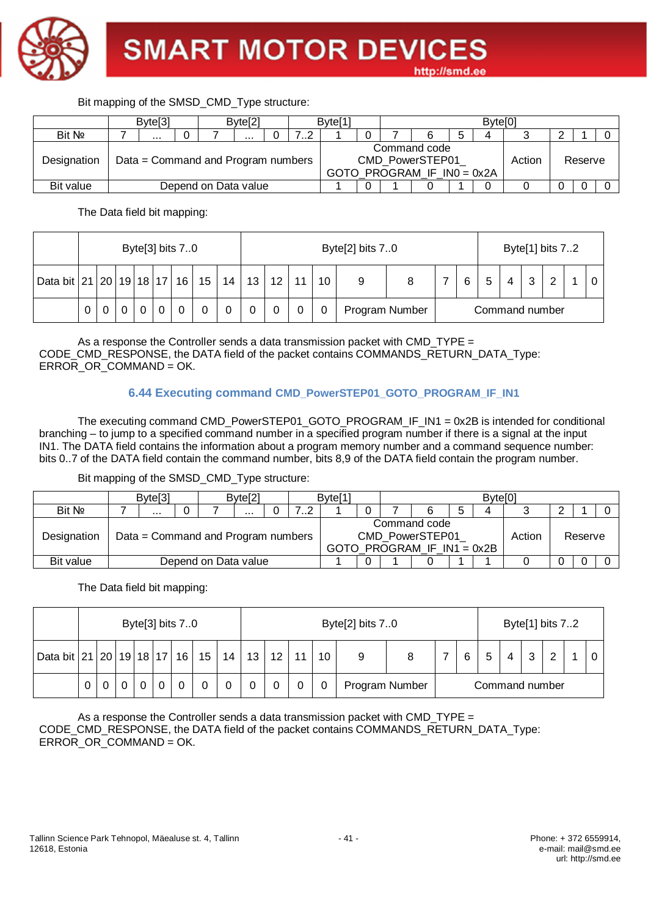Bit mapping of the SMSD_CMD_Type structure:

| | Byte[3] | | | Byte[2] | | | Byte[1] | | | Byte[0] | | | | | | | |
|---|---|---|---|---|---|---|---|---|---|---|---|---|---|---|---|---|---|
| Bit № | 7 | … | 0 | 7 | … | 0 | 7..2 | 1 | 0 | 7 | 6 | 5 | 4 | 3 | 2 | 1 | 0 |
| Designation | Data = Command and Program numbers | | | | | | | Command code CMD_PowerSTEP01_ GOTO_PROGRAM_IF_IN0 = 0x2A | | | | | | Action | Reserve | | |
| Bit value | Depend on Data value | | | | | | | 1 | 0 | 1 | 0 | 1 | 0 | 0 | 0 | 0 | 0 |

The Data field bit mapping:

| | Byte[3] bits 7..0 | | | | | | | | Byte[2] bits 7..0 | | | | | | Byte[1] bits 7..2 | | | | | | | |
|---|---|---|---|---|---|---|---|---|---|---|---|---|---|---|---|---|---|---|---|---|---|---|
| Data bit | 21 | 20 | 19 | 18 | 17 | 16 | 15 | 14 | 13 | 12 | 11 | 10 | 9 | 8 | 7 | 6 | 5 | 4 | 3 | 2 | 1 | 0 |
| | 0 | 0 | 0 | 0 | 0 | 0 | 0 | 0 | 0 | 0 | 0 | 0 | Program Number | | Command number | | | | | | | |

As a response the Controller sends a data transmission packet with CMD_TYPE = CODE_CMD_RESPONSE, the DATA field of the packet contains COMMANDS_RETURN_DATA_Type: ERROR_OR_COMMAND = OK.

### 6.44 Executing command CMD_PowerSTEP01_GOTO_PROGRAM_IF_IN1

The executing command CMD_PowerSTEP01_GOTO_PROGRAM_IF_IN1 = 0x2B is intended for conditional branching – to jump to a specified command number in a specified program number if there is a signal at the input IN1. The DATA field contains the information about a program memory number and a command sequence number: bits 0..7 of the DATA field contain the command number, bits 8,9 of the DATA field contain the program number.

Bit mapping of the SMSD_CMD_Type structure:

| | Byte[3] | | | Byte[2] | | | Byte[1] | | | Byte[0] | | | | | | | |
|---|---|---|---|---|---|---|---|---|---|---|---|---|---|---|---|---|---|
| Bit № | 7 | … | 0 | 7 | … | 0 | 7..2 | 1 | 0 | 7 | 6 | 5 | 4 | 3 | 2 | 1 | 0 |
| Designation | Data = Command and Program numbers | | | | | | | Command code CMD_PowerSTEP01_ GOTO_PROGRAM_IF_IN1 = 0x2B | | | | | | Action | Reserve | | |
| Bit value | Depend on Data value | | | | | | | 1 | 0 | 1 | 0 | 1 | 1 | 0 | 0 | 0 | 0 |

The Data field bit mapping:

| | Byte[3] bits 7..0 | | | | | | | | Byte[2] bits 7..0 | | | | | | Byte[1] bits 7..2 | | | | | | | |
|---|---|---|---|---|---|---|---|---|---|---|---|---|---|---|---|---|---|---|---|---|---|---|
| Data bit | 21 | 20 | 19 | 18 | 17 | 16 | 15 | 14 | 13 | 12 | 11 | 10 | 9 | 8 | 7 | 6 | 5 | 4 | 3 | 2 | 1 | 0 |
| | 0 | 0 | 0 | 0 | 0 | 0 | 0 | 0 | 0 | 0 | 0 | 0 | Program Number | | Command number | | | | | | | |

As a response the Controller sends a data transmission packet with CMD_TYPE = CODE_CMD_RESPONSE, the DATA field of the packet contains COMMANDS_RETURN_DATA_Type: ERROR_OR_COMMAND = OK.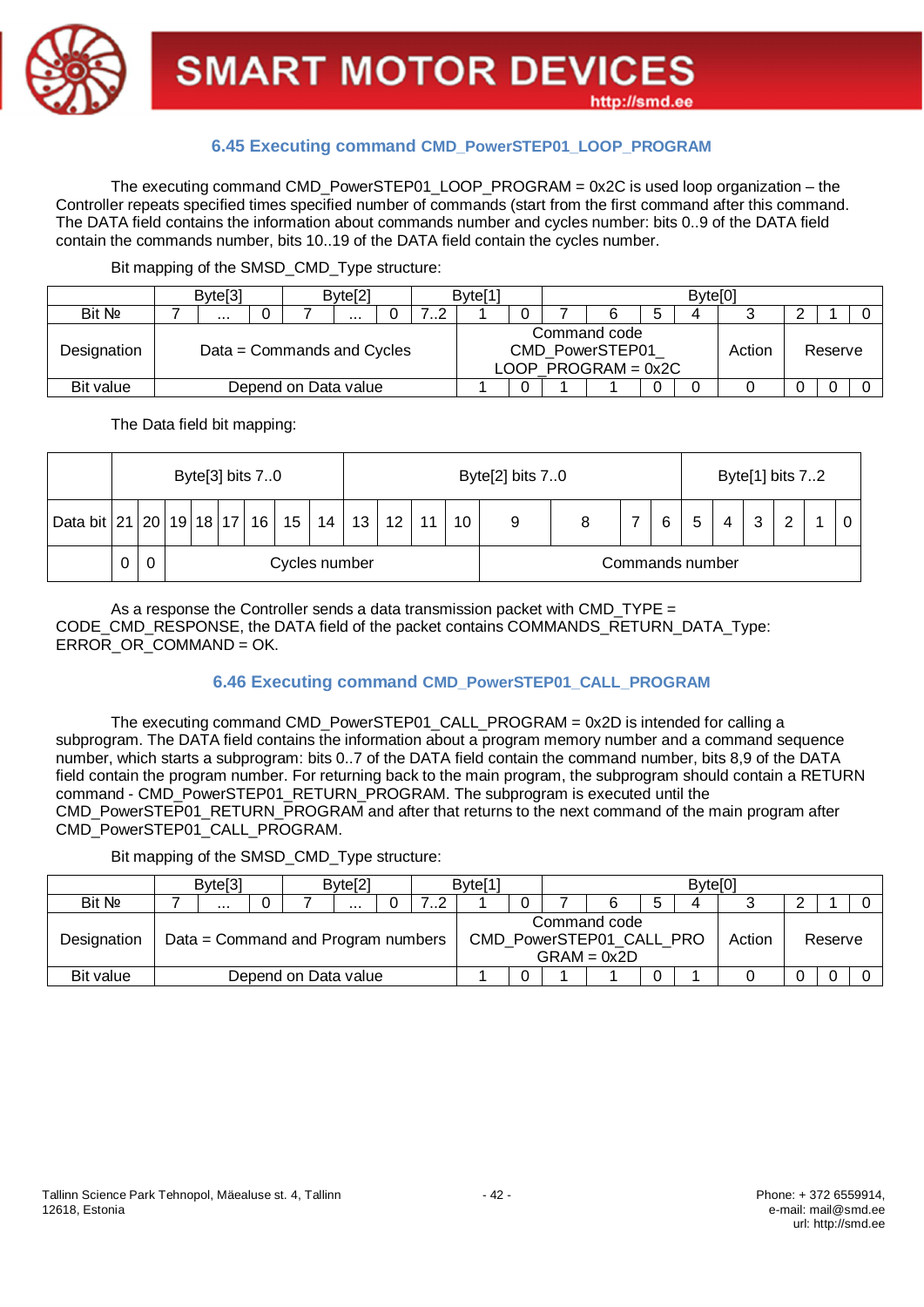### 6.45 Executing command CMD_PowerSTEP01_LOOP_PROGRAM

The executing command CMD_PowerSTEP01_LOOP_PROGRAM = 0x2C is used loop organization – the Controller repeats specified times specified number of commands (start from the first command after this command. The DATA field contains the information about commands number and cycles number: bits 0..9 of the DATA field contain the commands number, bits 10..19 of the DATA field contain the cycles number.

Bit mapping of the SMSD_CMD_Type structure:

| | Byte[3] | | | Byte[2] | | | Byte[1] | | | Byte[0] | | | | | | | |
|---|---|---|---|---|---|---|---|---|---|---|---|---|---|---|---|---|---|
| Bit № | 7 | ... | 0 | 7 | ... | 0 | 7..2 | 1 | 0 | 7 | 6 | 5 | 4 | 3 | 2 | 1 | 0 |
| Designation | Data = Commands and Cycles | | | | | | | Command code CMD_PowerSTEP01_ LOOP_PROGRAM = 0x2C | | | | | | Action | Reserve | | |
| Bit value | Depend on Data value | | | | | | | 1 | 0 | 1 | 1 | 0 | 0 | 0 | 0 | 0 | 0 |

The Data field bit mapping:

| | Byte[3] bits 7..0 | | | | | | | | Byte[2] bits 7..0 | | | | | | | | Byte[1] bits 7..2 | | | | | |
|---|---|---|---|---|---|---|---|---|---|---|---|---|---|---|---|---|---|---|---|---|---|---|
| Data bit | 21 | 20 | 19 | 18 | 17 | 16 | 15 | 14 | 13 | 12 | 11 | 10 | 9 | 8 | 7 | 6 | 5 | 4 | 3 | 2 | 1 | 0 |
| | 0 | 0 | Cycles number | | | | | | | | | | Commands number | | | | | | | | | |

As a response the Controller sends a data transmission packet with CMD_TYPE = CODE_CMD_RESPONSE, the DATA field of the packet contains COMMANDS_RETURN_DATA_Type: ERROR_OR_COMMAND = OK.

### 6.46 Executing command CMD_PowerSTEP01_CALL_PROGRAM

The executing command CMD_PowerSTEP01_CALL_PROGRAM = 0x2D is intended for calling a subprogram. The DATA field contains the information about a program memory number and a command sequence number, which starts a subprogram: bits 0..7 of the DATA field contain the command number, bits 8,9 of the DATA field contain the program number. For returning back to the main program, the subprogram should contain a RETURN command - CMD_PowerSTEP01_RETURN_PROGRAM. The subprogram is executed until the CMD_PowerSTEP01_RETURN_PROGRAM and after that returns to the next command of the main program after CMD_PowerSTEP01_CALL_PROGRAM.

Bit mapping of the SMSD_CMD_Type structure:

| | Byte[3] | | | Byte[2] | | | Byte[1] | | | Byte[0] | | | | | | | |
|---|---|---|---|---|---|---|---|---|---|---|---|---|---|---|---|---|---|
| Bit № | 7 | ... | 0 | 7 | ... | 0 | 7..2 | 1 | 0 | 7 | 6 | 5 | 4 | 3 | 2 | 1 | 0 |
| Designation | Data = Command and Program numbers | | | | | | | Command code CMD_PowerSTEP01_CALL_PRO GRAM = 0x2D | | | | | | Action | Reserve | | |
| Bit value | Depend on Data value | | | | | | | 1 | 0 | 1 | 1 | 0 | 1 | 0 | 0 | 0 | 0 |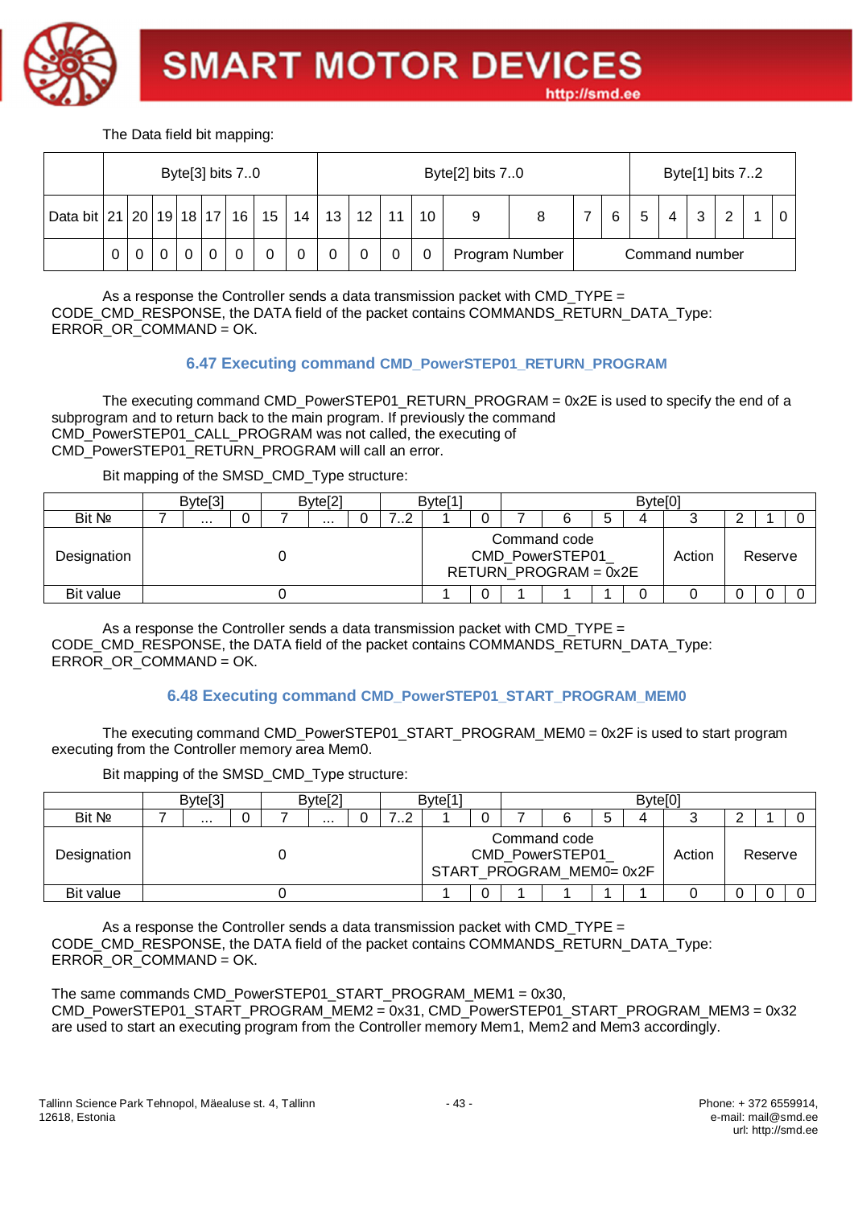The Data field bit mapping:

| | Byte[3] bits 7..0 | | | | | | | | Byte[2] bits 7..0 | | | | | | Byte[1] bits 7..2 | | | | | | | |
|---|---|---|---|---|---|---|---|---|---|---|---|---|---|---|---|---|---|---|---|---|---|---|
| Data bit | 21 | 20 | 19 | 18 | 17 | 16 | 15 | 14 | 13 | 12 | 11 | 10 | 9 | 8 | 7 | 6 | 5 | 4 | 3 | 2 | 1 | 0 |
| | 0 | 0 | 0 | 0 | 0 | 0 | 0 | 0 | 0 | 0 | 0 | 0 | Program Number | | Command number | | | | | | | |

As a response the Controller sends a data transmission packet with CMD_TYPE = CODE_CMD_RESPONSE, the DATA field of the packet contains COMMANDS_RETURN_DATA_Type: ERROR_OR_COMMAND = OK.

### 6.47 Executing command CMD_PowerSTEP01_RETURN_PROGRAM

The executing command CMD_PowerSTEP01_RETURN_PROGRAM = 0x2E is used to specify the end of a subprogram and to return back to the main program. If previously the command CMD_PowerSTEP01_CALL_PROGRAM was not called, the executing of CMD_PowerSTEP01_RETURN_PROGRAM will call an error.

Bit mapping of the SMSD_CMD_Type structure:

| | Byte[3] | | | Byte[2] | | | Byte[1] | | | Byte[0] | | | | | | | |
|---|---|---|---|---|---|---|---|---|---|---|---|---|---|---|---|---|---|
| Bit № | 7 | ... | 0 | 7 | ... | 0 | 7..2 | 1 | 0 | 7 | 6 | 5 | 4 | 3 | 2 | 1 | 0 |
| Designation | 0 | | | | | | | Command code CMD_PowerSTEP01_ RETURN_PROGRAM = 0x2E | | | | | | Action | Reserve | | |
| Bit value | 0 | | | | | | | 1 | 0 | 1 | 1 | 1 | 0 | 0 | 0 | 0 | 0 |

As a response the Controller sends a data transmission packet with CMD_TYPE = CODE_CMD_RESPONSE, the DATA field of the packet contains COMMANDS_RETURN_DATA_Type: ERROR_OR_COMMAND = OK.

### 6.48 Executing command CMD_PowerSTEP01_START_PROGRAM_MEM0

The executing command CMD_PowerSTEP01_START_PROGRAM_MEM0 = 0x2F is used to start program executing from the Controller memory area Mem0.

Bit mapping of the SMSD_CMD_Type structure:

| | Byte[3] | | | Byte[2] | | | Byte[1] | | | Byte[0] | | | | | | | |
|---|---|---|---|---|---|---|---|---|---|---|---|---|---|---|---|---|---|
| Bit № | 7 | ... | 0 | 7 | ... | 0 | 7..2 | 1 | 0 | 7 | 6 | 5 | 4 | 3 | 2 | 1 | 0 |
| Designation | 0 | | | | | | | Command code CMD_PowerSTEP01_ START_PROGRAM_MEM0= 0x2F | | | | | | Action | Reserve | | |
| Bit value | 0 | | | | | | | 1 | 0 | 1 | 1 | 1 | 1 | 0 | 0 | 0 | 0 |

As a response the Controller sends a data transmission packet with CMD_TYPE = CODE_CMD_RESPONSE, the DATA field of the packet contains COMMANDS_RETURN_DATA_Type: ERROR_OR_COMMAND = OK.

The same commands CMD_PowerSTEP01_START_PROGRAM_MEM1 = 0x30, CMD_PowerSTEP01_START_PROGRAM_MEM2 = 0x31, CMD_PowerSTEP01_START_PROGRAM_MEM3 = 0x32 are used to start an executing program from the Controller memory Mem1, Mem2 and Mem3 accordingly.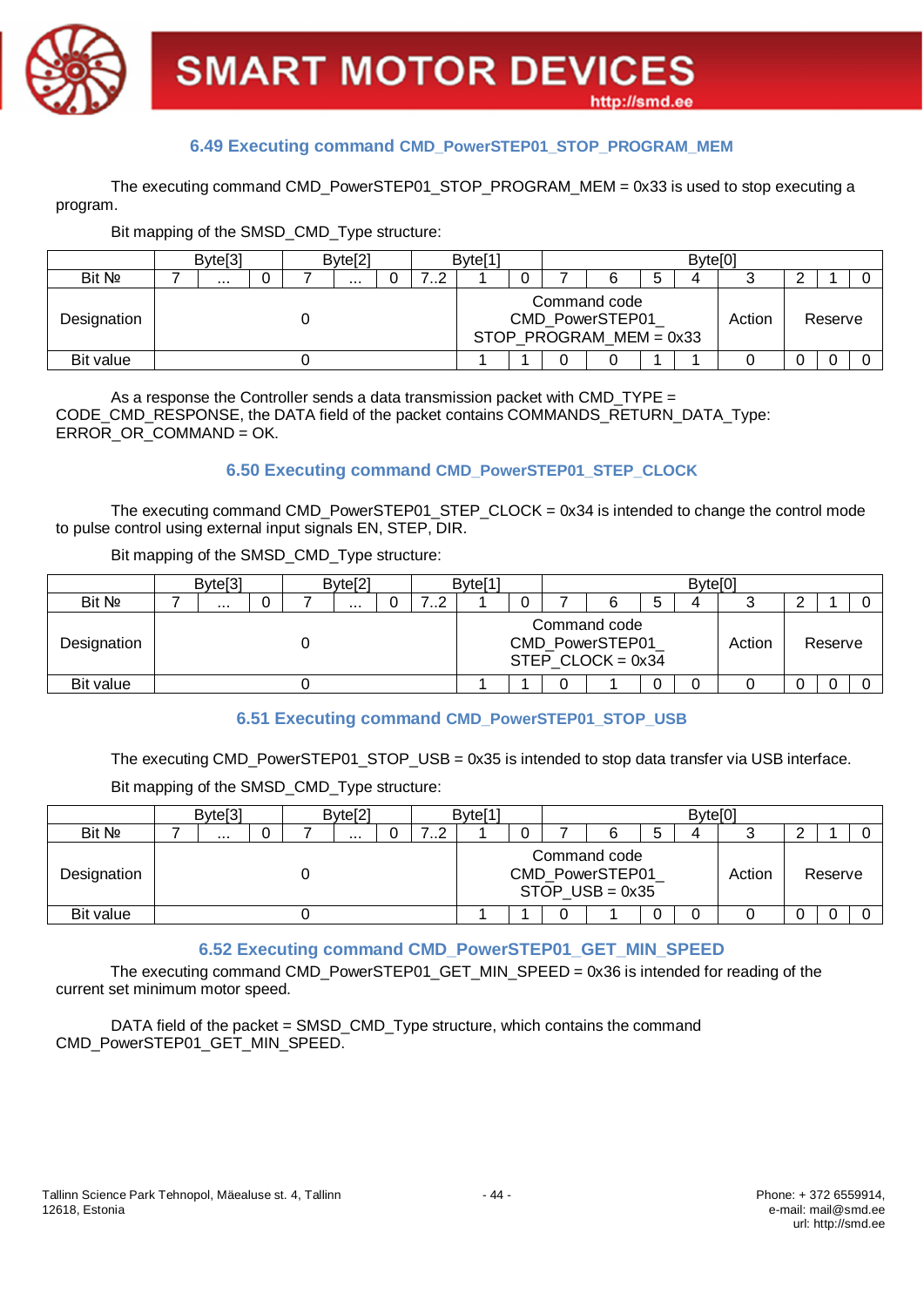### 6.49 Executing command CMD_PowerSTEP01_STOP_PROGRAM_MEM

The executing command CMD_PowerSTEP01_STOP_PROGRAM_MEM = 0x33 is used to stop executing a program.

Bit mapping of the SMSD_CMD_Type structure:

| | Byte[3] | | | Byte[2] | | | Byte[1] | | | Byte[0] | | | | | | | |
|---|---|---|---|---|---|---|---|---|---|---|---|---|---|---|---|---|---|
| Bit № | 7 | ... | 0 | 7 | ... | 0 | 7..2 | 1 | 0 | 7 | 6 | 5 | 4 | 3 | 2 | 1 | 0 |
| Designation | 0 | | | | | | | Command code CMD_PowerSTEP01_ STOP_PROGRAM_MEM = 0x33 | | | | | | Action | Reserve | | |
| Bit value | 0 | | | | | | | 1 | 1 | 0 | 0 | 1 | 1 | 0 | 0 | 0 | 0 |

As a response the Controller sends a data transmission packet with CMD_TYPE = CODE_CMD_RESPONSE, the DATA field of the packet contains COMMANDS_RETURN_DATA_Type: ERROR_OR_COMMAND = OK.

### 6.50 Executing command CMD_PowerSTEP01_STEP_CLOCK

The executing command CMD_PowerSTEP01_STEP_CLOCK = 0x34 is intended to change the control mode to pulse control using external input signals EN, STEP, DIR.

Bit mapping of the SMSD_CMD_Type structure:

| | Byte[3] | | | Byte[2] | | | Byte[1] | | | Byte[0] | | | | | | | |
|---|---|---|---|---|---|---|---|---|---|---|---|---|---|---|---|---|---|
| Bit № | 7 | ... | 0 | 7 | ... | 0 | 7..2 | 1 | 0 | 7 | 6 | 5 | 4 | 3 | 2 | 1 | 0 |
| Designation | 0 | | | | | | | Command code CMD_PowerSTEP01_ STEP_CLOCK = 0x34 | | | | | | Action | Reserve | | |
| Bit value | 0 | | | | | | | 1 | 1 | 0 | 1 | 0 | 0 | 0 | 0 | 0 | 0 |

### 6.51 Executing command CMD_PowerSTEP01_STOP_USB

The executing CMD_PowerSTEP01_STOP_USB = 0x35 is intended to stop data transfer via USB interface.

Bit mapping of the SMSD_CMD_Type structure:

| | Byte[3] | | | Byte[2] | | | Byte[1] | | | Byte[0] | | | | | | | |
|---|---|---|---|---|---|---|---|---|---|---|---|---|---|---|---|---|---|
| Bit № | 7 | ... | 0 | 7 | ... | 0 | 7..2 | 1 | 0 | 7 | 6 | 5 | 4 | 3 | 2 | 1 | 0 |
| Designation | 0 | | | | | | | Command code CMD_PowerSTEP01_ STOP_USB = 0x35 | | | | | | Action | Reserve | | |
| Bit value | 0 | | | | | | | 1 | 1 | 0 | 1 | 0 | 0 | 0 | 0 | 0 | 0 |

### 6.52 Executing command CMD_PowerSTEP01_GET_MIN_SPEED

The executing command CMD_PowerSTEP01_GET_MIN_SPEED = 0x36 is intended for reading of the current set minimum motor speed.

DATA field of the packet = SMSD_CMD_Type structure, which contains the command CMD_PowerSTEP01_GET_MIN_SPEED.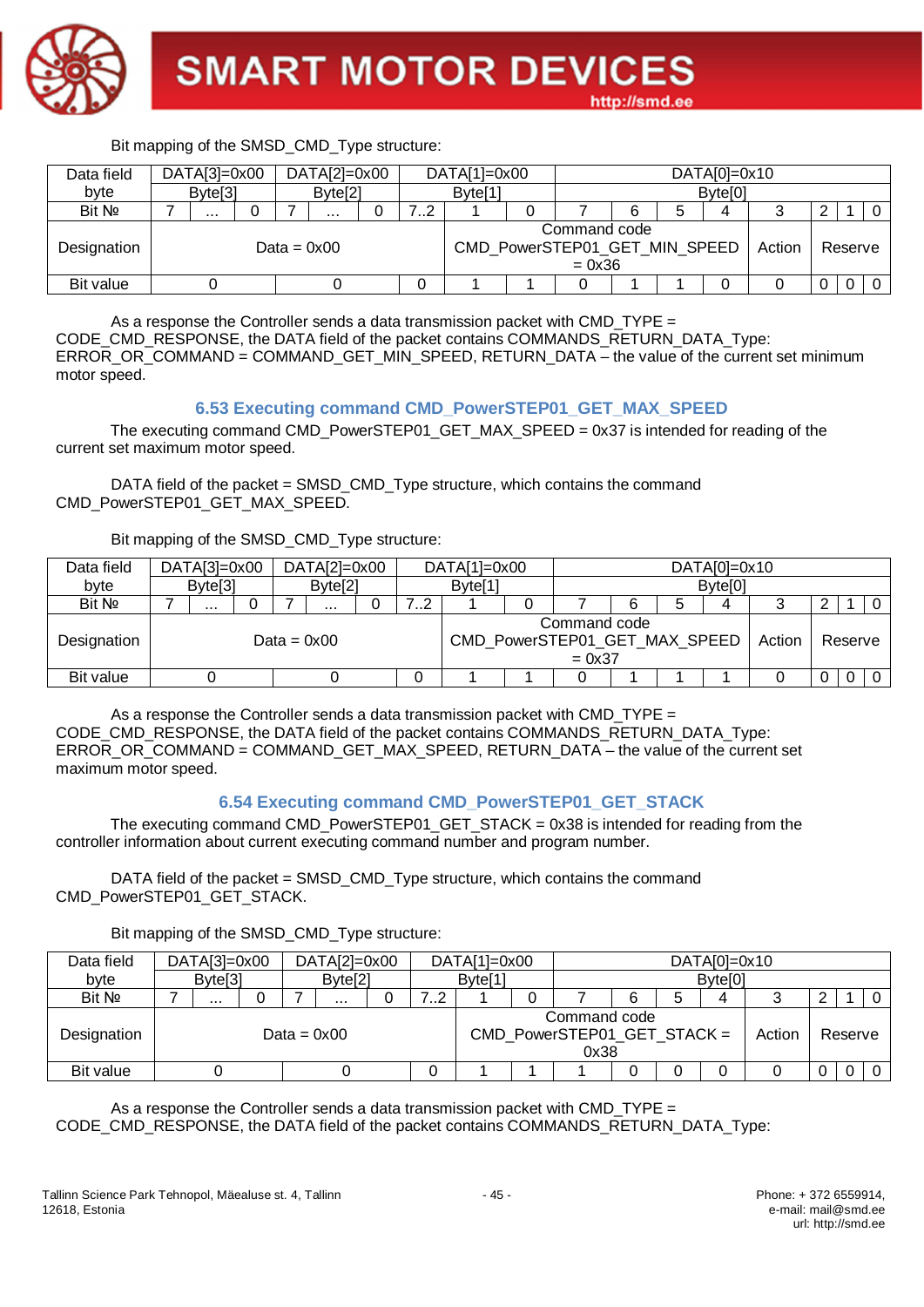Bit mapping of the SMSD_CMD_Type structure:

| Data field | DATA[3]=0x00 | | | DATA[2]=0x00 | | | DATA[1]=0x00 | | | DATA[0]=0x10 | | | | | | | |
|---|---|---|---|---|---|---|---|---|---|---|---|---|---|---|---|---|---|
| byte | Byte[3] | | | Byte[2] | | | Byte[1] | | | Byte[0] | | | | | | | |
| Bit № | 7 | … | 0 | 7 | … | 0 | 7..2 | 1 | 0 | 7 | 6 | 5 | 4 | 3 | 2 | 1 | 0 |
| Designation | Data = 0x00 | | | | | | | Command code CMD_PowerSTEP01_GET_MIN_SPEED = 0x36 | | | | | | Action | Reserve | | |
| Bit value | 0 | | | 0 | | | 0 | 1 | 1 | 0 | 1 | 1 | 0 | 0 | 0 | 0 | 0 |

As a response the Controller sends a data transmission packet with CMD_TYPE = CODE_CMD_RESPONSE, the DATA field of the packet contains COMMANDS_RETURN_DATA_Type: ERROR_OR_COMMAND = COMMAND_GET_MIN_SPEED, RETURN_DATA – the value of the current set minimum motor speed.

### 6.53 Executing command CMD_PowerSTEP01_GET_MAX_SPEED

The executing command CMD_PowerSTEP01_GET_MAX_SPEED = 0x37 is intended for reading of the current set maximum motor speed.

DATA field of the packet = SMSD_CMD_Type structure, which contains the command CMD_PowerSTEP01_GET_MAX_SPEED.

Bit mapping of the SMSD_CMD_Type structure:

| Data field | DATA[3]=0x00 | | | DATA[2]=0x00 | | | DATA[1]=0x00 | | | DATA[0]=0x10 | | | | | | | |
|---|---|---|---|---|---|---|---|---|---|---|---|---|---|---|---|---|---|
| byte | Byte[3] | | | Byte[2] | | | Byte[1] | | | Byte[0] | | | | | | | |
| Bit № | 7 | … | 0 | 7 | … | 0 | 7..2 | 1 | 0 | 7 | 6 | 5 | 4 | 3 | 2 | 1 | 0 |
| Designation | Data = 0x00 | | | | | | | Command code CMD_PowerSTEP01_GET_MAX_SPEED = 0x37 | | | | | | Action | Reserve | | |
| Bit value | 0 | | | 0 | | | 0 | 1 | 1 | 0 | 1 | 1 | 1 | 0 | 0 | 0 | 0 |

As a response the Controller sends a data transmission packet with CMD_TYPE = CODE_CMD_RESPONSE, the DATA field of the packet contains COMMANDS_RETURN_DATA_Type: ERROR_OR_COMMAND = COMMAND_GET_MAX_SPEED, RETURN_DATA – the value of the current set maximum motor speed.

### 6.54 Executing command CMD_PowerSTEP01_GET_STACK

The executing command CMD_PowerSTEP01_GET_STACK = 0x38 is intended for reading from the controller information about current executing command number and program number.

DATA field of the packet = SMSD_CMD_Type structure, which contains the command CMD_PowerSTEP01_GET_STACK.

Bit mapping of the SMSD_CMD_Type structure:

| Data field | DATA[3]=0x00 | | | DATA[2]=0x00 | | | DATA[1]=0x00 | | | DATA[0]=0x10 | | | | | | | |
|---|---|---|---|---|---|---|---|---|---|---|---|---|---|---|---|---|---|
| byte | Byte[3] | | | Byte[2] | | | Byte[1] | | | Byte[0] | | | | | | | |
| Bit № | 7 | … | 0 | 7 | … | 0 | 7..2 | 1 | 0 | 7 | 6 | 5 | 4 | 3 | 2 | 1 | 0 |
| Designation | Data = 0x00 | | | | | | | Command code CMD_PowerSTEP01_GET_STACK = 0x38 | | | | | | Action | Reserve | | |
| Bit value | 0 | | | 0 | | | 0 | 1 | 1 | 1 | 0 | 0 | 0 | 0 | 0 | 0 | 0 |

As a response the Controller sends a data transmission packet with CMD_TYPE = CODE_CMD_RESPONSE, the DATA field of the packet contains COMMANDS_RETURN_DATA_Type: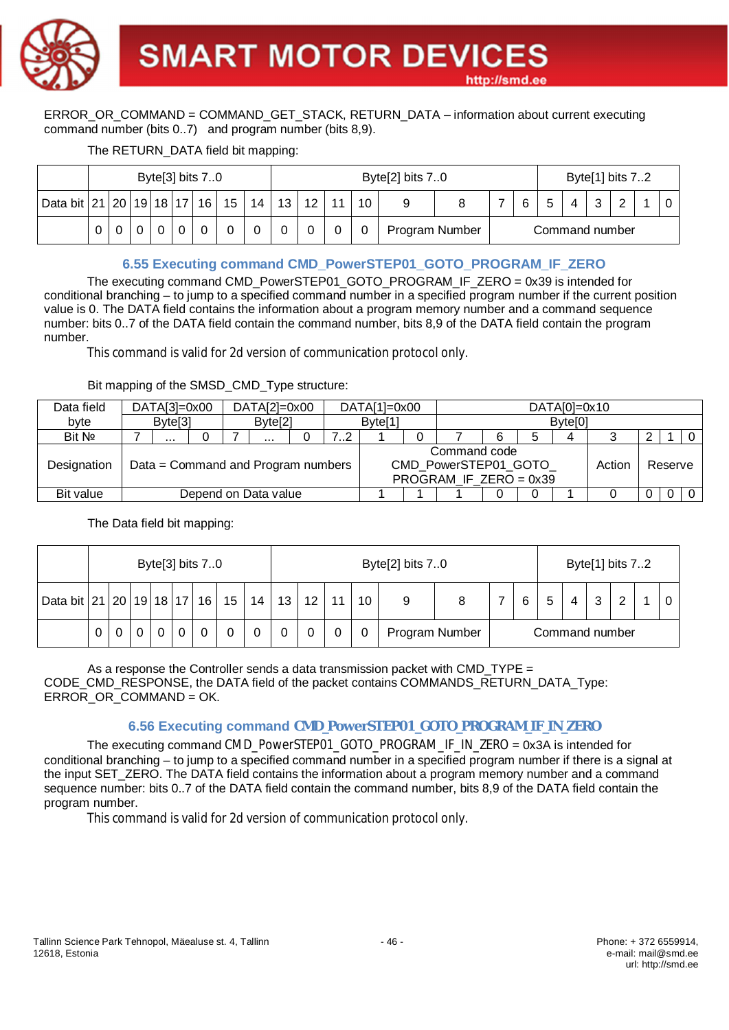ERROR_OR_COMMAND = COMMAND_GET_STACK, RETURN_DATA – information about current executing command number (bits 0..7) and program number (bits 8,9).

The RETURN_DATA field bit mapping:

| | Byte[3] bits 7..0 | | | | | | | | Byte[2] bits 7..0 | | | | | | Byte[1] bits 7..2 | | | | | | | |
|---|---|---|---|---|---|---|---|---|---|---|---|---|---|---|---|---|---|---|---|---|---|---|
| Data bit | 21 | 20 | 19 | 18 | 17 | 16 | 15 | 14 | 13 | 12 | 11 | 10 | 9 | 8 | 7 | 6 | 5 | 4 | 3 | 2 | 1 | 0 |
| | 0 | 0 | 0 | 0 | 0 | 0 | 0 | 0 | 0 | 0 | 0 | 0 | Program Number | | Command number | | | | | | | |

## 6.55 Executing command CMD_PowerSTEP01_GOTO_PROGRAM_IF_ZERO

The executing command CMD_PowerSTEP01_GOTO_PROGRAM_IF_ZERO = 0x39 is intended for conditional branching – to jump to a specified command number in a specified program number if the current position value is 0. The DATA field contains the information about a program memory number and a command sequence number: bits 0..7 of the DATA field contain the command number, bits 8,9 of the DATA field contain the program number.

This command is valid for 2d version of communication protocol only.

Bit mapping of the SMSD_CMD_Type structure:

| Data field | DATA[3]=0x00 | | | DATA[2]=0x00 | | | DATA[1]=0x00 | | | DATA[0]=0x10 | | | | | | | |
|---|---|---|---|---|---|---|---|---|---|---|---|---|---|---|---|---|---|
| byte | Byte[3] | | | Byte[2] | | | Byte[1] | | | Byte[0] | | | | | | | |
| Bit № | 7 | ... | 0 | 7 | ... | 0 | 7..2 | 1 | 0 | 7 | 6 | 5 | 4 | 3 | 2 | 1 | 0 |
| Designation | Data = Command and Program numbers | | | | | | | Command code CMD_PowerSTEP01_GOTO_ PROGRAM_IF_ZERO = 0x39 | | | | | | Action | Reserve | | |
| Bit value | Depend on Data value | | | | | | | 1 | 1 | 1 | 0 | 0 | 1 | 0 | 0 | 0 | 0 |

The Data field bit mapping:

| | Byte[3] bits 7..0 | | | | | | | | Byte[2] bits 7..0 | | | | | | Byte[1] bits 7..2 | | | | | | | |
|---|---|---|---|---|---|---|---|---|---|---|---|---|---|---|---|---|---|---|---|---|---|---|
| Data bit | 21 | 20 | 19 | 18 | 17 | 16 | 15 | 14 | 13 | 12 | 11 | 10 | 9 | 8 | 7 | 6 | 5 | 4 | 3 | 2 | 1 | 0 |
| | 0 | 0 | 0 | 0 | 0 | 0 | 0 | 0 | 0 | 0 | 0 | 0 | Program Number | | Command number | | | | | | | |

As a response the Controller sends a data transmission packet with CMD_TYPE = CODE_CMD_RESPONSE, the DATA field of the packet contains COMMANDS_RETURN_DATA_Type: ERROR_OR_COMMAND = OK.

## 6.56 Executing command CMD_PowerSTEP01_GOTO_PROGRAM_IF_IN_ZERO

The executing command CMD_PowerSTEP01_GOTO_PROGRAM_IF_IN_ZERO = 0x3A is intended for conditional branching – to jump to a specified command number in a specified program number if there is a signal at the input SET_ZERO. The DATA field contains the information about a program memory number and a command sequence number: bits 0..7 of the DATA field contain the command number, bits 8,9 of the DATA field contain the program number.

This command is valid for 2d version of communication protocol only.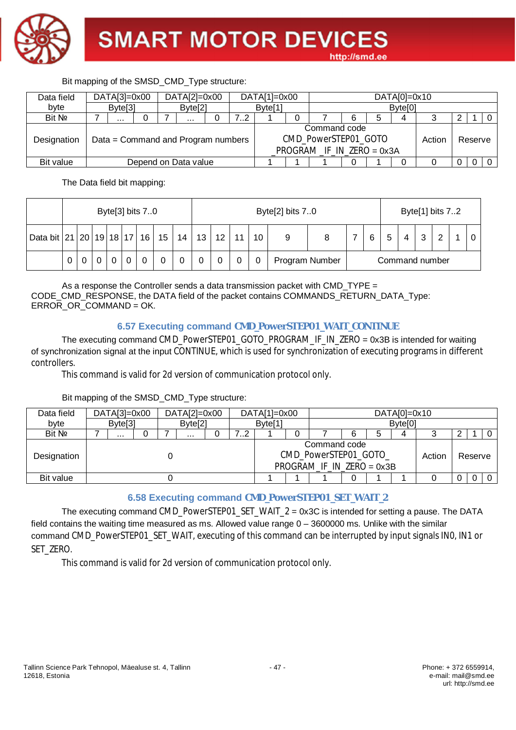Bit mapping of the SMSD_CMD_Type structure:

| Data field | DATA[3]=0x00 | | | DATA[2]=0x00 | | | DATA[1]=0x00 | | | DATA[0]=0x10 | | | | | | | |
|---|---|---|---|---|---|---|---|---|---|---|---|---|---|---|---|---|---|
| byte | Byte[3] | | | Byte[2] | | | Byte[1] | | | Byte[0] | | | | | | | |
| Bit № | 7 | … | 0 | 7 | … | 0 | 7..2 | 1 | 0 | 7 | 6 | 5 | 4 | 3 | 2 | 1 | 0 |
| Designation | Data = Command and Program numbers | | | | | | | Command code CMD_PowerSTEP01_GOTO _PROGRAM _IF_IN_ZERO = 0x3A | | | | | | Action | Reserve | | |
| Bit value | Depend on Data value | | | | | | | 1 | 1 | 1 | 0 | 1 | 0 | 0 | 0 | 0 | 0 |

The Data field bit mapping:

| | Byte[3] bits 7..0 | | | | | | | | Byte[2] bits 7..0 | | | | | | Byte[1] bits 7..2 | | | | | |
|---|---|---|---|---|---|---|---|---|---|---|---|---|---|---|---|---|---|---|---|---|
| Data bit | 21 | 20 | 19 | 18 | 17 | 16 | 15 | 14 | 13 | 12 | 11 | 10 | 9 | 8 | 7 | 6 | 5 | 4 | 3 | 2 | 1 | 0 |
| | 0 | 0 | 0 | 0 | 0 | 0 | 0 | 0 | 0 | 0 | 0 | 0 | Program Number | | Command number | | | | | | | |

As a response the Controller sends a data transmission packet with CMD_TYPE = CODE_CMD_RESPONSE, the DATA field of the packet contains COMMANDS_RETURN_DATA_Type: ERROR_OR_COMMAND = OK.

### 6.57 Executing command CMD_PowerSTEP01_WAIT_CONTINUE

The executing command CMD_PowerSTEP01_GOTO_PROGRAM_IF_IN_ZERO = 0x3B is intended for waiting of synchronization signal at the input CONTINUE, which is used for synchronization of executing programs in different controllers.

This command is valid for 2d version of communication protocol only.

Bit mapping of the SMSD_CMD_Type structure:

| Data field | DATA[3]=0x00 | | | DATA[2]=0x00 | | | DATA[1]=0x00 | | | DATA[0]=0x10 | | | | | | | |
|---|---|---|---|---|---|---|---|---|---|---|---|---|---|---|---|---|---|
| byte | Byte[3] | | | Byte[2] | | | Byte[1] | | | Byte[0] | | | | | | | |
| Bit № | 7 | … | 0 | 7 | … | 0 | 7..2 | 1 | 0 | 7 | 6 | 5 | 4 | 3 | 2 | 1 | 0 |
| Designation | 0 | | | | | | | Command code CMD_PowerSTEP01_GOTO_ PROGRAM_IF_IN_ZERO = 0x3B | | | | | | Action | Reserve | | |
| Bit value | 0 | | | | | | | 1 | 1 | 1 | 0 | 1 | 1 | 0 | 0 | 0 | 0 |

### 6.58 Executing command CMD_PowerSTEP01_SET_WAIT_2

The executing command CMD_PowerSTEP01_SET_WAIT_2 = 0x3C is intended for setting a pause. The DATA field contains the waiting time measured as ms. Allowed value range 0 – 3600000 ms. Unlike with the similar command CMD_PowerSTEP01_SET_WAIT, executing of this command can be interrupted by input signals IN0, IN1 or SET_ZERO.

This command is valid for 2d version of communication protocol only.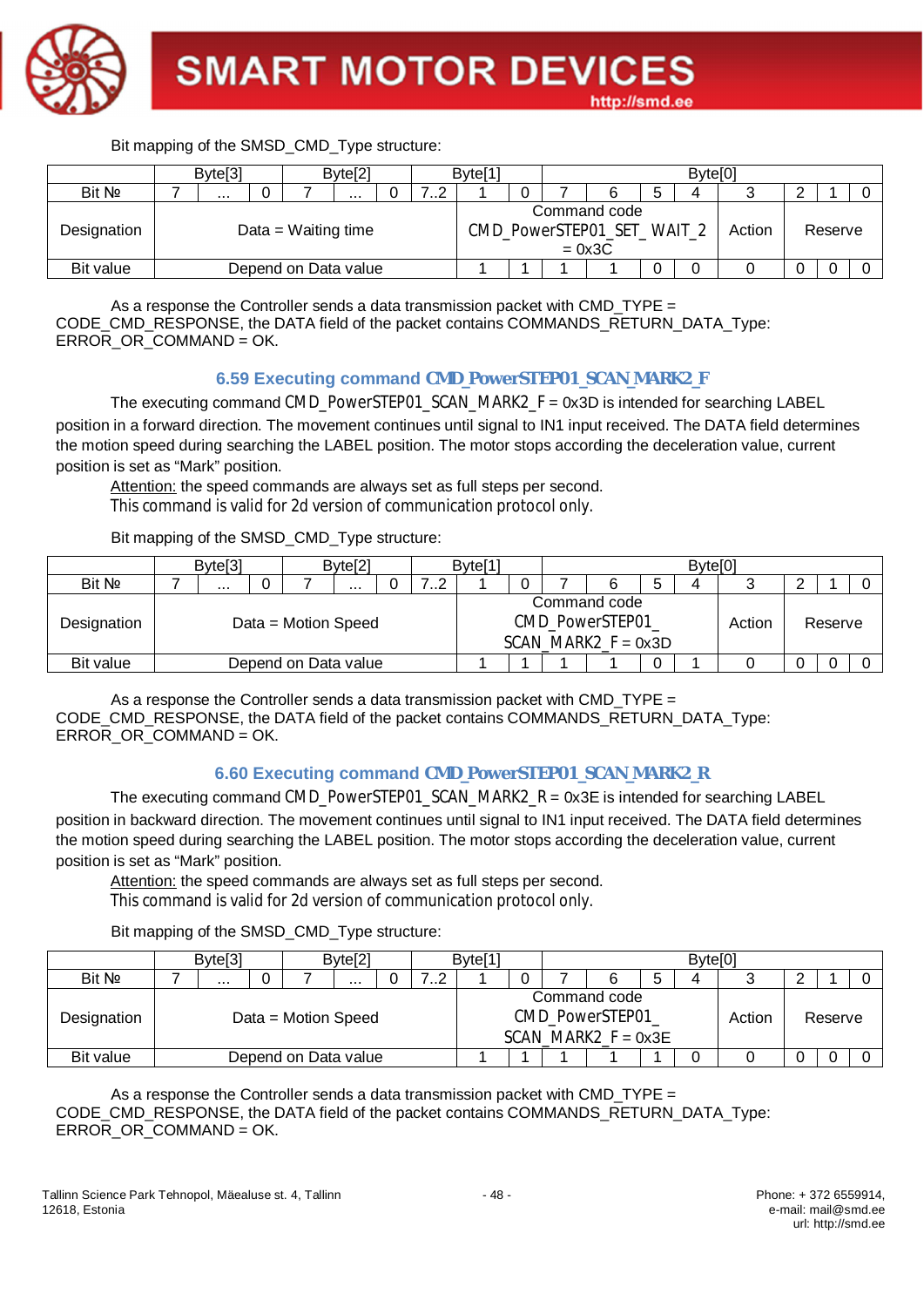Bit mapping of the SMSD_CMD_Type structure:

| | Byte[3] | | | Byte[2] | | | Byte[1] | | | Byte[0] | | | | | | | |
|---|---|---|---|---|---|---|---|---|---|---|---|---|---|---|---|---|---|
| Bit № | 7 | ... | 0 | 7 | ... | 0 | 7..2 | 1 | 0 | 7 | 6 | 5 | 4 | 3 | 2 | 1 | 0 |
| Designation | Data = Waiting time | | | | | | | Command code CMD_PowerSTEP01_SET_ WAIT_2 = 0x3C | | | | | | Action | Reserve | | |
| Bit value | Depend on Data value | | | | | | | 1 | 1 | 1 | 1 | 0 | 0 | 0 | 0 | 0 | 0 |

As a response the Controller sends a data transmission packet with CMD_TYPE = CODE_CMD_RESPONSE, the DATA field of the packet contains COMMANDS_RETURN_DATA_Type: ERROR_OR_COMMAND = OK.

### 6.59 Executing command CMD_PowerSTEP01_SCAN_MARK2_F

The executing command CMD_PowerSTEP01_SCAN_MARK2_F = 0x3D is intended for searching LABEL position in a forward direction. The movement continues until signal to IN1 input received. The DATA field determines the motion speed during searching the LABEL position. The motor stops according the deceleration value, current position is set as "Mark" position.

Attention: the speed commands are always set as full steps per second.

This command is valid for 2d version of communication protocol only.

Bit mapping of the SMSD_CMD_Type structure:

| | Byte[3] | | | Byte[2] | | | Byte[1] | | | Byte[0] | | | | | | | |
|---|---|---|---|---|---|---|---|---|---|---|---|---|---|---|---|---|---|
| Bit № | 7 | ... | 0 | 7 | ... | 0 | 7..2 | 1 | 0 | 7 | 6 | 5 | 4 | 3 | 2 | 1 | 0 |
| Designation | Data = Motion Speed | | | | | | | Command code CMD_PowerSTEP01_ SCAN_MARK2_F = 0x3D | | | | | | Action | Reserve | | |
| Bit value | Depend on Data value | | | | | | | 1 | 1 | 1 | 1 | 0 | 1 | 0 | 0 | 0 | 0 |

As a response the Controller sends a data transmission packet with CMD_TYPE = CODE_CMD_RESPONSE, the DATA field of the packet contains COMMANDS_RETURN_DATA_Type: ERROR_OR_COMMAND = OK.

### 6.60 Executing command CMD_PowerSTEP01_SCAN_MARK2_R

The executing command CMD_PowerSTEP01_SCAN_MARK2_R = 0x3E is intended for searching LABEL position in backward direction. The movement continues until signal to IN1 input received. The DATA field determines the motion speed during searching the LABEL position. The motor stops according the deceleration value, current position is set as "Mark" position.

Attention: the speed commands are always set as full steps per second.

This command is valid for 2d version of communication protocol only.

Bit mapping of the SMSD_CMD_Type structure:

| | Byte[3] | | | Byte[2] | | | Byte[1] | | | Byte[0] | | | | | | | |
|---|---|---|---|---|---|---|---|---|---|---|---|---|---|---|---|---|---|
| Bit № | 7 | ... | 0 | 7 | ... | 0 | 7..2 | 1 | 0 | 7 | 6 | 5 | 4 | 3 | 2 | 1 | 0 |
| Designation | Data = Motion Speed | | | | | | | Command code CMD_PowerSTEP01_ SCAN_MARK2_F = 0x3E | | | | | | Action | Reserve | | |
| Bit value | Depend on Data value | | | | | | | 1 | 1 | 1 | 1 | 1 | 0 | 0 | 0 | 0 | 0 |

As a response the Controller sends a data transmission packet with CMD_TYPE = CODE_CMD_RESPONSE, the DATA field of the packet contains COMMANDS_RETURN_DATA_Type: ERROR_OR_COMMAND = OK.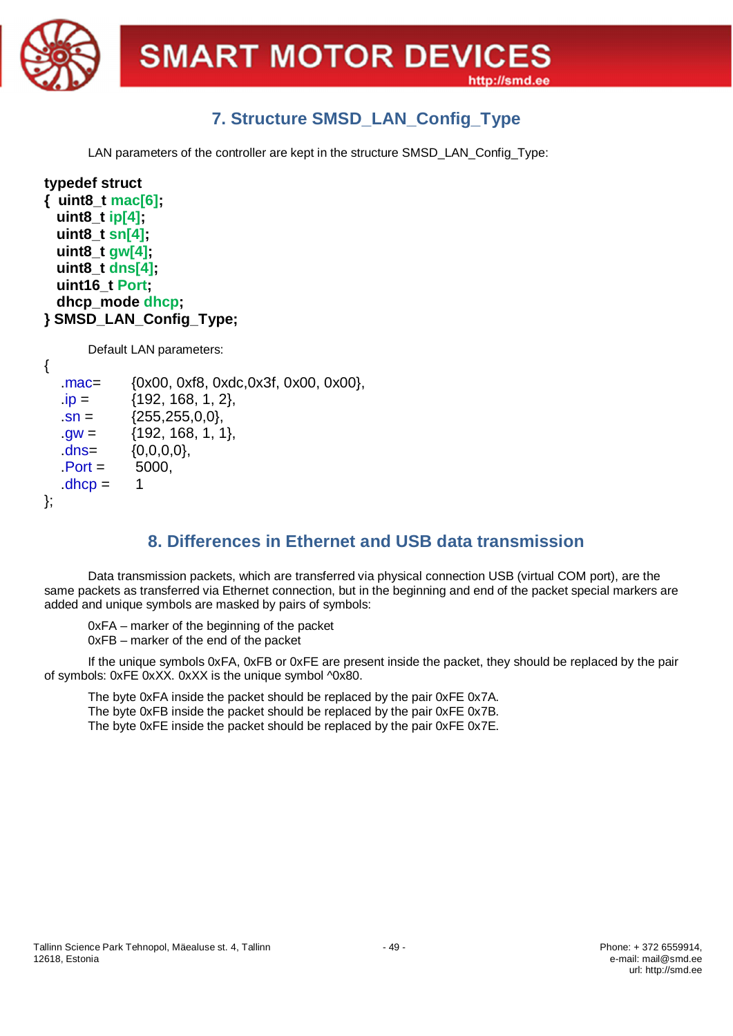## 7. Structure SMSD_LAN_Config_Type

LAN parameters of the controller are kept in the structure SMSD_LAN_Config_Type:

```
typedef struct
{  uint8_t mac[6];
   uint8_t ip[4];
   uint8_t sn[4];
   uint8_t gw[4];
   uint8_t dns[4];
   uint16_t Port;
   dhcp_mode dhcp;
} SMSD_LAN_Config_Type;
```

Default LAN parameters:

```
{
   .mac=     {0x00, 0xf8, 0xdc,0x3f, 0x00, 0x00},
   .ip =     {192, 168, 1, 2},
   .sn =     {255,255,0,0},
   .gw =     {192, 168, 1, 1},
   .dns=     {0,0,0,0},
   .Port =    5000,
   .dhcp =    1
};
```

## 8. Differences in Ethernet and USB data transmission

Data transmission packets, which are transferred via physical connection USB (virtual COM port), are the same packets as transferred via Ethernet connection, but in the beginning and end of the packet special markers are added and unique symbols are masked by pairs of symbols:

0xFA – marker of the beginning of the packet
0xFB – marker of the end of the packet

If the unique symbols 0xFA, 0xFB or 0xFE are present inside the packet, they should be replaced by the pair of symbols: 0xFE 0xXX. 0xXX is the unique symbol ^0x80.

The byte 0xFA inside the packet should be replaced by the pair 0xFE 0x7A.
The byte 0xFB inside the packet should be replaced by the pair 0xFE 0x7B.
The byte 0xFE inside the packet should be replaced by the pair 0xFE 0x7E.